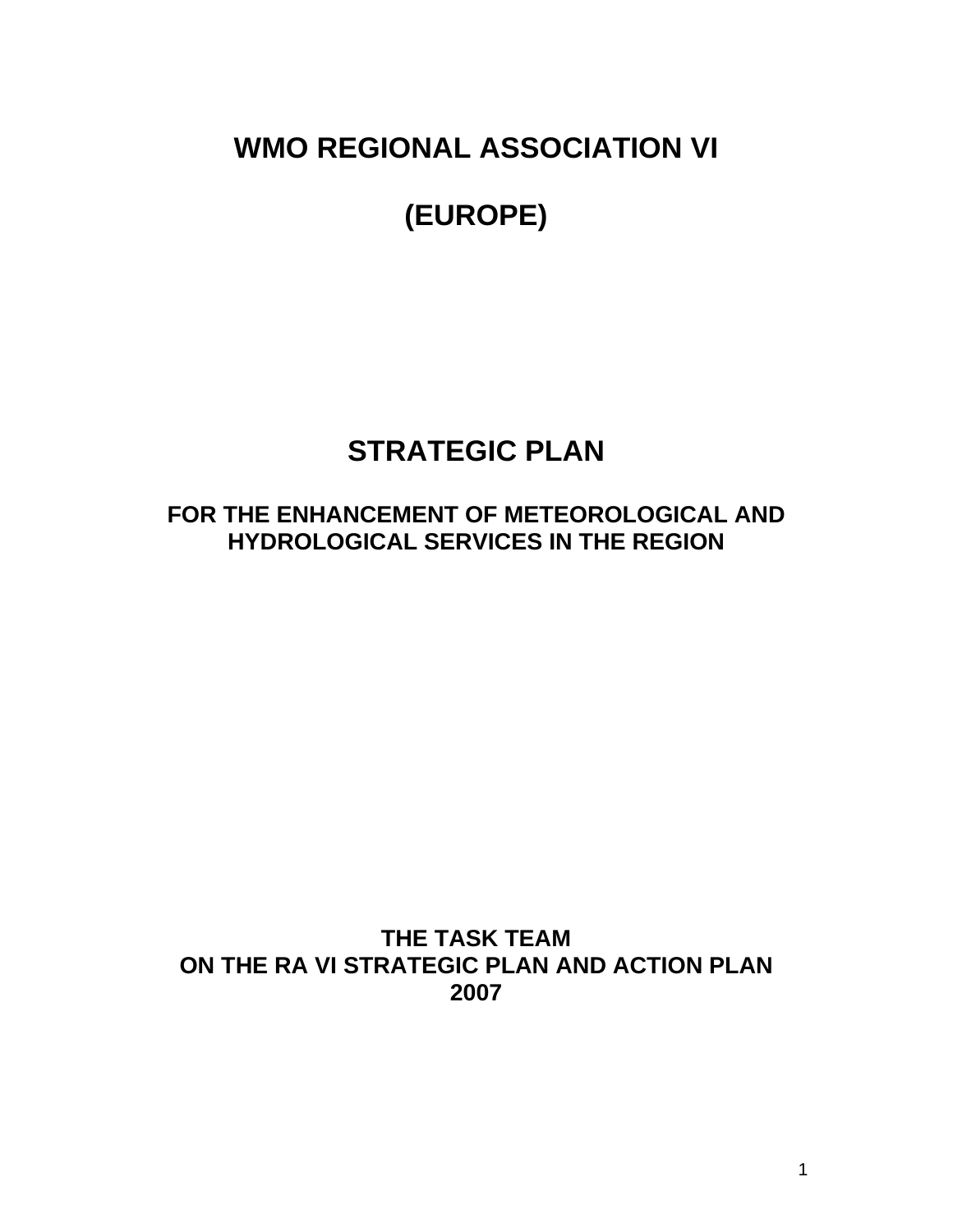# WMO REGIONAL ASSOCIATION VI

# (EUROPE)

# STRATEGIC PLAN

## FOR THE ENHANCEMENT OF METEOROLOGICAL AND HYDROLOGICAL SERVICES IN THE REGION

**THE TASK TEAM**
**ON THE RA VI STRATEGIC PLAN AND ACTION PLAN**
**2007**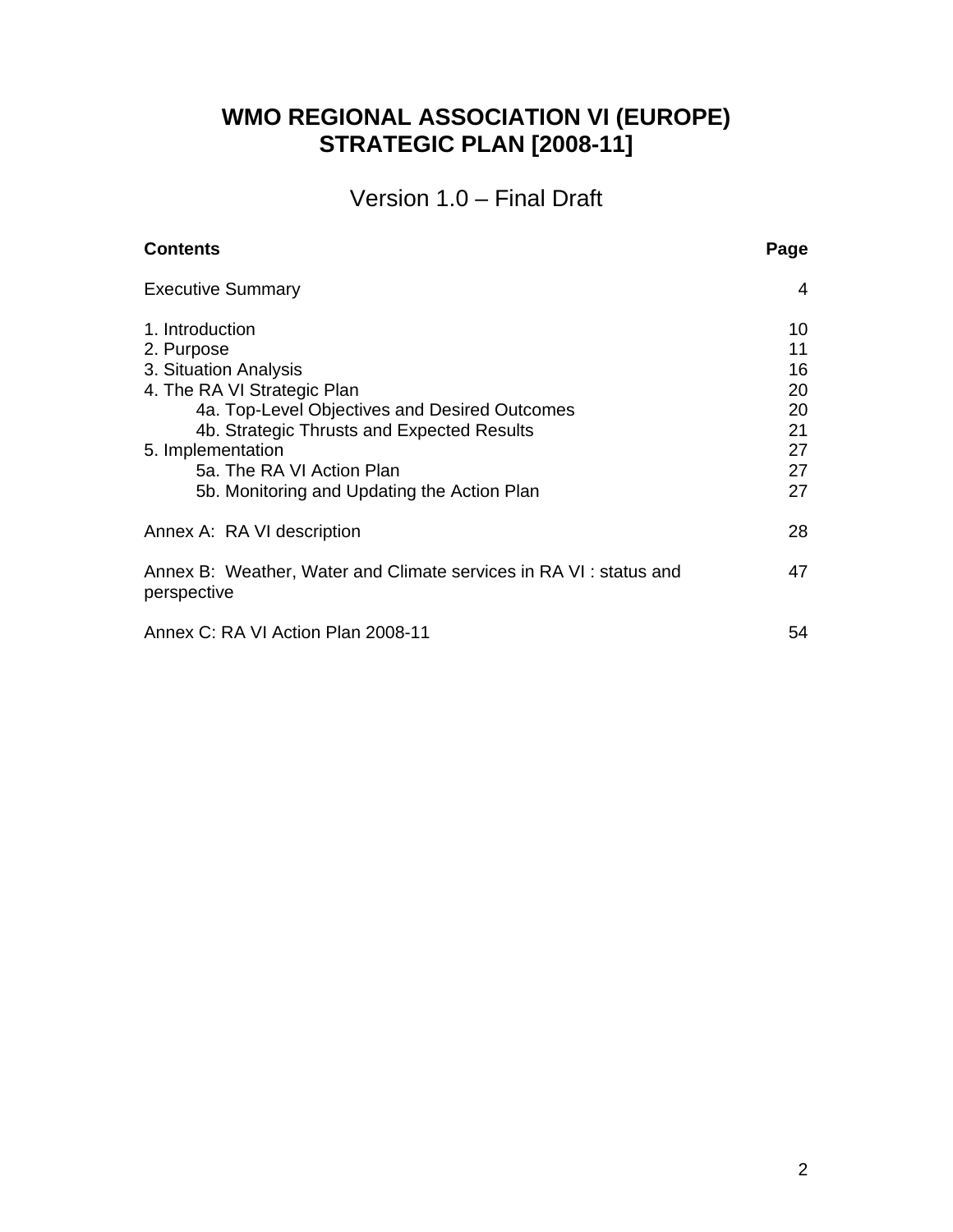# WMO REGIONAL ASSOCIATION VI (EUROPE) STRATEGIC PLAN [2008-11]

## Version 1.0 – Final Draft

| **Contents** | **Page** |
|---|---|
| Executive Summary | 4 |
| 1. Introduction | 10 |
| 2. Purpose | 11 |
| 3. Situation Analysis | 16 |
| 4. The RA VI Strategic Plan | 20 |
| 4a. Top-Level Objectives and Desired Outcomes | 20 |
| 4b. Strategic Thrusts and Expected Results | 21 |
| 5. Implementation | 27 |
| 5a. The RA VI Action Plan | 27 |
| 5b. Monitoring and Updating the Action Plan | 27 |
| Annex A: RA VI description | 28 |
| Annex B: Weather, Water and Climate services in RA VI : status and perspective | 47 |
| Annex C: RA VI Action Plan 2008-11 | 54 |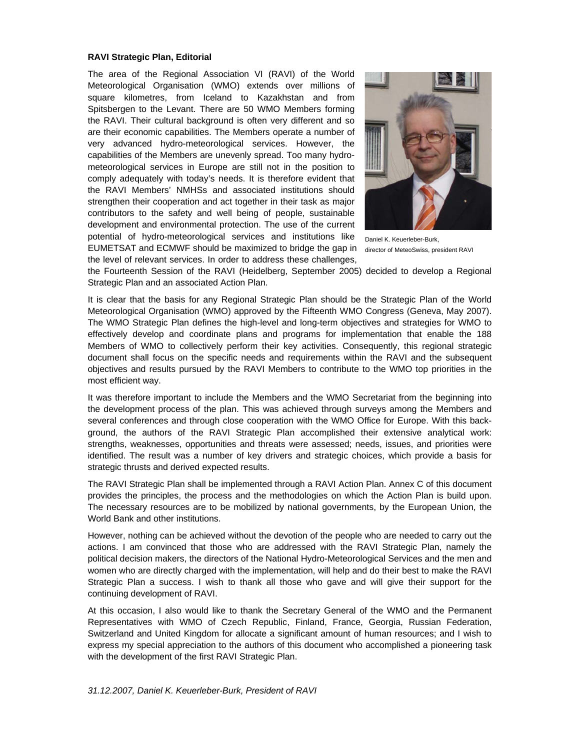**RAVI Strategic Plan, Editorial**

The area of the Regional Association VI (RAVI) of the World Meteorological Organisation (WMO) extends over millions of square kilometres, from Iceland to Kazakhstan and from Spitsbergen to the Levant. There are 50 WMO Members forming the RAVI. Their cultural background is often very different and so are their economic capabilities. The Members operate a number of very advanced hydro-meteorological services. However, the capabilities of the Members are unevenly spread. Too many hydro-meteorological services in Europe are still not in the position to comply adequately with today's needs. It is therefore evident that the RAVI Members' NMHSs and associated institutions should strengthen their cooperation and act together in their task as major contributors to the safety and well being of people, sustainable development and environmental protection. The use of the current potential of hydro-meteorological services and institutions like EUMETSAT and ECMWF should be maximized to bridge the gap in the level of relevant services. In order to address these challenges, the Fourteenth Session of the RAVI (Heidelberg, September 2005) decided to develop a Regional Strategic Plan and an associated Action Plan.

Daniel K. Keuerleber-Burk, director of MeteoSwiss, president RAVI

It is clear that the basis for any Regional Strategic Plan should be the Strategic Plan of the World Meteorological Organisation (WMO) approved by the Fifteenth WMO Congress (Geneva, May 2007). The WMO Strategic Plan defines the high-level and long-term objectives and strategies for WMO to effectively develop and coordinate plans and programs for implementation that enable the 188 Members of WMO to collectively perform their key activities. Consequently, this regional strategic document shall focus on the specific needs and requirements within the RAVI and the subsequent objectives and results pursued by the RAVI Members to contribute to the WMO top priorities in the most efficient way.

It was therefore important to include the Members and the WMO Secretariat from the beginning into the development process of the plan. This was achieved through surveys among the Members and several conferences and through close cooperation with the WMO Office for Europe. With this back-ground, the authors of the RAVI Strategic Plan accomplished their extensive analytical work: strengths, weaknesses, opportunities and threats were assessed; needs, issues, and priorities were identified. The result was a number of key drivers and strategic choices, which provide a basis for strategic thrusts and derived expected results.

The RAVI Strategic Plan shall be implemented through a RAVI Action Plan. Annex C of this document provides the principles, the process and the methodologies on which the Action Plan is build upon. The necessary resources are to be mobilized by national governments, by the European Union, the World Bank and other institutions.

However, nothing can be achieved without the devotion of the people who are needed to carry out the actions. I am convinced that those who are addressed with the RAVI Strategic Plan, namely the political decision makers, the directors of the National Hydro-Meteorological Services and the men and women who are directly charged with the implementation, will help and do their best to make the RAVI Strategic Plan a success. I wish to thank all those who gave and will give their support for the continuing development of RAVI.

At this occasion, I also would like to thank the Secretary General of the WMO and the Permanent Representatives with WMO of Czech Republic, Finland, France, Georgia, Russian Federation, Switzerland and United Kingdom for allocate a significant amount of human resources; and I wish to express my special appreciation to the authors of this document who accomplished a pioneering task with the development of the first RAVI Strategic Plan.

*31.12.2007, Daniel K. Keuerleber-Burk, President of RAVI*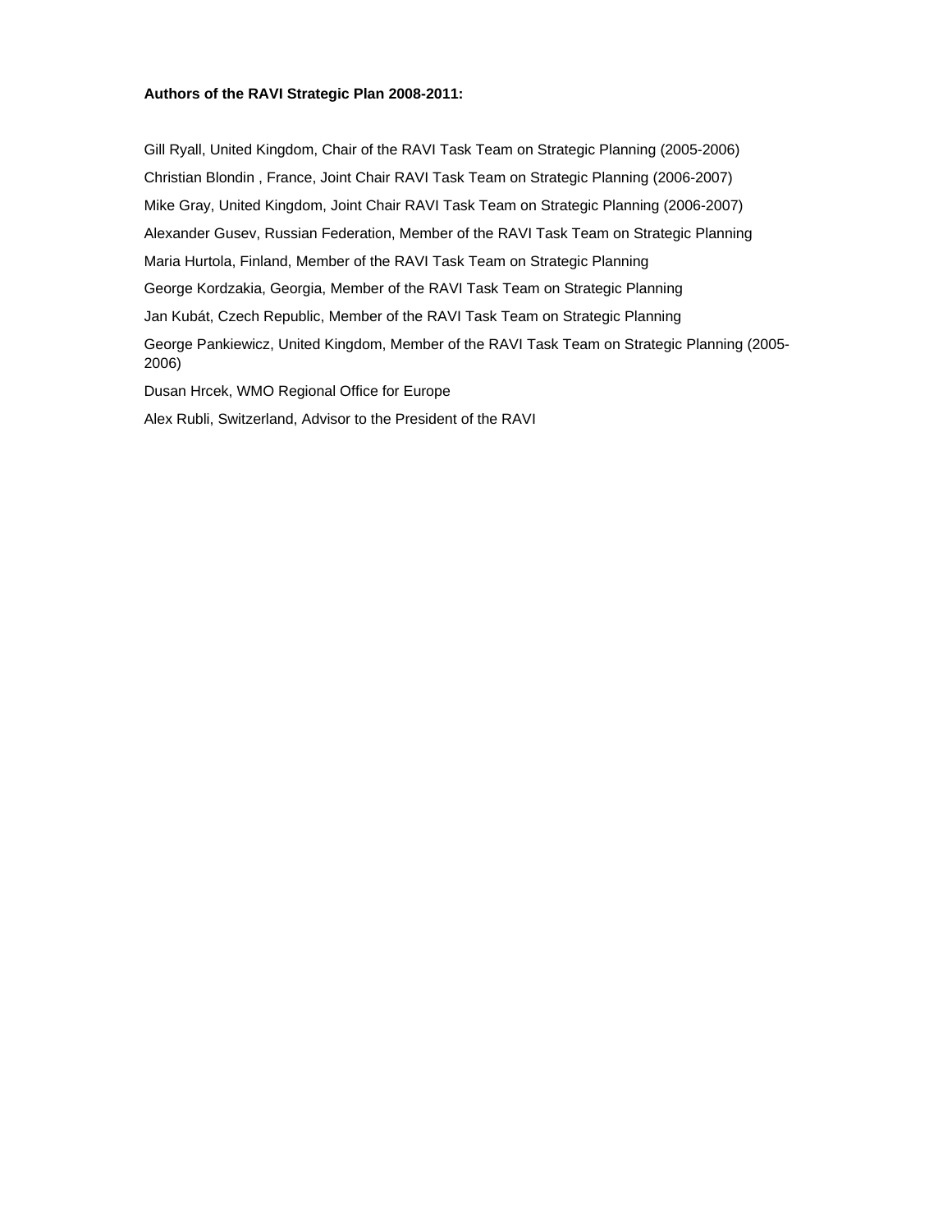**Authors of the RAVI Strategic Plan 2008-2011:**

Gill Ryall, United Kingdom, Chair of the RAVI Task Team on Strategic Planning (2005-2006)

Christian Blondin , France, Joint Chair RAVI Task Team on Strategic Planning (2006-2007)

Mike Gray, United Kingdom, Joint Chair RAVI Task Team on Strategic Planning (2006-2007)

Alexander Gusev, Russian Federation, Member of the RAVI Task Team on Strategic Planning

Maria Hurtola, Finland, Member of the RAVI Task Team on Strategic Planning

George Kordzakia, Georgia, Member of the RAVI Task Team on Strategic Planning

Jan Kubát, Czech Republic, Member of the RAVI Task Team on Strategic Planning

George Pankiewicz, United Kingdom, Member of the RAVI Task Team on Strategic Planning (2005-2006)

Dusan Hrcek, WMO Regional Office for Europe

Alex Rubli, Switzerland, Advisor to the President of the RAVI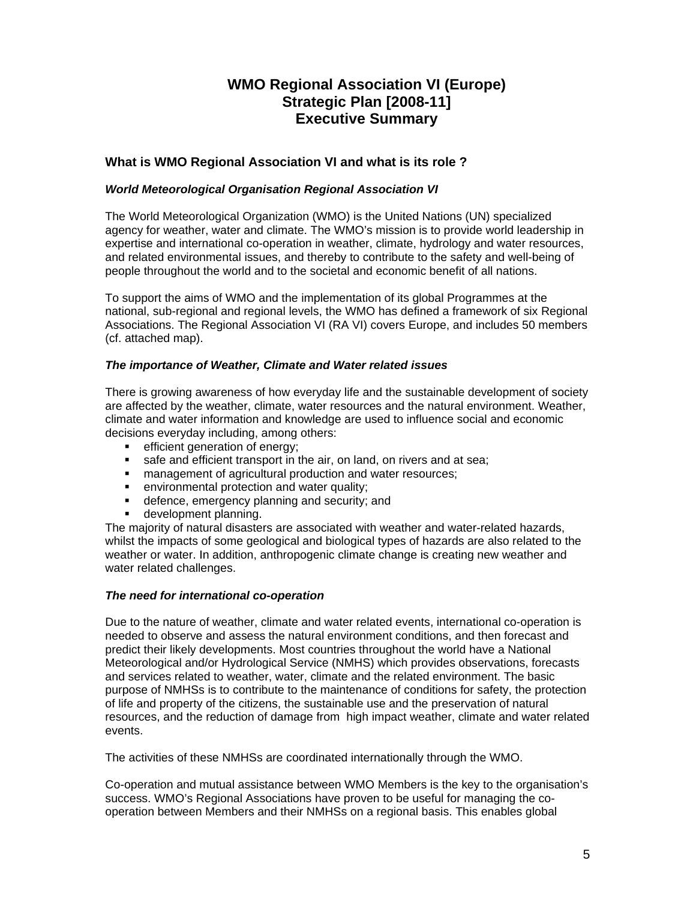# WMO Regional Association VI (Europe)
# Strategic Plan [2008-11]
# Executive Summary

## What is WMO Regional Association VI and what is its role ?

### *World Meteorological Organisation Regional Association VI*

The World Meteorological Organization (WMO) is the United Nations (UN) specialized agency for weather, water and climate. The WMO's mission is to provide world leadership in expertise and international co-operation in weather, climate, hydrology and water resources, and related environmental issues, and thereby to contribute to the safety and well-being of people throughout the world and to the societal and economic benefit of all nations.

To support the aims of WMO and the implementation of its global Programmes at the national, sub-regional and regional levels, the WMO has defined a framework of six Regional Associations. The Regional Association VI (RA VI) covers Europe, and includes 50 members (cf. attached map).

### *The importance of Weather, Climate and Water related issues*

There is growing awareness of how everyday life and the sustainable development of society are affected by the weather, climate, water resources and the natural environment. Weather, climate and water information and knowledge are used to influence social and economic decisions everyday including, among others:

- efficient generation of energy;
- safe and efficient transport in the air, on land, on rivers and at sea;
- management of agricultural production and water resources;
- environmental protection and water quality;
- defence, emergency planning and security; and
- development planning.

The majority of natural disasters are associated with weather and water-related hazards, whilst the impacts of some geological and biological types of hazards are also related to the weather or water. In addition, anthropogenic climate change is creating new weather and water related challenges.

### *The need for international co-operation*

Due to the nature of weather, climate and water related events, international co-operation is needed to observe and assess the natural environment conditions, and then forecast and predict their likely developments. Most countries throughout the world have a National Meteorological and/or Hydrological Service (NMHS) which provides observations, forecasts and services related to weather, water, climate and the related environment. The basic purpose of NMHSs is to contribute to the maintenance of conditions for safety, the protection of life and property of the citizens, the sustainable use and the preservation of natural resources, and the reduction of damage from high impact weather, climate and water related events.

The activities of these NMHSs are coordinated internationally through the WMO.

Co-operation and mutual assistance between WMO Members is the key to the organisation's success. WMO's Regional Associations have proven to be useful for managing the co-operation between Members and their NMHSs on a regional basis. This enables global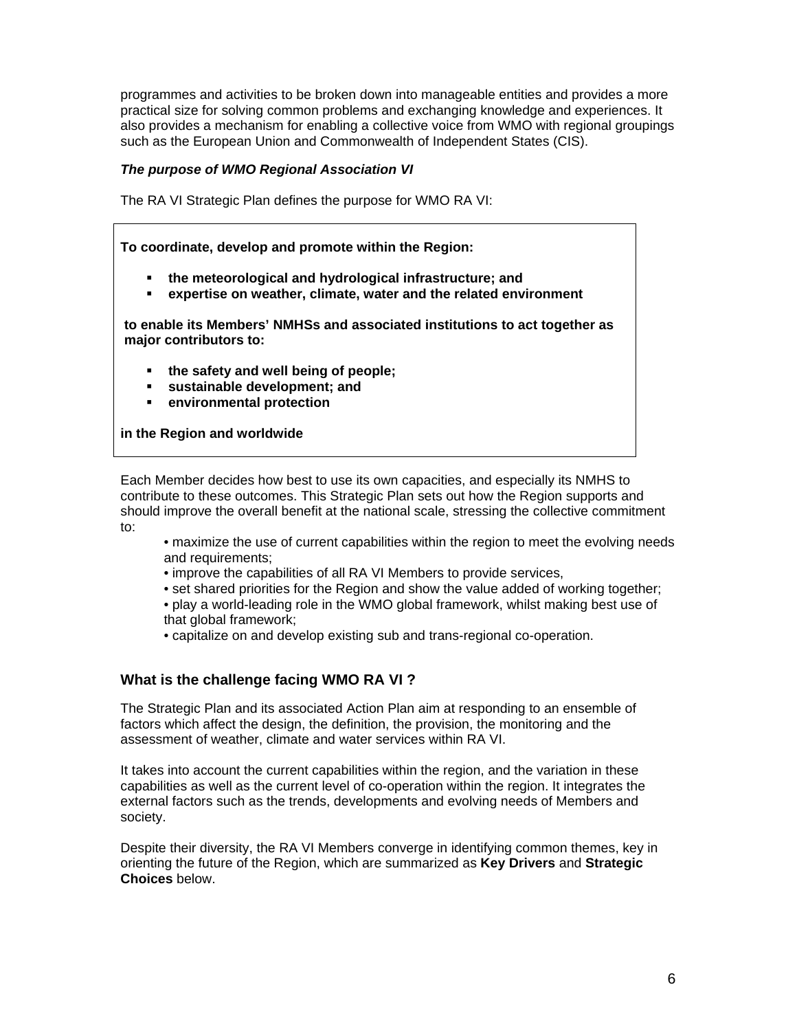programmes and activities to be broken down into manageable entities and provides a more practical size for solving common problems and exchanging knowledge and experiences. It also provides a mechanism for enabling a collective voice from WMO with regional groupings such as the European Union and Commonwealth of Independent States (CIS).

***The purpose of WMO Regional Association VI***

The RA VI Strategic Plan defines the purpose for WMO RA VI:

> **To coordinate, develop and promote within the Region:**
>
> - **the meteorological and hydrological infrastructure; and**
> - **expertise on weather, climate, water and the related environment**
>
> **to enable its Members' NMHSs and associated institutions to act together as major contributors to:**
>
> - **the safety and well being of people;**
> - **sustainable development; and**
> - **environmental protection**
>
> **in the Region and worldwide**

Each Member decides how best to use its own capacities, and especially its NMHS to contribute to these outcomes. This Strategic Plan sets out how the Region supports and should improve the overall benefit at the national scale, stressing the collective commitment to:

- maximize the use of current capabilities within the region to meet the evolving needs and requirements;
- improve the capabilities of all RA VI Members to provide services,
- set shared priorities for the Region and show the value added of working together;
- play a world-leading role in the WMO global framework, whilst making best use of that global framework;
- capitalize on and develop existing sub and trans-regional co-operation.

## What is the challenge facing WMO RA VI ?

The Strategic Plan and its associated Action Plan aim at responding to an ensemble of factors which affect the design, the definition, the provision, the monitoring and the assessment of weather, climate and water services within RA VI.

It takes into account the current capabilities within the region, and the variation in these capabilities as well as the current level of co-operation within the region. It integrates the external factors such as the trends, developments and evolving needs of Members and society.

Despite their diversity, the RA VI Members converge in identifying common themes, key in orienting the future of the Region, which are summarized as **Key Drivers** and **Strategic Choices** below.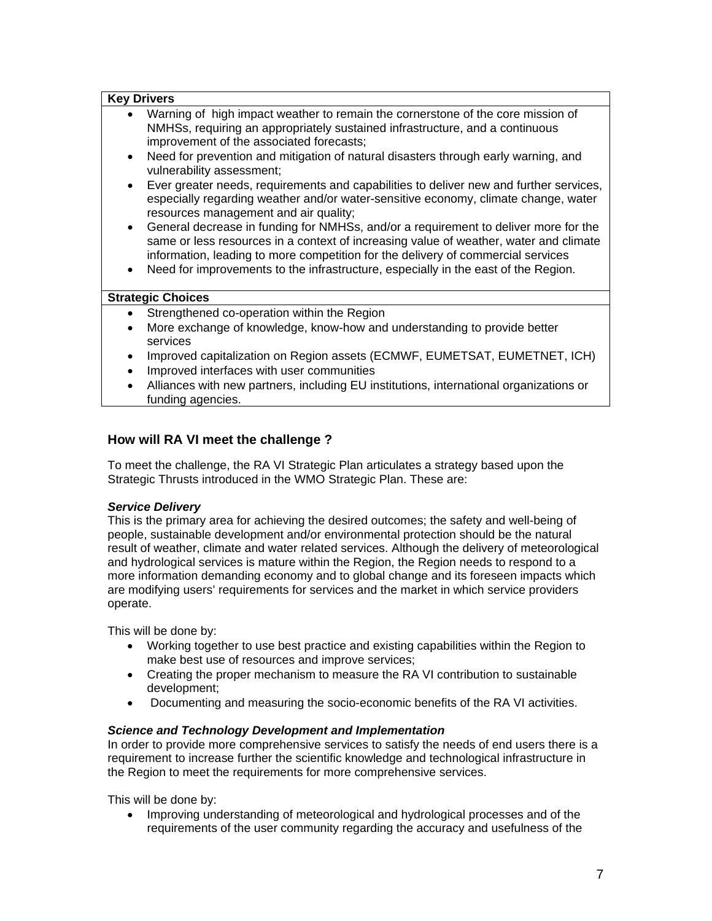| **Key Drivers** |
| --- |
| • Warning of high impact weather to remain the cornerstone of the core mission of NMHSs, requiring an appropriately sustained infrastructure, and a continuous improvement of the associated forecasts;<br>• Need for prevention and mitigation of natural disasters through early warning, and vulnerability assessment;<br>• Ever greater needs, requirements and capabilities to deliver new and further services, especially regarding weather and/or water-sensitive economy, climate change, water resources management and air quality;<br>• General decrease in funding for NMHSs, and/or a requirement to deliver more for the same or less resources in a context of increasing value of weather, water and climate information, leading to more competition for the delivery of commercial services<br>• Need for improvements to the infrastructure, especially in the east of the Region. |
| **Strategic Choices** |
| • Strengthened co-operation within the Region<br>• More exchange of knowledge, know-how and understanding to provide better services<br>• Improved capitalization on Region assets (ECMWF, EUMETSAT, EUMETNET, ICH)<br>• Improved interfaces with user communities<br>• Alliances with new partners, including EU institutions, international organizations or funding agencies. |

## How will RA VI meet the challenge ?

To meet the challenge, the RA VI Strategic Plan articulates a strategy based upon the Strategic Thrusts introduced in the WMO Strategic Plan. These are:

***Service Delivery***

This is the primary area for achieving the desired outcomes; the safety and well-being of people, sustainable development and/or environmental protection should be the natural result of weather, climate and water related services. Although the delivery of meteorological and hydrological services is mature within the Region, the Region needs to respond to a more information demanding economy and to global change and its foreseen impacts which are modifying users' requirements for services and the market in which service providers operate.

This will be done by:

- Working together to use best practice and existing capabilities within the Region to make best use of resources and improve services;
- Creating the proper mechanism to measure the RA VI contribution to sustainable development;
- Documenting and measuring the socio-economic benefits of the RA VI activities.

***Science and Technology Development and Implementation***

In order to provide more comprehensive services to satisfy the needs of end users there is a requirement to increase further the scientific knowledge and technological infrastructure in the Region to meet the requirements for more comprehensive services.

This will be done by:

- Improving understanding of meteorological and hydrological processes and of the requirements of the user community regarding the accuracy and usefulness of the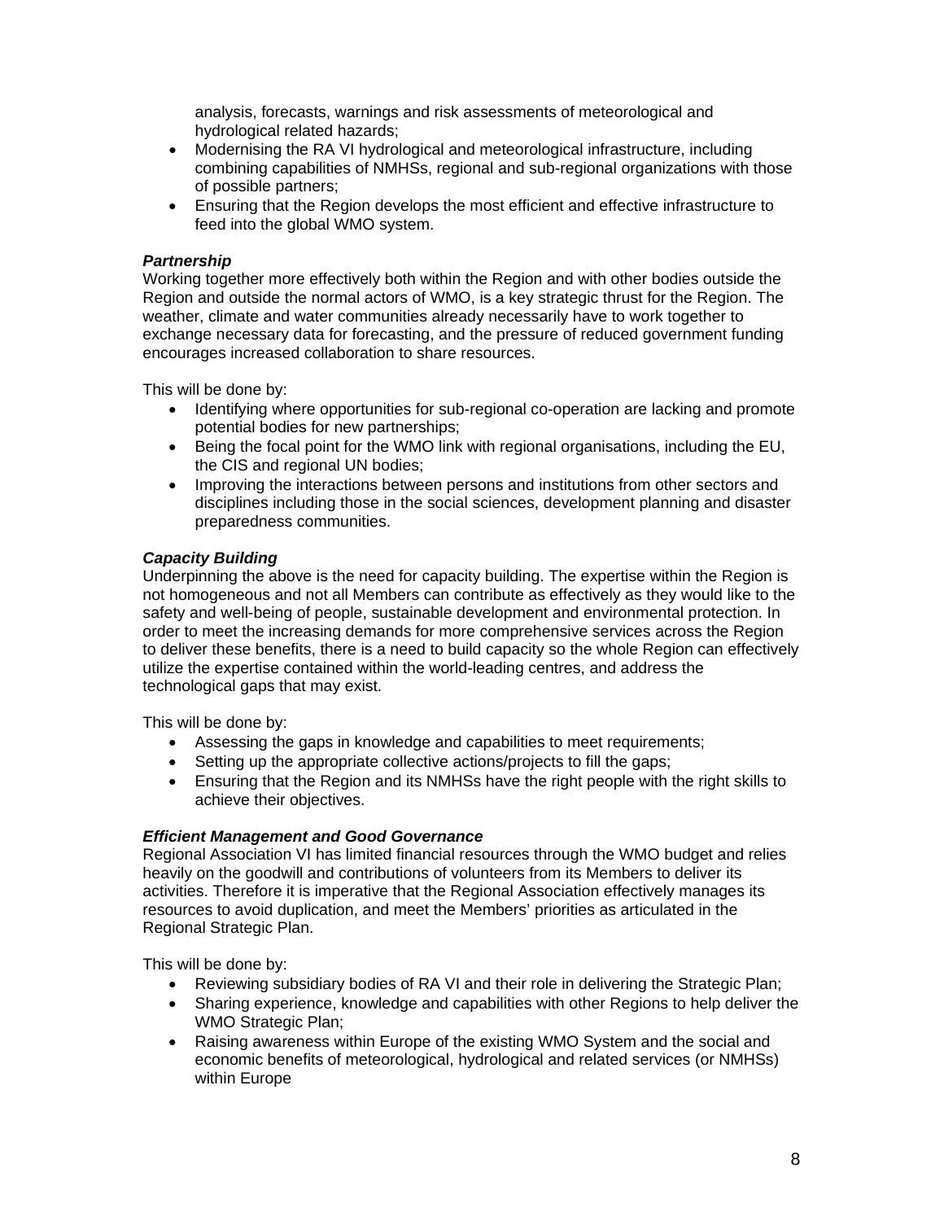analysis, forecasts, warnings and risk assessments of meteorological and hydrological related hazards;
- Modernising the RA VI hydrological and meteorological infrastructure, including combining capabilities of NMHSs, regional and sub-regional organizations with those of possible partners;
- Ensuring that the Region develops the most efficient and effective infrastructure to feed into the global WMO system.

***Partnership***

Working together more effectively both within the Region and with other bodies outside the Region and outside the normal actors of WMO, is a key strategic thrust for the Region. The weather, climate and water communities already necessarily have to work together to exchange necessary data for forecasting, and the pressure of reduced government funding encourages increased collaboration to share resources.

This will be done by:

- Identifying where opportunities for sub-regional co-operation are lacking and promote potential bodies for new partnerships;
- Being the focal point for the WMO link with regional organisations, including the EU, the CIS and regional UN bodies;
- Improving the interactions between persons and institutions from other sectors and disciplines including those in the social sciences, development planning and disaster preparedness communities.

***Capacity Building***

Underpinning the above is the need for capacity building. The expertise within the Region is not homogeneous and not all Members can contribute as effectively as they would like to the safety and well-being of people, sustainable development and environmental protection. In order to meet the increasing demands for more comprehensive services across the Region to deliver these benefits, there is a need to build capacity so the whole Region can effectively utilize the expertise contained within the world-leading centres, and address the technological gaps that may exist.

This will be done by:

- Assessing the gaps in knowledge and capabilities to meet requirements;
- Setting up the appropriate collective actions/projects to fill the gaps;
- Ensuring that the Region and its NMHSs have the right people with the right skills to achieve their objectives.

***Efficient Management and Good Governance***

Regional Association VI has limited financial resources through the WMO budget and relies heavily on the goodwill and contributions of volunteers from its Members to deliver its activities. Therefore it is imperative that the Regional Association effectively manages its resources to avoid duplication, and meet the Members' priorities as articulated in the Regional Strategic Plan.

This will be done by:

- Reviewing subsidiary bodies of RA VI and their role in delivering the Strategic Plan;
- Sharing experience, knowledge and capabilities with other Regions to help deliver the WMO Strategic Plan;
- Raising awareness within Europe of the existing WMO System and the social and economic benefits of meteorological, hydrological and related services (or NMHSs) within Europe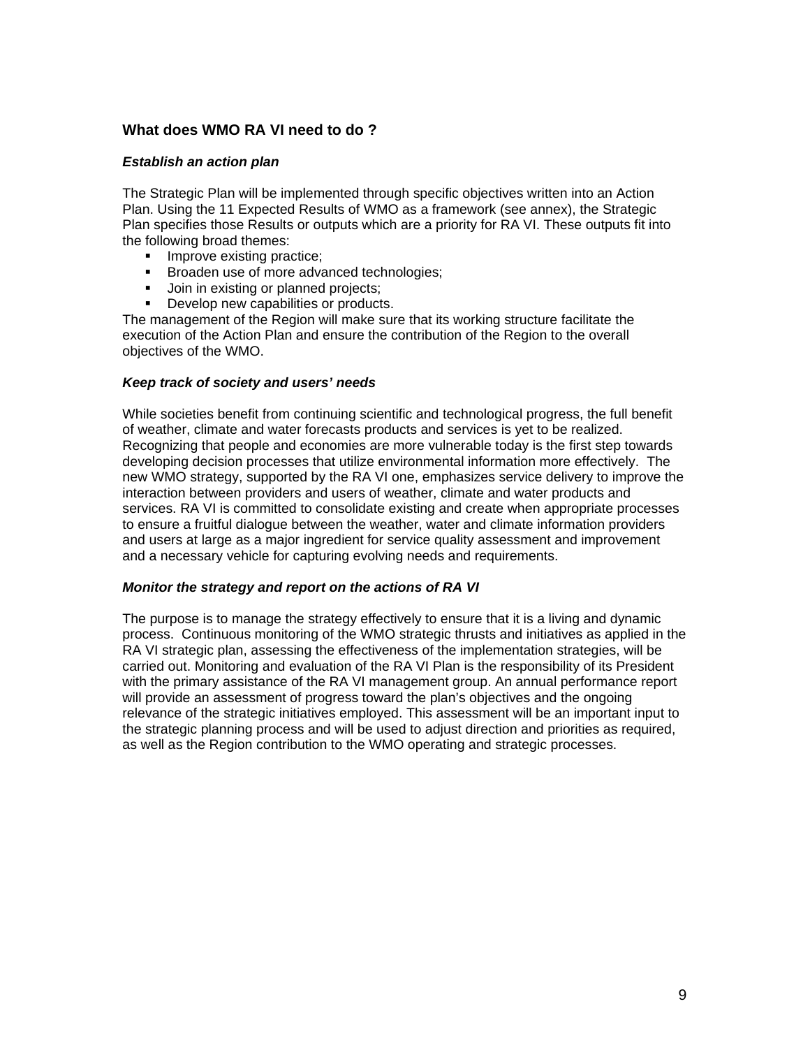## What does WMO RA VI need to do ?

### *Establish an action plan*

The Strategic Plan will be implemented through specific objectives written into an Action Plan. Using the 11 Expected Results of WMO as a framework (see annex), the Strategic Plan specifies those Results or outputs which are a priority for RA VI. These outputs fit into the following broad themes:

- Improve existing practice;
- Broaden use of more advanced technologies;
- Join in existing or planned projects;
- Develop new capabilities or products.

The management of the Region will make sure that its working structure facilitate the execution of the Action Plan and ensure the contribution of the Region to the overall objectives of the WMO.

### *Keep track of society and users' needs*

While societies benefit from continuing scientific and technological progress, the full benefit of weather, climate and water forecasts products and services is yet to be realized. Recognizing that people and economies are more vulnerable today is the first step towards developing decision processes that utilize environmental information more effectively. The new WMO strategy, supported by the RA VI one, emphasizes service delivery to improve the interaction between providers and users of weather, climate and water products and services. RA VI is committed to consolidate existing and create when appropriate processes to ensure a fruitful dialogue between the weather, water and climate information providers and users at large as a major ingredient for service quality assessment and improvement and a necessary vehicle for capturing evolving needs and requirements.

### *Monitor the strategy and report on the actions of RA VI*

The purpose is to manage the strategy effectively to ensure that it is a living and dynamic process. Continuous monitoring of the WMO strategic thrusts and initiatives as applied in the RA VI strategic plan, assessing the effectiveness of the implementation strategies, will be carried out. Monitoring and evaluation of the RA VI Plan is the responsibility of its President with the primary assistance of the RA VI management group. An annual performance report will provide an assessment of progress toward the plan's objectives and the ongoing relevance of the strategic initiatives employed. This assessment will be an important input to the strategic planning process and will be used to adjust direction and priorities as required, as well as the Region contribution to the WMO operating and strategic processes.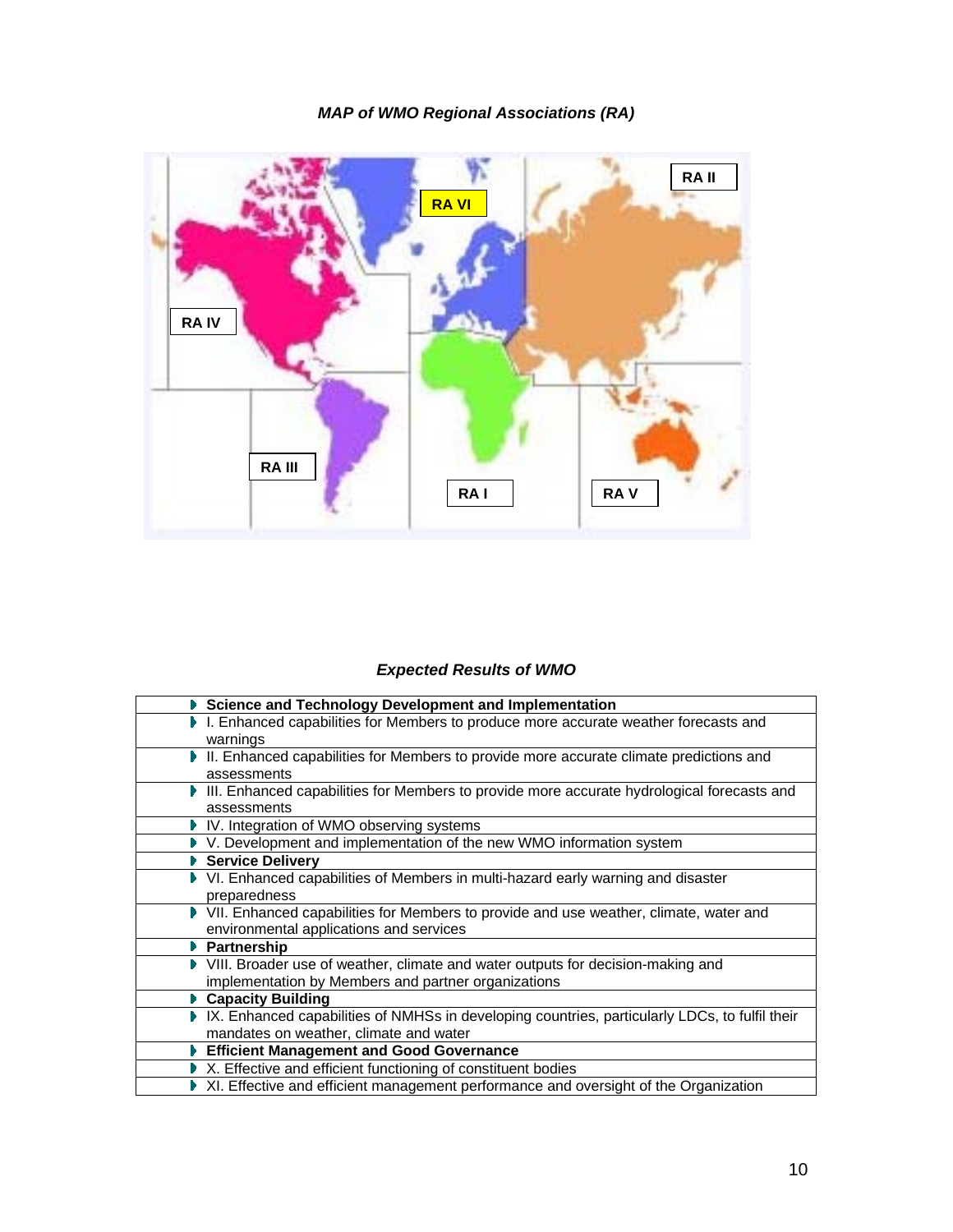*MAP of WMO Regional Associations (RA)*

RA II

RA VI

RA IV

RA III

RA I

RA V

*Expected Results of WMO*

| |
|---|
| **Science and Technology Development and Implementation** |
| I. Enhanced capabilities for Members to produce more accurate weather forecasts and warnings |
| II. Enhanced capabilities for Members to provide more accurate climate predictions and assessments |
| III. Enhanced capabilities for Members to provide more accurate hydrological forecasts and assessments |
| IV. Integration of WMO observing systems |
| V. Development and implementation of the new WMO information system |
| **Service Delivery** |
| VI. Enhanced capabilities of Members in multi-hazard early warning and disaster preparedness |
| VII. Enhanced capabilities for Members to provide and use weather, climate, water and environmental applications and services |
| **Partnership** |
| VIII. Broader use of weather, climate and water outputs for decision-making and implementation by Members and partner organizations |
| **Capacity Building** |
| IX. Enhanced capabilities of NMHSs in developing countries, particularly LDCs, to fulfil their mandates on weather, climate and water |
| **Efficient Management and Good Governance** |
| X. Effective and efficient functioning of constituent bodies |
| XI. Effective and efficient management performance and oversight of the Organization |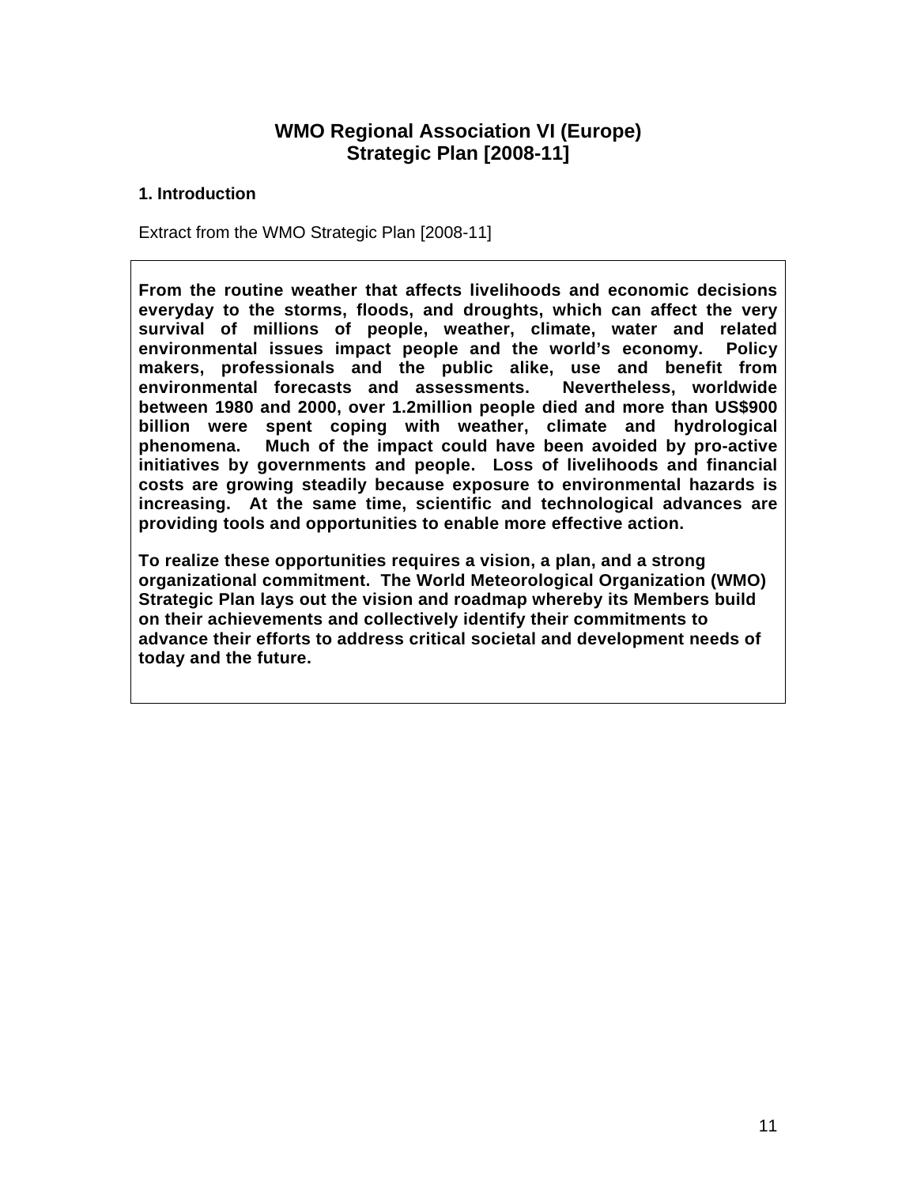# WMO Regional Association VI (Europe)
# Strategic Plan [2008-11]

## 1. Introduction

Extract from the WMO Strategic Plan [2008-11]

**From the routine weather that affects livelihoods and economic decisions everyday to the storms, floods, and droughts, which can affect the very survival of millions of people, weather, climate, water and related environmental issues impact people and the world's economy. Policy makers, professionals and the public alike, use and benefit from environmental forecasts and assessments. Nevertheless, worldwide between 1980 and 2000, over 1.2million people died and more than US$900 billion were spent coping with weather, climate and hydrological phenomena. Much of the impact could have been avoided by pro-active initiatives by governments and people. Loss of livelihoods and financial costs are growing steadily because exposure to environmental hazards is increasing. At the same time, scientific and technological advances are providing tools and opportunities to enable more effective action.**

**To realize these opportunities requires a vision, a plan, and a strong organizational commitment. The World Meteorological Organization (WMO) Strategic Plan lays out the vision and roadmap whereby its Members build on their achievements and collectively identify their commitments to advance their efforts to address critical societal and development needs of today and the future.**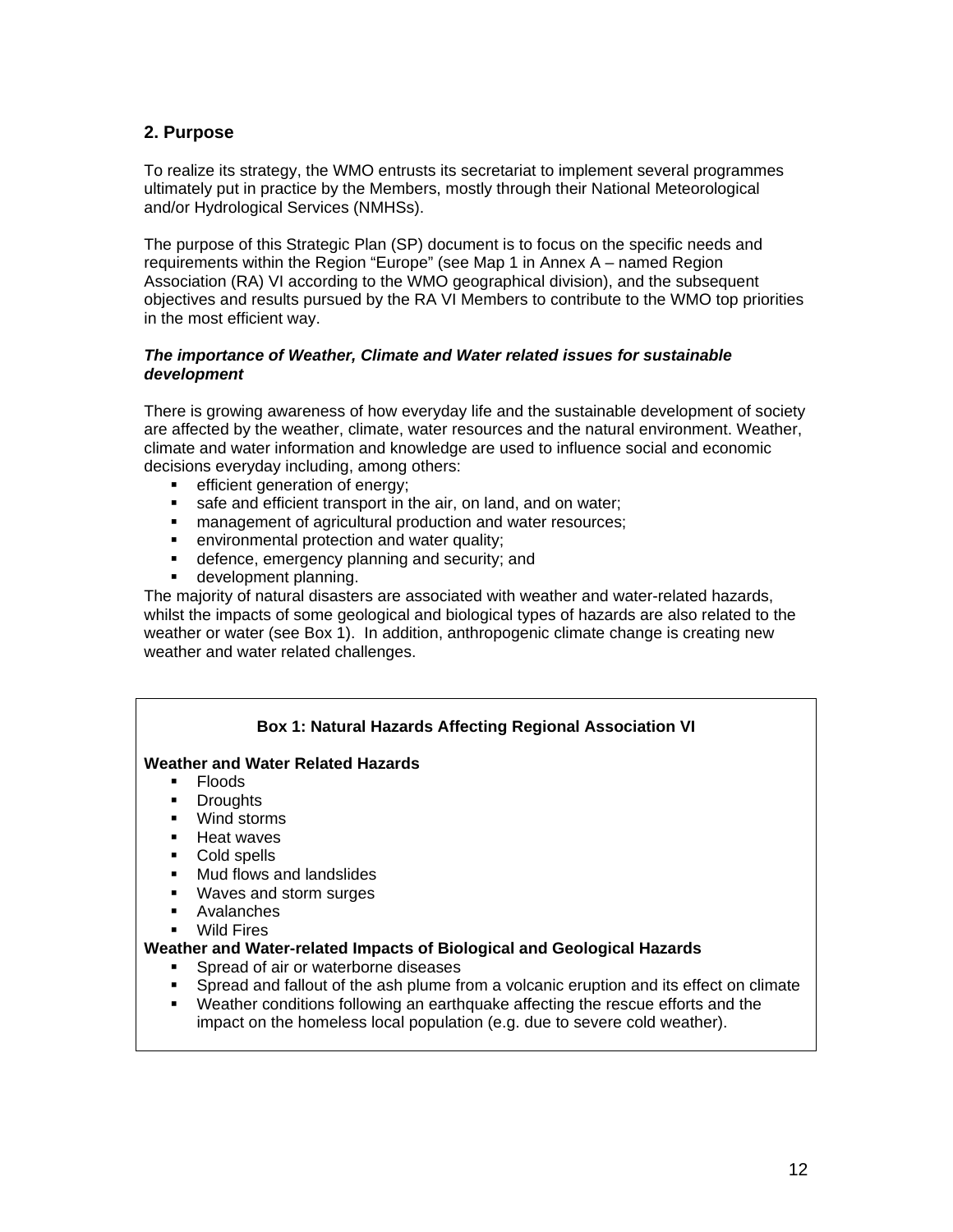## 2. Purpose

To realize its strategy, the WMO entrusts its secretariat to implement several programmes ultimately put in practice by the Members, mostly through their National Meteorological and/or Hydrological Services (NMHSs).

The purpose of this Strategic Plan (SP) document is to focus on the specific needs and requirements within the Region "Europe" (see Map 1 in Annex A – named Region Association (RA) VI according to the WMO geographical division), and the subsequent objectives and results pursued by the RA VI Members to contribute to the WMO top priorities in the most efficient way.

***The importance of Weather, Climate and Water related issues for sustainable development***

There is growing awareness of how everyday life and the sustainable development of society are affected by the weather, climate, water resources and the natural environment. Weather, climate and water information and knowledge are used to influence social and economic decisions everyday including, among others:

- efficient generation of energy;
- safe and efficient transport in the air, on land, and on water;
- management of agricultural production and water resources;
- environmental protection and water quality;
- defence, emergency planning and security; and
- development planning.

The majority of natural disasters are associated with weather and water-related hazards, whilst the impacts of some geological and biological types of hazards are also related to the weather or water (see Box 1). In addition, anthropogenic climate change is creating new weather and water related challenges.

**Box 1: Natural Hazards Affecting Regional Association VI**

**Weather and Water Related Hazards**

- Floods
- Droughts
- Wind storms
- Heat waves
- Cold spells
- Mud flows and landslides
- Waves and storm surges
- Avalanches
- Wild Fires

**Weather and Water-related Impacts of Biological and Geological Hazards**

- Spread of air or waterborne diseases
- Spread and fallout of the ash plume from a volcanic eruption and its effect on climate
- Weather conditions following an earthquake affecting the rescue efforts and the impact on the homeless local population (e.g. due to severe cold weather).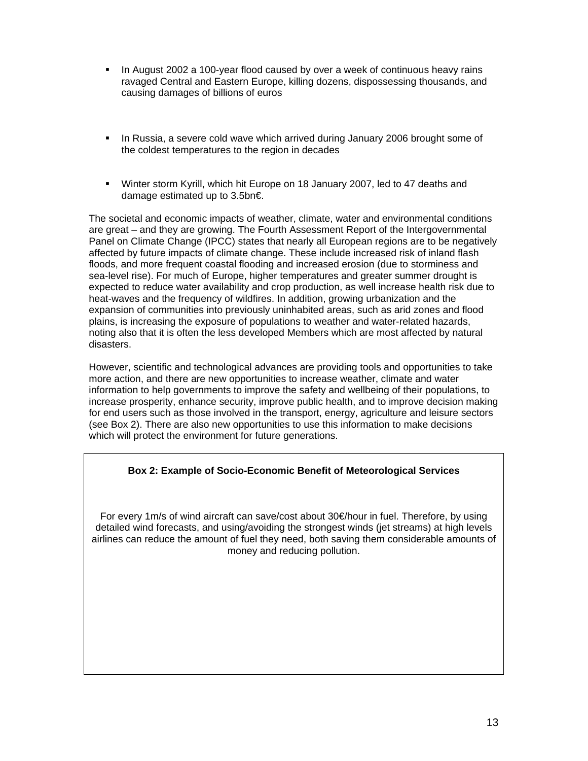- In August 2002 a 100-year flood caused by over a week of continuous heavy rains ravaged Central and Eastern Europe, killing dozens, dispossessing thousands, and causing damages of billions of euros

- In Russia, a severe cold wave which arrived during January 2006 brought some of the coldest temperatures to the region in decades

- Winter storm Kyrill, which hit Europe on 18 January 2007, led to 47 deaths and damage estimated up to 3.5bn€.

The societal and economic impacts of weather, climate, water and environmental conditions are great – and they are growing. The Fourth Assessment Report of the Intergovernmental Panel on Climate Change (IPCC) states that nearly all European regions are to be negatively affected by future impacts of climate change. These include increased risk of inland flash floods, and more frequent coastal flooding and increased erosion (due to storminess and sea-level rise). For much of Europe, higher temperatures and greater summer drought is expected to reduce water availability and crop production, as well increase health risk due to heat-waves and the frequency of wildfires. In addition, growing urbanization and the expansion of communities into previously uninhabited areas, such as arid zones and flood plains, is increasing the exposure of populations to weather and water-related hazards, noting also that it is often the less developed Members which are most affected by natural disasters.

However, scientific and technological advances are providing tools and opportunities to take more action, and there are new opportunities to increase weather, climate and water information to help governments to improve the safety and wellbeing of their populations, to increase prosperity, enhance security, improve public health, and to improve decision making for end users such as those involved in the transport, energy, agriculture and leisure sectors (see Box 2). There are also new opportunities to use this information to make decisions which will protect the environment for future generations.

**Box 2: Example of Socio-Economic Benefit of Meteorological Services**

For every 1m/s of wind aircraft can save/cost about 30€/hour in fuel. Therefore, by using detailed wind forecasts, and using/avoiding the strongest winds (jet streams) at high levels airlines can reduce the amount of fuel they need, both saving them considerable amounts of money and reducing pollution.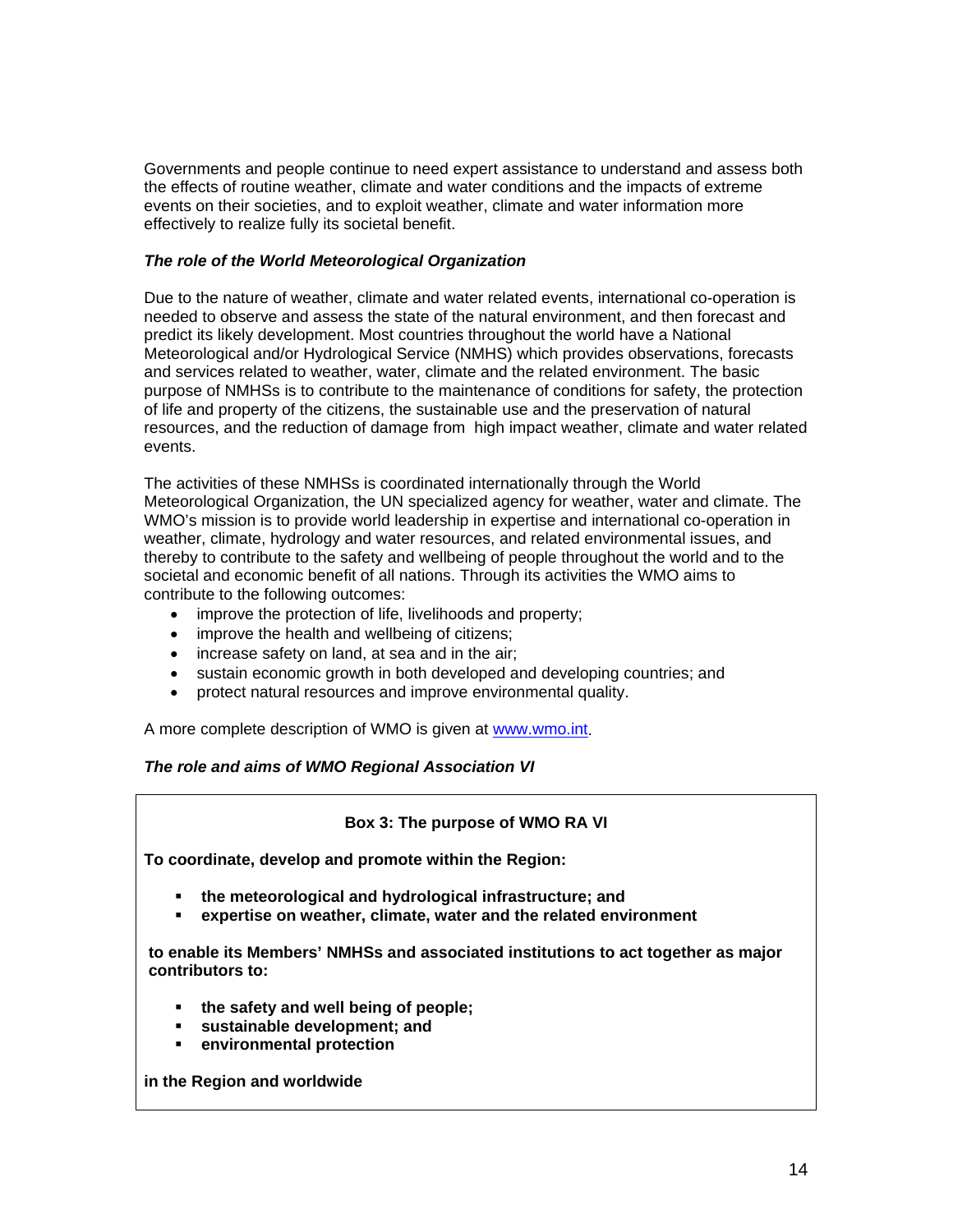Governments and people continue to need expert assistance to understand and assess both the effects of routine weather, climate and water conditions and the impacts of extreme events on their societies, and to exploit weather, climate and water information more effectively to realize fully its societal benefit.

### *The role of the World Meteorological Organization*

Due to the nature of weather, climate and water related events, international co-operation is needed to observe and assess the state of the natural environment, and then forecast and predict its likely development. Most countries throughout the world have a National Meteorological and/or Hydrological Service (NMHS) which provides observations, forecasts and services related to weather, water, climate and the related environment. The basic purpose of NMHSs is to contribute to the maintenance of conditions for safety, the protection of life and property of the citizens, the sustainable use and the preservation of natural resources, and the reduction of damage from high impact weather, climate and water related events.

The activities of these NMHSs is coordinated internationally through the World Meteorological Organization, the UN specialized agency for weather, water and climate. The WMO's mission is to provide world leadership in expertise and international co-operation in weather, climate, hydrology and water resources, and related environmental issues, and thereby to contribute to the safety and wellbeing of people throughout the world and to the societal and economic benefit of all nations. Through its activities the WMO aims to contribute to the following outcomes:

- improve the protection of life, livelihoods and property;
- improve the health and wellbeing of citizens;
- increase safety on land, at sea and in the air;
- sustain economic growth in both developed and developing countries; and
- protect natural resources and improve environmental quality.

A more complete description of WMO is given at www.wmo.int.

### *The role and aims of WMO Regional Association VI*

**Box 3: The purpose of WMO RA VI**

**To coordinate, develop and promote within the Region:**

- **the meteorological and hydrological infrastructure; and**
- **expertise on weather, climate, water and the related environment**

**to enable its Members' NMHSs and associated institutions to act together as major contributors to:**

- **the safety and well being of people;**
- **sustainable development; and**
- **environmental protection**

**in the Region and worldwide**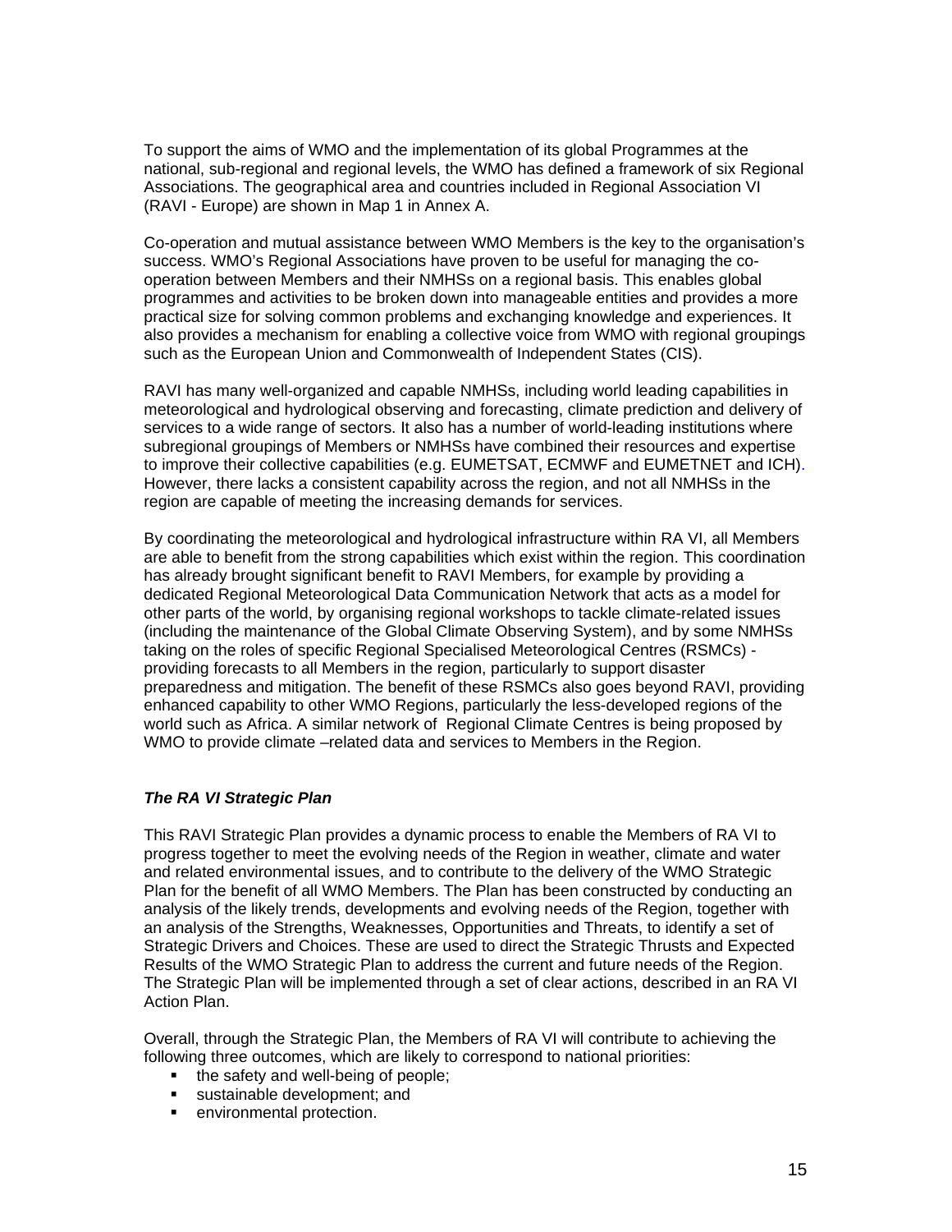To support the aims of WMO and the implementation of its global Programmes at the national, sub-regional and regional levels, the WMO has defined a framework of six Regional Associations. The geographical area and countries included in Regional Association VI (RAVI - Europe) are shown in Map 1 in Annex A.

Co-operation and mutual assistance between WMO Members is the key to the organisation's success. WMO's Regional Associations have proven to be useful for managing the co-operation between Members and their NMHSs on a regional basis. This enables global programmes and activities to be broken down into manageable entities and provides a more practical size for solving common problems and exchanging knowledge and experiences. It also provides a mechanism for enabling a collective voice from WMO with regional groupings such as the European Union and Commonwealth of Independent States (CIS).

RAVI has many well-organized and capable NMHSs, including world leading capabilities in meteorological and hydrological observing and forecasting, climate prediction and delivery of services to a wide range of sectors. It also has a number of world-leading institutions where subregional groupings of Members or NMHSs have combined their resources and expertise to improve their collective capabilities (e.g. EUMETSAT, ECMWF and EUMETNET and ICH). However, there lacks a consistent capability across the region, and not all NMHSs in the region are capable of meeting the increasing demands for services.

By coordinating the meteorological and hydrological infrastructure within RA VI, all Members are able to benefit from the strong capabilities which exist within the region. This coordination has already brought significant benefit to RAVI Members, for example by providing a dedicated Regional Meteorological Data Communication Network that acts as a model for other parts of the world, by organising regional workshops to tackle climate-related issues (including the maintenance of the Global Climate Observing System), and by some NMHSs taking on the roles of specific Regional Specialised Meteorological Centres (RSMCs) - providing forecasts to all Members in the region, particularly to support disaster preparedness and mitigation. The benefit of these RSMCs also goes beyond RAVI, providing enhanced capability to other WMO Regions, particularly the less-developed regions of the world such as Africa. A similar network of Regional Climate Centres is being proposed by WMO to provide climate –related data and services to Members in the Region.

***The RA VI Strategic Plan***

This RAVI Strategic Plan provides a dynamic process to enable the Members of RA VI to progress together to meet the evolving needs of the Region in weather, climate and water and related environmental issues, and to contribute to the delivery of the WMO Strategic Plan for the benefit of all WMO Members. The Plan has been constructed by conducting an analysis of the likely trends, developments and evolving needs of the Region, together with an analysis of the Strengths, Weaknesses, Opportunities and Threats, to identify a set of Strategic Drivers and Choices. These are used to direct the Strategic Thrusts and Expected Results of the WMO Strategic Plan to address the current and future needs of the Region. The Strategic Plan will be implemented through a set of clear actions, described in an RA VI Action Plan.

Overall, through the Strategic Plan, the Members of RA VI will contribute to achieving the following three outcomes, which are likely to correspond to national priorities:

- the safety and well-being of people;
- sustainable development; and
- environmental protection.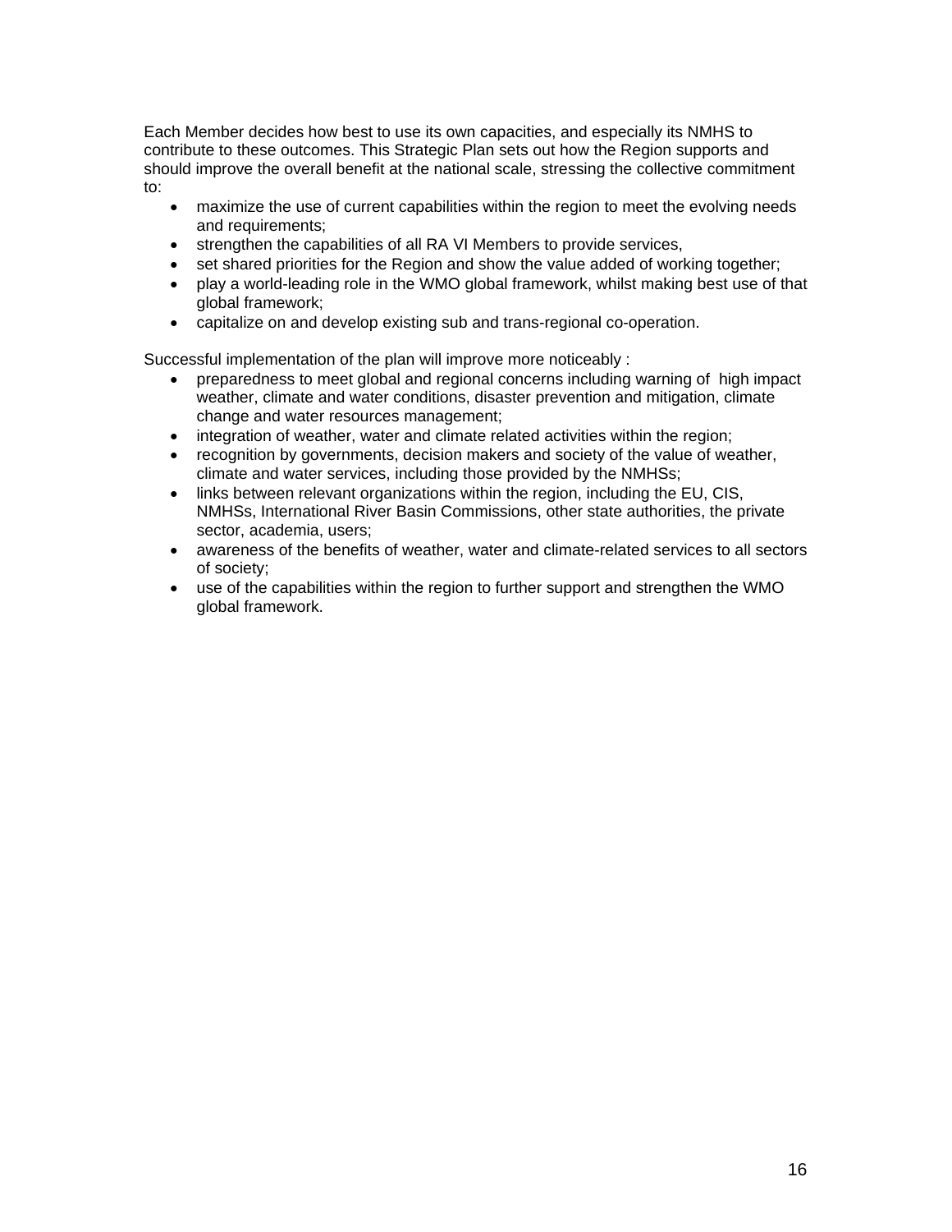Each Member decides how best to use its own capacities, and especially its NMHS to contribute to these outcomes. This Strategic Plan sets out how the Region supports and should improve the overall benefit at the national scale, stressing the collective commitment to:

- maximize the use of current capabilities within the region to meet the evolving needs and requirements;
- strengthen the capabilities of all RA VI Members to provide services,
- set shared priorities for the Region and show the value added of working together;
- play a world-leading role in the WMO global framework, whilst making best use of that global framework;
- capitalize on and develop existing sub and trans-regional co-operation.

Successful implementation of the plan will improve more noticeably :

- preparedness to meet global and regional concerns including warning of high impact weather, climate and water conditions, disaster prevention and mitigation, climate change and water resources management;
- integration of weather, water and climate related activities within the region;
- recognition by governments, decision makers and society of the value of weather, climate and water services, including those provided by the NMHSs;
- links between relevant organizations within the region, including the EU, CIS, NMHSs, International River Basin Commissions, other state authorities, the private sector, academia, users;
- awareness of the benefits of weather, water and climate-related services to all sectors of society;
- use of the capabilities within the region to further support and strengthen the WMO global framework.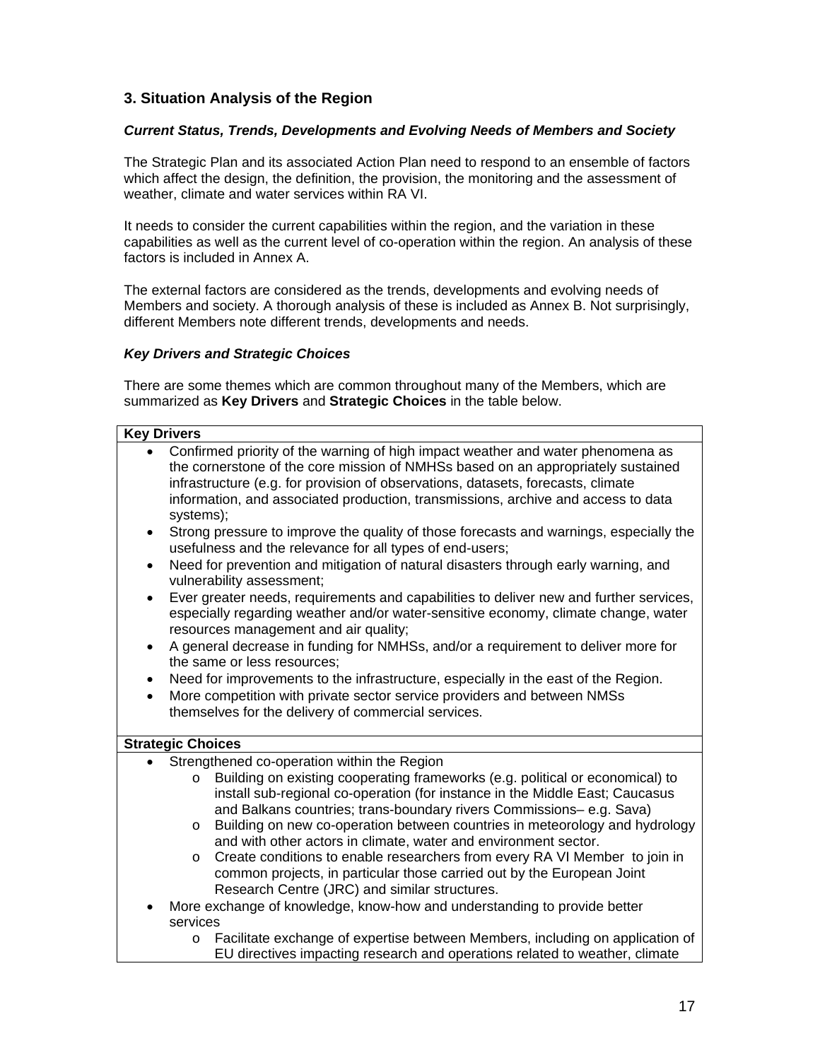## 3. Situation Analysis of the Region

### *Current Status, Trends, Developments and Evolving Needs of Members and Society*

The Strategic Plan and its associated Action Plan need to respond to an ensemble of factors which affect the design, the definition, the provision, the monitoring and the assessment of weather, climate and water services within RA VI.

It needs to consider the current capabilities within the region, and the variation in these capabilities as well as the current level of co-operation within the region. An analysis of these factors is included in Annex A.

The external factors are considered as the trends, developments and evolving needs of Members and society. A thorough analysis of these is included as Annex B. Not surprisingly, different Members note different trends, developments and needs.

### *Key Drivers and Strategic Choices*

There are some themes which are common throughout many of the Members, which are summarized as **Key Drivers** and **Strategic Choices** in the table below.

**Key Drivers**

- Confirmed priority of the warning of high impact weather and water phenomena as the cornerstone of the core mission of NMHSs based on an appropriately sustained infrastructure (e.g. for provision of observations, datasets, forecasts, climate information, and associated production, transmissions, archive and access to data systems);
- Strong pressure to improve the quality of those forecasts and warnings, especially the usefulness and the relevance for all types of end-users;
- Need for prevention and mitigation of natural disasters through early warning, and vulnerability assessment;
- Ever greater needs, requirements and capabilities to deliver new and further services, especially regarding weather and/or water-sensitive economy, climate change, water resources management and air quality;
- A general decrease in funding for NMHSs, and/or a requirement to deliver more for the same or less resources;
- Need for improvements to the infrastructure, especially in the east of the Region.
- More competition with private sector service providers and between NMSs themselves for the delivery of commercial services.

**Strategic Choices**

- Strengthened co-operation within the Region
  - Building on existing cooperating frameworks (e.g. political or economical) to install sub-regional co-operation (for instance in the Middle East; Caucasus and Balkans countries; trans-boundary rivers Commissions– e.g. Sava)
  - Building on new co-operation between countries in meteorology and hydrology and with other actors in climate, water and environment sector.
  - Create conditions to enable researchers from every RA VI Member to join in common projects, in particular those carried out by the European Joint Research Centre (JRC) and similar structures.
- More exchange of knowledge, know-how and understanding to provide better services
  - Facilitate exchange of expertise between Members, including on application of EU directives impacting research and operations related to weather, climate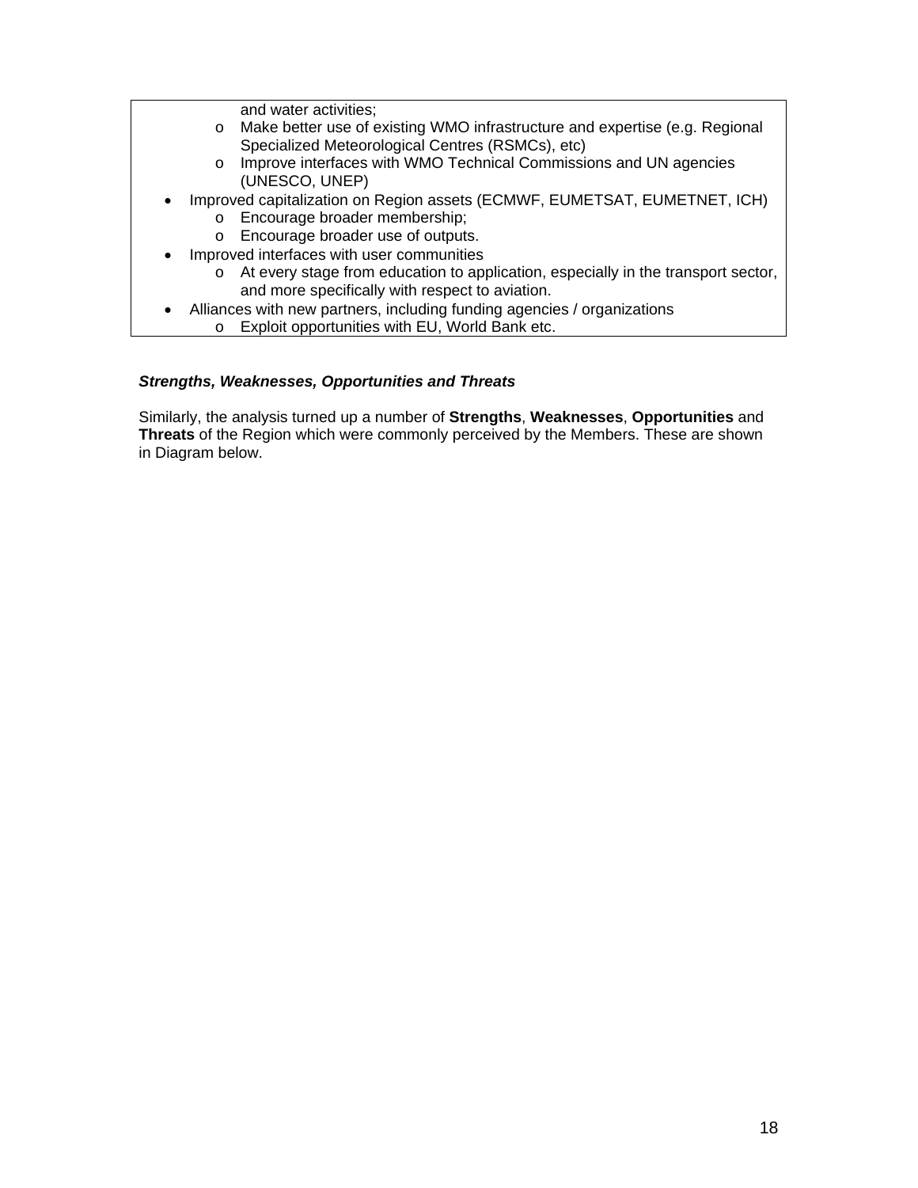and water activities;
    - Make better use of existing WMO infrastructure and expertise (e.g. Regional Specialized Meteorological Centres (RSMCs), etc)
    - Improve interfaces with WMO Technical Commissions and UN agencies (UNESCO, UNEP)
- Improved capitalization on Region assets (ECMWF, EUMETSAT, EUMETNET, ICH)
    - Encourage broader membership;
    - Encourage broader use of outputs.
- Improved interfaces with user communities
    - At every stage from education to application, especially in the transport sector, and more specifically with respect to aviation.
- Alliances with new partners, including funding agencies / organizations
    - Exploit opportunities with EU, World Bank etc.

***Strengths, Weaknesses, Opportunities and Threats***

Similarly, the analysis turned up a number of **Strengths**, **Weaknesses**, **Opportunities** and **Threats** of the Region which were commonly perceived by the Members. These are shown in Diagram below.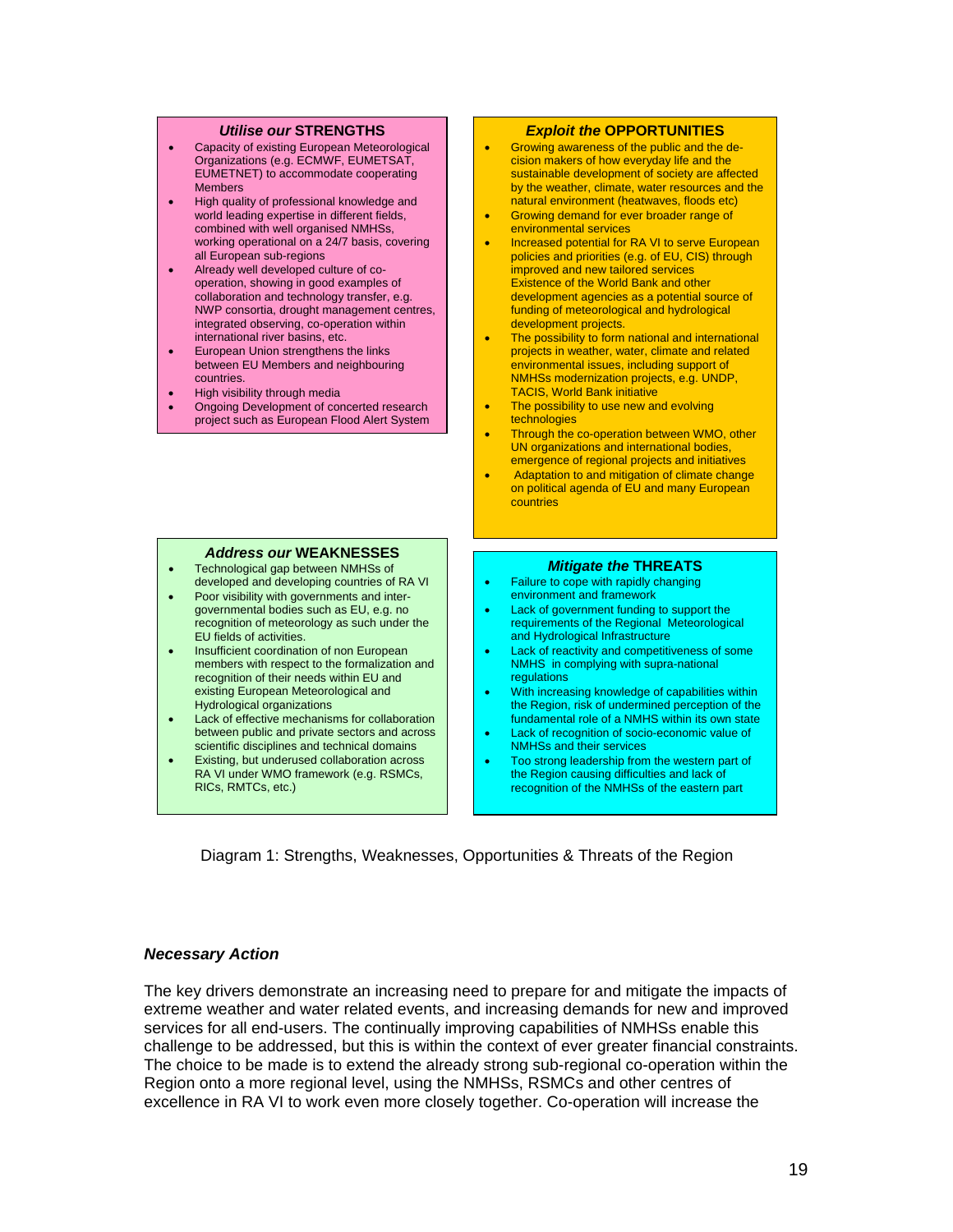### *Utilise our* STRENGTHS

- Capacity of existing European Meteorological Organizations (e.g. ECMWF, EUMETSAT, EUMETNET) to accommodate cooperating Members
- High quality of professional knowledge and world leading expertise in different fields, combined with well organised NMHSs, working operational on a 24/7 basis, covering all European sub-regions
- Already well developed culture of co-operation, showing in good examples of collaboration and technology transfer, e.g. NWP consortia, drought management centres, integrated observing, co-operation within international river basins, etc.
- European Union strengthens the links between EU Members and neighbouring countries.
- High visibility through media
- Ongoing Development of concerted research project such as European Flood Alert System

### *Exploit the* OPPORTUNITIES

- Growing awareness of the public and the decision makers of how everyday life and the sustainable development of society are affected by the weather, climate, water resources and the natural environment (heatwaves, floods etc)
- Growing demand for ever broader range of environmental services
- Increased potential for RA VI to serve European policies and priorities (e.g. of EU, CIS) through improved and new tailored services
  Existence of the World Bank and other development agencies as a potential source of funding of meteorological and hydrological development projects.
- The possibility to form national and international projects in weather, water, climate and related environmental issues, including support of NMHSs modernization projects, e.g. UNDP, TACIS, World Bank initiative
- The possibility to use new and evolving technologies
- Through the co-operation between WMO, other UN organizations and international bodies, emergence of regional projects and initiatives
- Adaptation to and mitigation of climate change on political agenda of EU and many European countries

### *Address our* WEAKNESSES

- Technological gap between NMHSs of developed and developing countries of RA VI
- Poor visibility with governments and inter-governmental bodies such as EU, e.g. no recognition of meteorology as such under the EU fields of activities.
- Insufficient coordination of non European members with respect to the formalization and recognition of their needs within EU and existing European Meteorological and Hydrological organizations
- Lack of effective mechanisms for collaboration between public and private sectors and across scientific disciplines and technical domains
- Existing, but underused collaboration across RA VI under WMO framework (e.g. RSMCs, RICs, RMTCs, etc.)

### *Mitigate the* THREATS

- Failure to cope with rapidly changing environment and framework
- Lack of government funding to support the requirements of the Regional Meteorological and Hydrological Infrastructure
- Lack of reactivity and competitiveness of some NMHS in complying with supra-national regulations
- With increasing knowledge of capabilities within the Region, risk of undermined perception of the fundamental role of a NMHS within its own state
- Lack of recognition of socio-economic value of NMHSs and their services
- Too strong leadership from the western part of the Region causing difficulties and lack of recognition of the NMHSs of the eastern part

Diagram 1: Strengths, Weaknesses, Opportunities & Threats of the Region

### *Necessary Action*

The key drivers demonstrate an increasing need to prepare for and mitigate the impacts of extreme weather and water related events, and increasing demands for new and improved services for all end-users. The continually improving capabilities of NMHSs enable this challenge to be addressed, but this is within the context of ever greater financial constraints. The choice to be made is to extend the already strong sub-regional co-operation within the Region onto a more regional level, using the NMHSs, RSMCs and other centres of excellence in RA VI to work even more closely together. Co-operation will increase the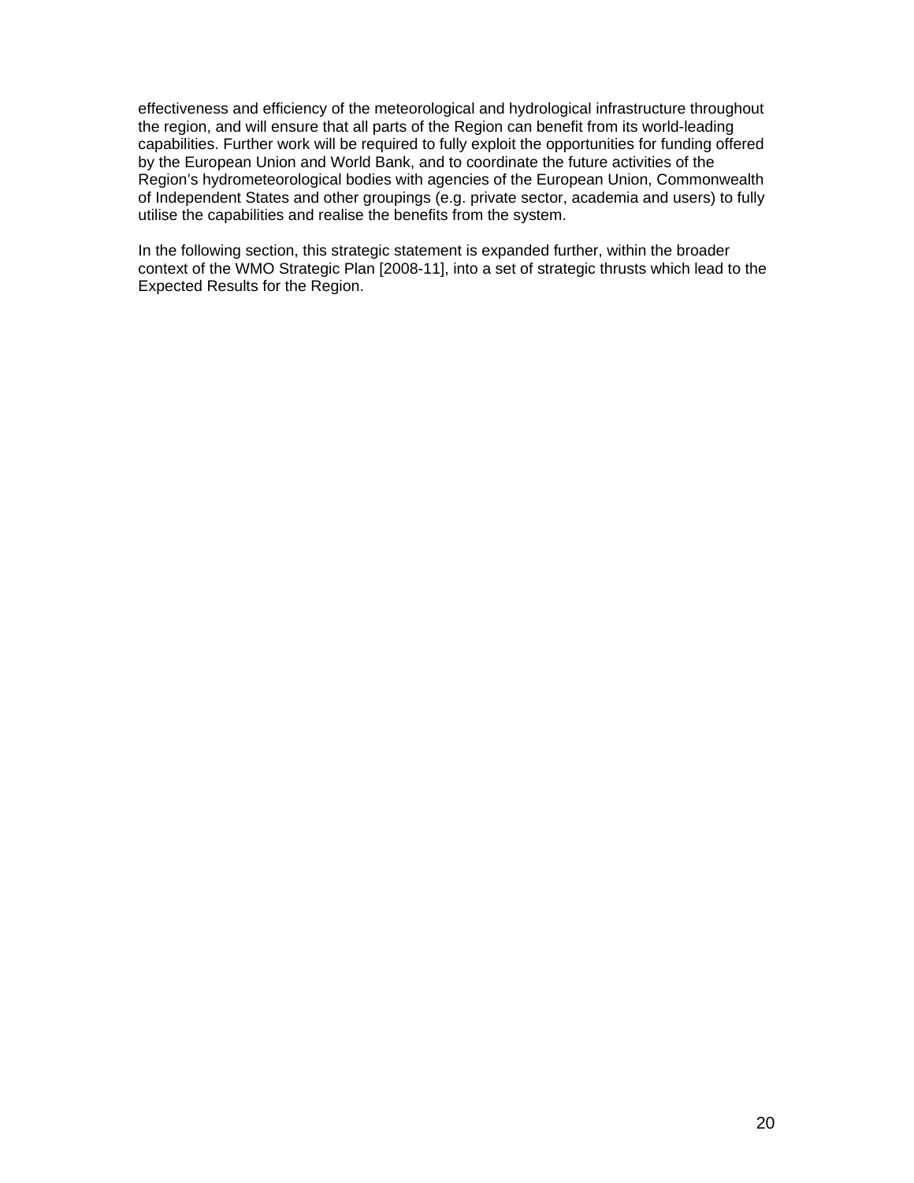effectiveness and efficiency of the meteorological and hydrological infrastructure throughout the region, and will ensure that all parts of the Region can benefit from its world-leading capabilities. Further work will be required to fully exploit the opportunities for funding offered by the European Union and World Bank, and to coordinate the future activities of the Region's hydrometeorological bodies with agencies of the European Union, Commonwealth of Independent States and other groupings (e.g. private sector, academia and users) to fully utilise the capabilities and realise the benefits from the system.

In the following section, this strategic statement is expanded further, within the broader context of the WMO Strategic Plan [2008-11], into a set of strategic thrusts which lead to the Expected Results for the Region.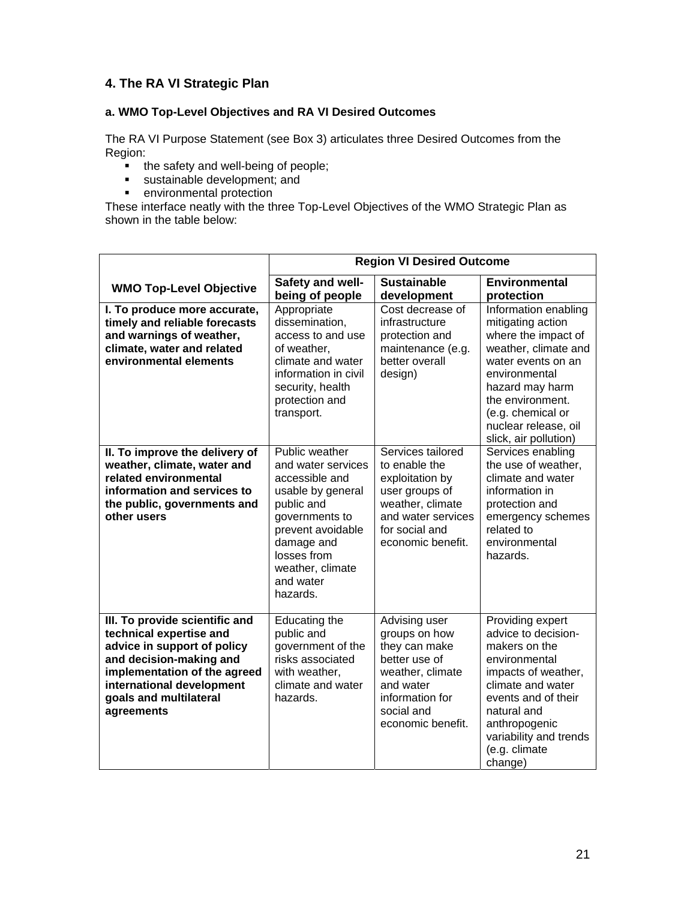## 4. The RA VI Strategic Plan

### a. WMO Top-Level Objectives and RA VI Desired Outcomes

The RA VI Purpose Statement (see Box 3) articulates three Desired Outcomes from the Region:

- the safety and well-being of people;
- sustainable development; and
- environmental protection

These interface neatly with the three Top-Level Objectives of the WMO Strategic Plan as shown in the table below:

| | **Region VI Desired Outcome** | | |
|---|---|---|---|
| **WMO Top-Level Objective** | **Safety and well-being of people** | **Sustainable development** | **Environmental protection** |
| **I. To produce more accurate, timely and reliable forecasts and warnings of weather, climate, water and related environmental elements** | Appropriate dissemination, access to and use of weather, climate and water information in civil security, health protection and transport. | Cost decrease of infrastructure protection and maintenance (e.g. better overall design) | Information enabling mitigating action where the impact of weather, climate and water events on an environmental hazard may harm the environment. (e.g. chemical or nuclear release, oil slick, air pollution) |
| **II. To improve the delivery of weather, climate, water and related environmental information and services to the public, governments and other users** | Public weather and water services accessible and usable by general public and governments to prevent avoidable damage and losses from weather, climate and water hazards. | Services tailored to enable the exploitation by user groups of weather, climate and water services for social and economic benefit. | Services enabling the use of weather, climate and water information in protection and emergency schemes related to environmental hazards. |
| **III. To provide scientific and technical expertise and advice in support of policy and decision-making and implementation of the agreed international development goals and multilateral agreements** | Educating the public and government of the risks associated with weather, climate and water hazards. | Advising user groups on how they can make better use of weather, climate and water information for social and economic benefit. | Providing expert advice to decision-makers on the environmental impacts of weather, climate and water events and of their natural and anthropogenic variability and trends (e.g. climate change) |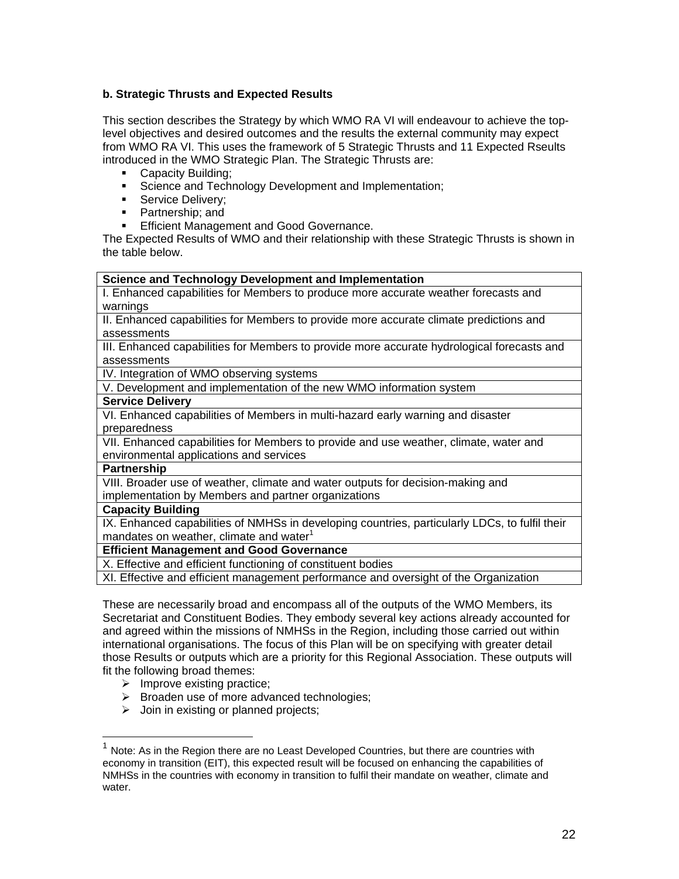### b. Strategic Thrusts and Expected Results

This section describes the Strategy by which WMO RA VI will endeavour to achieve the top-level objectives and desired outcomes and the results the external community may expect from WMO RA VI. This uses the framework of 5 Strategic Thrusts and 11 Expected Rseults introduced in the WMO Strategic Plan. The Strategic Thrusts are:

- Capacity Building;
- Science and Technology Development and Implementation;
- Service Delivery;
- Partnership; and
- Efficient Management and Good Governance.

The Expected Results of WMO and their relationship with these Strategic Thrusts is shown in the table below.

| **Science and Technology Development and Implementation** |
|---|
| I. Enhanced capabilities for Members to produce more accurate weather forecasts and warnings |
| II. Enhanced capabilities for Members to provide more accurate climate predictions and assessments |
| III. Enhanced capabilities for Members to provide more accurate hydrological forecasts and assessments |
| IV. Integration of WMO observing systems |
| V. Development and implementation of the new WMO information system |
| **Service Delivery** |
| VI. Enhanced capabilities of Members in multi-hazard early warning and disaster preparedness |
| VII. Enhanced capabilities for Members to provide and use weather, climate, water and environmental applications and services |
| **Partnership** |
| VIII. Broader use of weather, climate and water outputs for decision-making and implementation by Members and partner organizations |
| **Capacity Building** |
| IX. Enhanced capabilities of NMHSs in developing countries, particularly LDCs, to fulfil their mandates on weather, climate and water[1] |
| **Efficient Management and Good Governance** |
| X. Effective and efficient functioning of constituent bodies |
| XI. Effective and efficient management performance and oversight of the Organization |

These are necessarily broad and encompass all of the outputs of the WMO Members, its Secretariat and Constituent Bodies. They embody several key actions already accounted for and agreed within the missions of NMHSs in the Region, including those carried out within international organisations. The focus of this Plan will be on specifying with greater detail those Results or outputs which are a priority for this Regional Association. These outputs will fit the following broad themes:

- Improve existing practice;
- Broaden use of more advanced technologies;
- Join in existing or planned projects;

[1] Note: As in the Region there are no Least Developed Countries, but there are countries with economy in transition (EIT), this expected result will be focused on enhancing the capabilities of NMHSs in the countries with economy in transition to fulfil their mandate on weather, climate and water.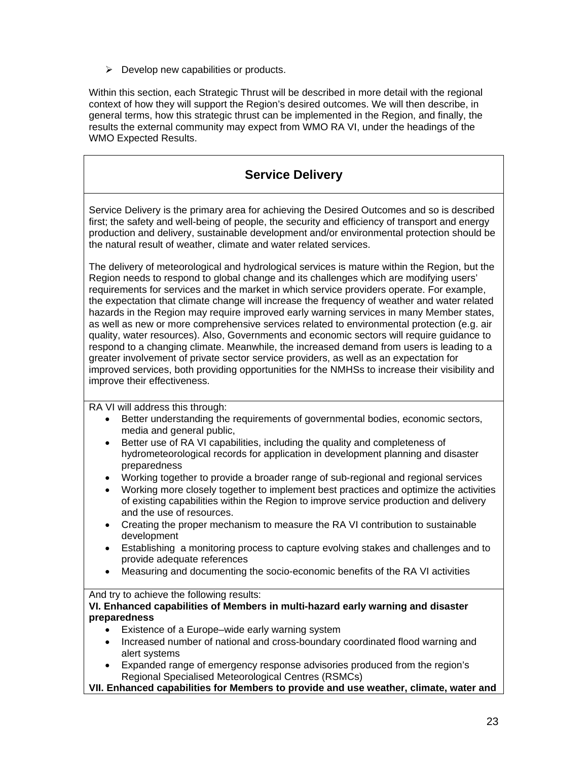- Develop new capabilities or products.

Within this section, each Strategic Thrust will be described in more detail with the regional context of how they will support the Region's desired outcomes. We will then describe, in general terms, how this strategic thrust can be implemented in the Region, and finally, the results the external community may expect from WMO RA VI, under the headings of the WMO Expected Results.

## Service Delivery

Service Delivery is the primary area for achieving the Desired Outcomes and so is described first; the safety and well-being of people, the security and efficiency of transport and energy production and delivery, sustainable development and/or environmental protection should be the natural result of weather, climate and water related services.

The delivery of meteorological and hydrological services is mature within the Region, but the Region needs to respond to global change and its challenges which are modifying users' requirements for services and the market in which service providers operate. For example, the expectation that climate change will increase the frequency of weather and water related hazards in the Region may require improved early warning services in many Member states, as well as new or more comprehensive services related to environmental protection (e.g. air quality, water resources). Also, Governments and economic sectors will require guidance to respond to a changing climate. Meanwhile, the increased demand from users is leading to a greater involvement of private sector service providers, as well as an expectation for improved services, both providing opportunities for the NMHSs to increase their visibility and improve their effectiveness.

RA VI will address this through:

- Better understanding the requirements of governmental bodies, economic sectors, media and general public,
- Better use of RA VI capabilities, including the quality and completeness of hydrometeorological records for application in development planning and disaster preparedness
- Working together to provide a broader range of sub-regional and regional services
- Working more closely together to implement best practices and optimize the activities of existing capabilities within the Region to improve service production and delivery and the use of resources.
- Creating the proper mechanism to measure the RA VI contribution to sustainable development
- Establishing a monitoring process to capture evolving stakes and challenges and to provide adequate references
- Measuring and documenting the socio-economic benefits of the RA VI activities

And try to achieve the following results:

**VI. Enhanced capabilities of Members in multi-hazard early warning and disaster preparedness**

- Existence of a Europe–wide early warning system
- Increased number of national and cross-boundary coordinated flood warning and alert systems
- Expanded range of emergency response advisories produced from the region's Regional Specialised Meteorological Centres (RSMCs)

**VII. Enhanced capabilities for Members to provide and use weather, climate, water and**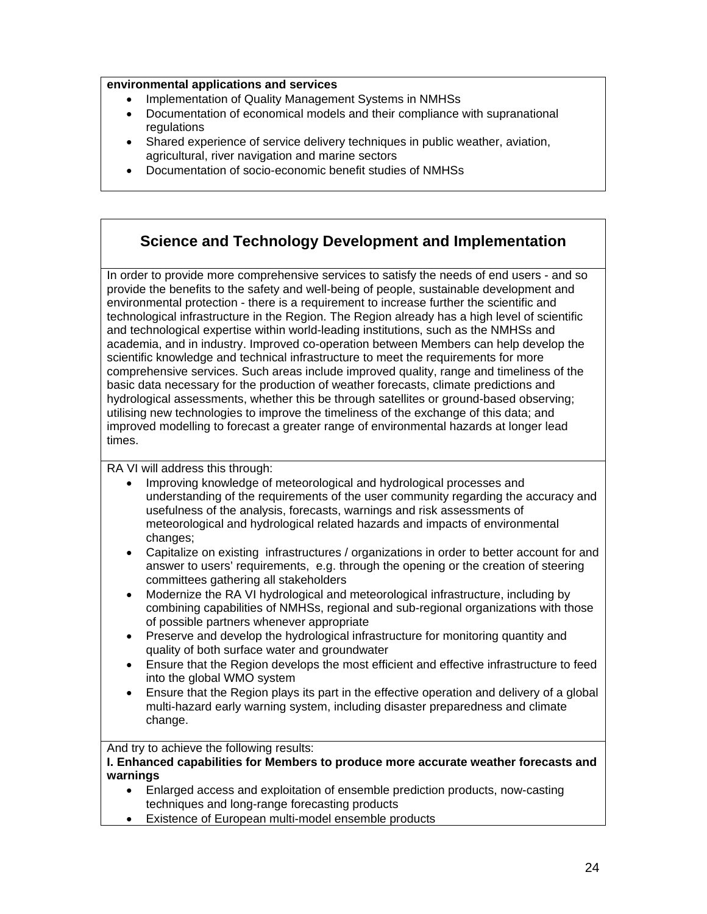**environmental applications and services**

- Implementation of Quality Management Systems in NMHSs
- Documentation of economical models and their compliance with supranational regulations
- Shared experience of service delivery techniques in public weather, aviation, agricultural, river navigation and marine sectors
- Documentation of socio-economic benefit studies of NMHSs

## Science and Technology Development and Implementation

In order to provide more comprehensive services to satisfy the needs of end users - and so provide the benefits to the safety and well-being of people, sustainable development and environmental protection - there is a requirement to increase further the scientific and technological infrastructure in the Region. The Region already has a high level of scientific and technological expertise within world-leading institutions, such as the NMHSs and academia, and in industry. Improved co-operation between Members can help develop the scientific knowledge and technical infrastructure to meet the requirements for more comprehensive services. Such areas include improved quality, range and timeliness of the basic data necessary for the production of weather forecasts, climate predictions and hydrological assessments, whether this be through satellites or ground-based observing; utilising new technologies to improve the timeliness of the exchange of this data; and improved modelling to forecast a greater range of environmental hazards at longer lead times.

RA VI will address this through:

- Improving knowledge of meteorological and hydrological processes and understanding of the requirements of the user community regarding the accuracy and usefulness of the analysis, forecasts, warnings and risk assessments of meteorological and hydrological related hazards and impacts of environmental changes;
- Capitalize on existing infrastructures / organizations in order to better account for and answer to users' requirements, e.g. through the opening or the creation of steering committees gathering all stakeholders
- Modernize the RA VI hydrological and meteorological infrastructure, including by combining capabilities of NMHSs, regional and sub-regional organizations with those of possible partners whenever appropriate
- Preserve and develop the hydrological infrastructure for monitoring quantity and quality of both surface water and groundwater
- Ensure that the Region develops the most efficient and effective infrastructure to feed into the global WMO system
- Ensure that the Region plays its part in the effective operation and delivery of a global multi-hazard early warning system, including disaster preparedness and climate change.

And try to achieve the following results:

**I. Enhanced capabilities for Members to produce more accurate weather forecasts and warnings**

- Enlarged access and exploitation of ensemble prediction products, now-casting techniques and long-range forecasting products
- Existence of European multi-model ensemble products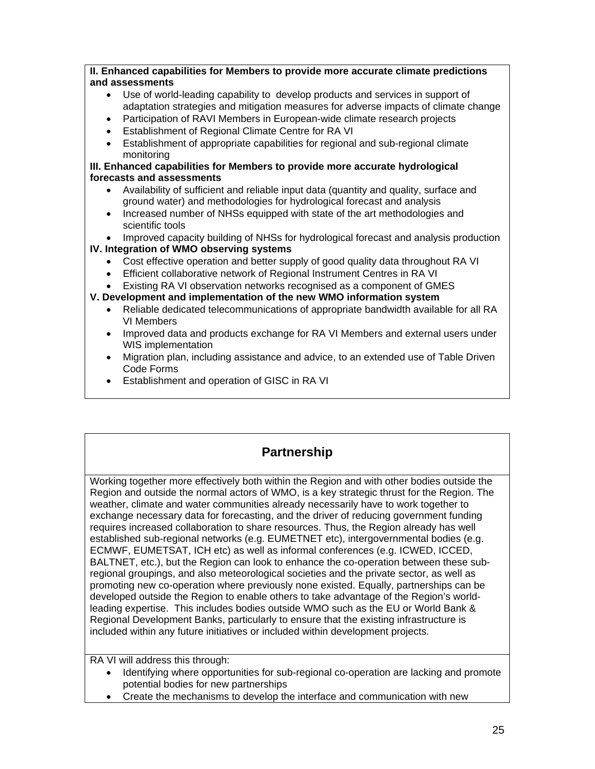**II. Enhanced capabilities for Members to provide more accurate climate predictions and assessments**

- Use of world-leading capability to develop products and services in support of adaptation strategies and mitigation measures for adverse impacts of climate change
- Participation of RAVI Members in European-wide climate research projects
- Establishment of Regional Climate Centre for RA VI
- Establishment of appropriate capabilities for regional and sub-regional climate monitoring

**III. Enhanced capabilities for Members to provide more accurate hydrological forecasts and assessments**

- Availability of sufficient and reliable input data (quantity and quality, surface and ground water) and methodologies for hydrological forecast and analysis
- Increased number of NHSs equipped with state of the art methodologies and scientific tools
- Improved capacity building of NHSs for hydrological forecast and analysis production

**IV. Integration of WMO observing systems**

- Cost effective operation and better supply of good quality data throughout RA VI
- Efficient collaborative network of Regional Instrument Centres in RA VI
- Existing RA VI observation networks recognised as a component of GMES

**V. Development and implementation of the new WMO information system**

- Reliable dedicated telecommunications of appropriate bandwidth available for all RA VI Members
- Improved data and products exchange for RA VI Members and external users under WIS implementation
- Migration plan, including assistance and advice, to an extended use of Table Driven Code Forms
- Establishment and operation of GISC in RA VI

## Partnership

Working together more effectively both within the Region and with other bodies outside the Region and outside the normal actors of WMO, is a key strategic thrust for the Region. The weather, climate and water communities already necessarily have to work together to exchange necessary data for forecasting, and the driver of reducing government funding requires increased collaboration to share resources. Thus, the Region already has well established sub-regional networks (e.g. EUMETNET etc), intergovernmental bodies (e.g. ECMWF, EUMETSAT, ICH etc) as well as informal conferences (e.g. ICWED, ICCED, BALTNET, etc.), but the Region can look to enhance the co-operation between these sub-regional groupings, and also meteorological societies and the private sector, as well as promoting new co-operation where previously none existed. Equally, partnerships can be developed outside the Region to enable others to take advantage of the Region's world-leading expertise. This includes bodies outside WMO such as the EU or World Bank & Regional Development Banks, particularly to ensure that the existing infrastructure is included within any future initiatives or included within development projects.

RA VI will address this through:

- Identifying where opportunities for sub-regional co-operation are lacking and promote potential bodies for new partnerships
- Create the mechanisms to develop the interface and communication with new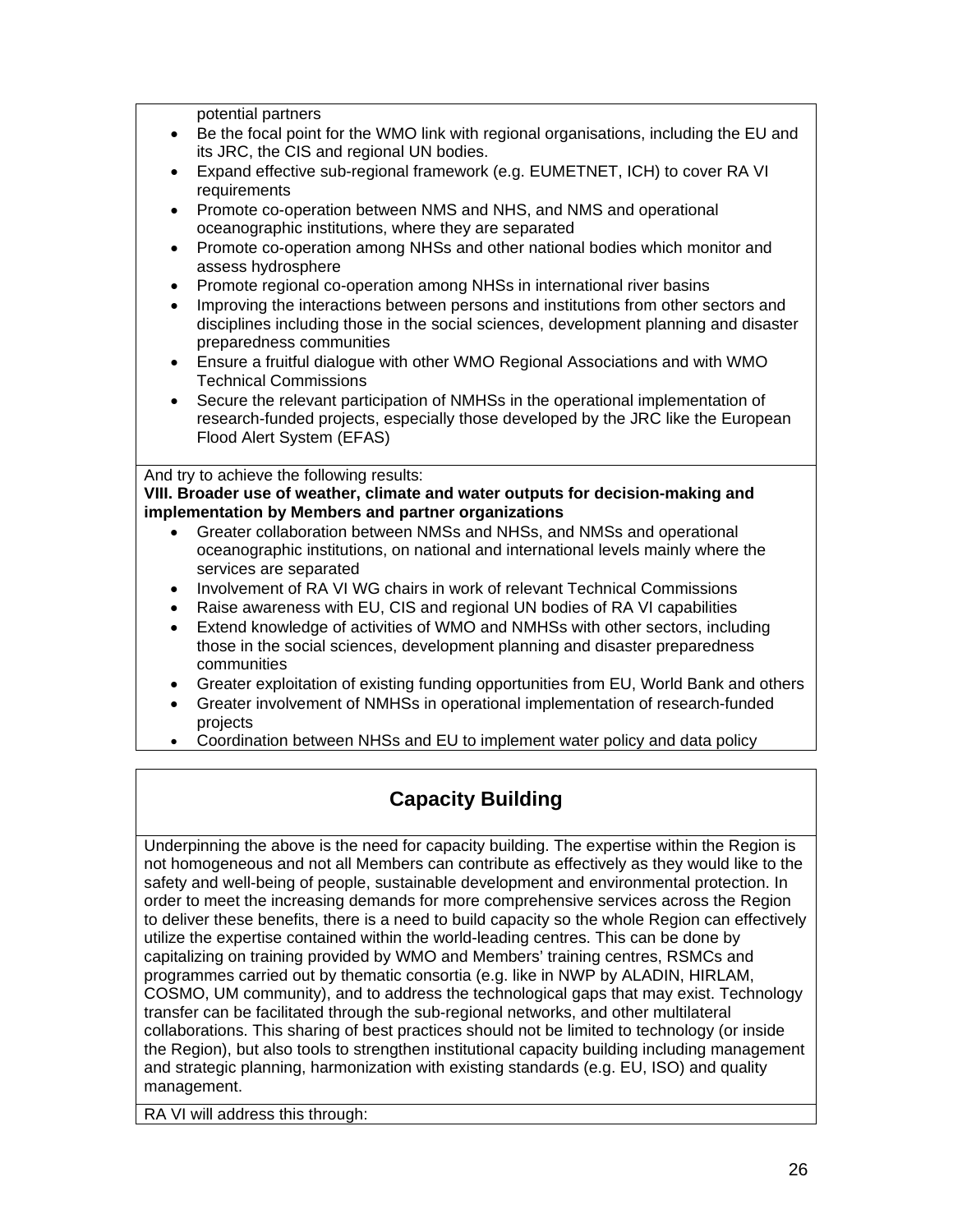potential partners

- Be the focal point for the WMO link with regional organisations, including the EU and its JRC, the CIS and regional UN bodies.
- Expand effective sub-regional framework (e.g. EUMETNET, ICH) to cover RA VI requirements
- Promote co-operation between NMS and NHS, and NMS and operational oceanographic institutions, where they are separated
- Promote co-operation among NHSs and other national bodies which monitor and assess hydrosphere
- Promote regional co-operation among NHSs in international river basins
- Improving the interactions between persons and institutions from other sectors and disciplines including those in the social sciences, development planning and disaster preparedness communities
- Ensure a fruitful dialogue with other WMO Regional Associations and with WMO Technical Commissions
- Secure the relevant participation of NMHSs in the operational implementation of research-funded projects, especially those developed by the JRC like the European Flood Alert System (EFAS)

And try to achieve the following results:

**VIII. Broader use of weather, climate and water outputs for decision-making and implementation by Members and partner organizations**

- Greater collaboration between NMSs and NHSs, and NMSs and operational oceanographic institutions, on national and international levels mainly where the services are separated
- Involvement of RA VI WG chairs in work of relevant Technical Commissions
- Raise awareness with EU, CIS and regional UN bodies of RA VI capabilities
- Extend knowledge of activities of WMO and NMHSs with other sectors, including those in the social sciences, development planning and disaster preparedness communities
- Greater exploitation of existing funding opportunities from EU, World Bank and others
- Greater involvement of NMHSs in operational implementation of research-funded projects
- Coordination between NHSs and EU to implement water policy and data policy

## Capacity Building

Underpinning the above is the need for capacity building. The expertise within the Region is not homogeneous and not all Members can contribute as effectively as they would like to the safety and well-being of people, sustainable development and environmental protection. In order to meet the increasing demands for more comprehensive services across the Region to deliver these benefits, there is a need to build capacity so the whole Region can effectively utilize the expertise contained within the world-leading centres. This can be done by capitalizing on training provided by WMO and Members' training centres, RSMCs and programmes carried out by thematic consortia (e.g. like in NWP by ALADIN, HIRLAM, COSMO, UM community), and to address the technological gaps that may exist. Technology transfer can be facilitated through the sub-regional networks, and other multilateral collaborations. This sharing of best practices should not be limited to technology (or inside the Region), but also tools to strengthen institutional capacity building including management and strategic planning, harmonization with existing standards (e.g. EU, ISO) and quality management.

RA VI will address this through: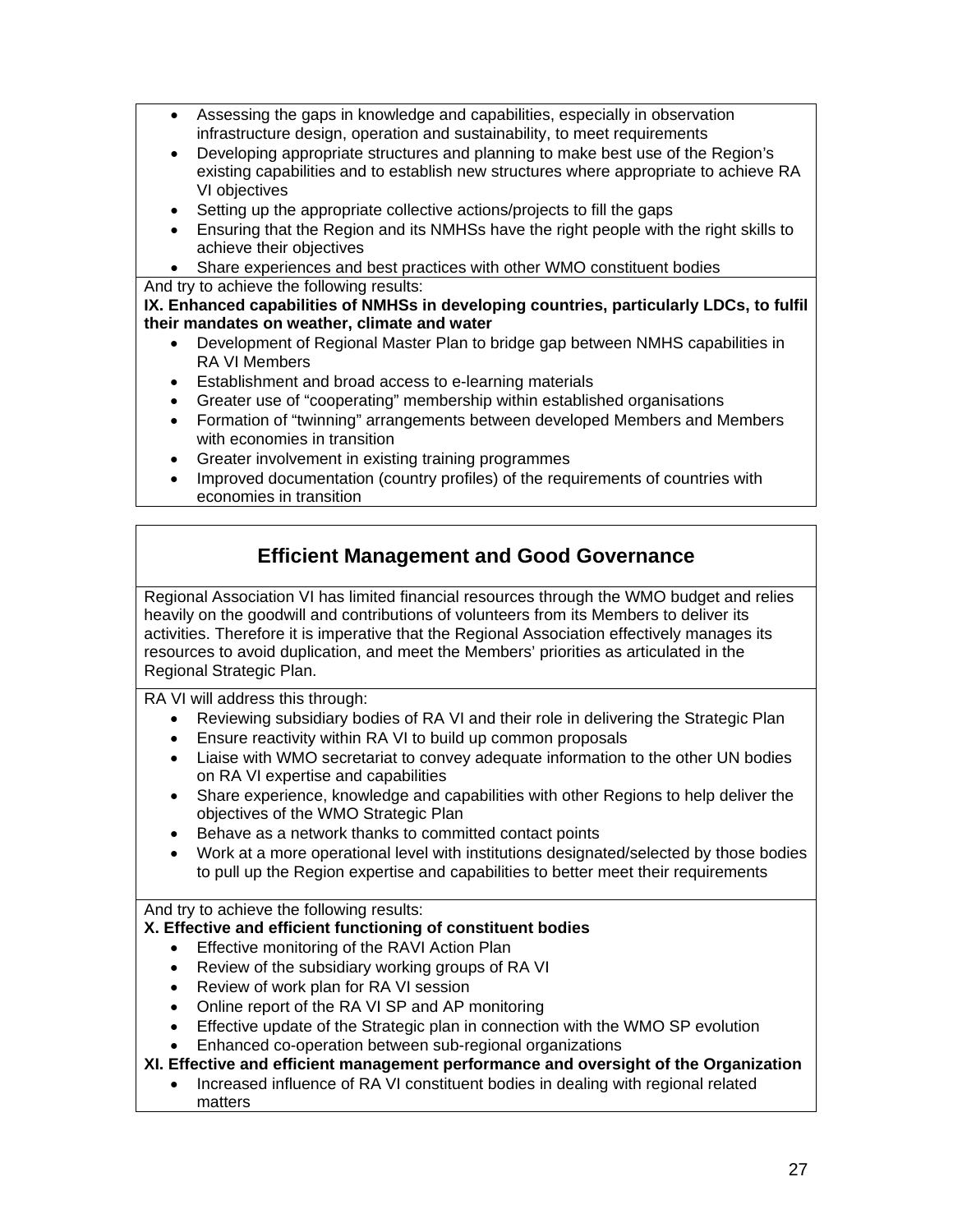- Assessing the gaps in knowledge and capabilities, especially in observation infrastructure design, operation and sustainability, to meet requirements
- Developing appropriate structures and planning to make best use of the Region's existing capabilities and to establish new structures where appropriate to achieve RA VI objectives
- Setting up the appropriate collective actions/projects to fill the gaps
- Ensuring that the Region and its NMHSs have the right people with the right skills to achieve their objectives
- Share experiences and best practices with other WMO constituent bodies

And try to achieve the following results:

**IX. Enhanced capabilities of NMHSs in developing countries, particularly LDCs, to fulfil their mandates on weather, climate and water**

- Development of Regional Master Plan to bridge gap between NMHS capabilities in RA VI Members
- Establishment and broad access to e-learning materials
- Greater use of "cooperating" membership within established organisations
- Formation of "twinning" arrangements between developed Members and Members with economies in transition
- Greater involvement in existing training programmes
- Improved documentation (country profiles) of the requirements of countries with economies in transition

## Efficient Management and Good Governance

Regional Association VI has limited financial resources through the WMO budget and relies heavily on the goodwill and contributions of volunteers from its Members to deliver its activities. Therefore it is imperative that the Regional Association effectively manages its resources to avoid duplication, and meet the Members' priorities as articulated in the Regional Strategic Plan.

RA VI will address this through:

- Reviewing subsidiary bodies of RA VI and their role in delivering the Strategic Plan
- Ensure reactivity within RA VI to build up common proposals
- Liaise with WMO secretariat to convey adequate information to the other UN bodies on RA VI expertise and capabilities
- Share experience, knowledge and capabilities with other Regions to help deliver the objectives of the WMO Strategic Plan
- Behave as a network thanks to committed contact points
- Work at a more operational level with institutions designated/selected by those bodies to pull up the Region expertise and capabilities to better meet their requirements

And try to achieve the following results:

**X. Effective and efficient functioning of constituent bodies**

- Effective monitoring of the RAVI Action Plan
- Review of the subsidiary working groups of RA VI
- Review of work plan for RA VI session
- Online report of the RA VI SP and AP monitoring
- Effective update of the Strategic plan in connection with the WMO SP evolution
- Enhanced co-operation between sub-regional organizations

**XI. Effective and efficient management performance and oversight of the Organization**

- Increased influence of RA VI constituent bodies in dealing with regional related matters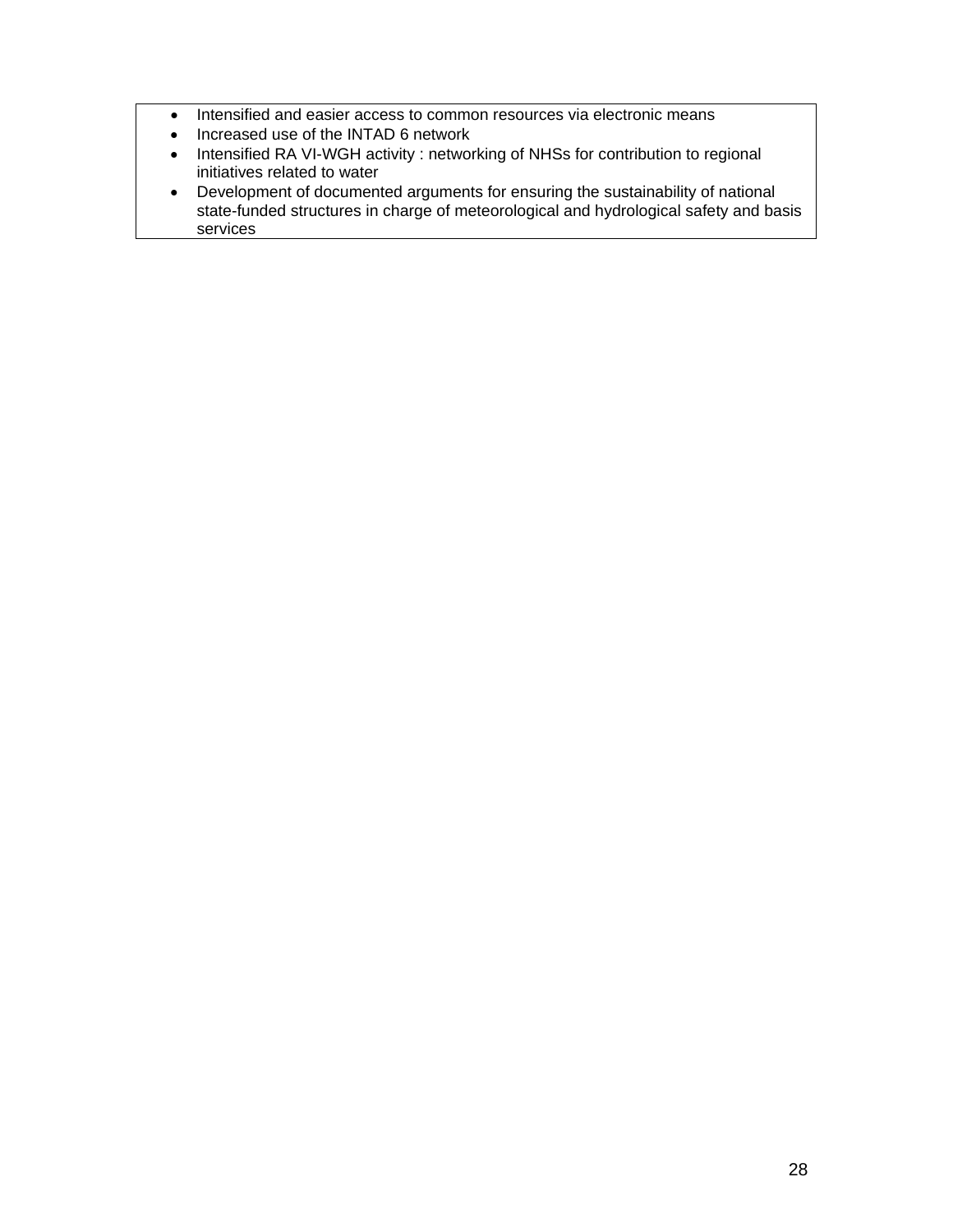- Intensified and easier access to common resources via electronic means
- Increased use of the INTAD 6 network
- Intensified RA VI-WGH activity : networking of NHSs for contribution to regional initiatives related to water
- Development of documented arguments for ensuring the sustainability of national state-funded structures in charge of meteorological and hydrological safety and basis services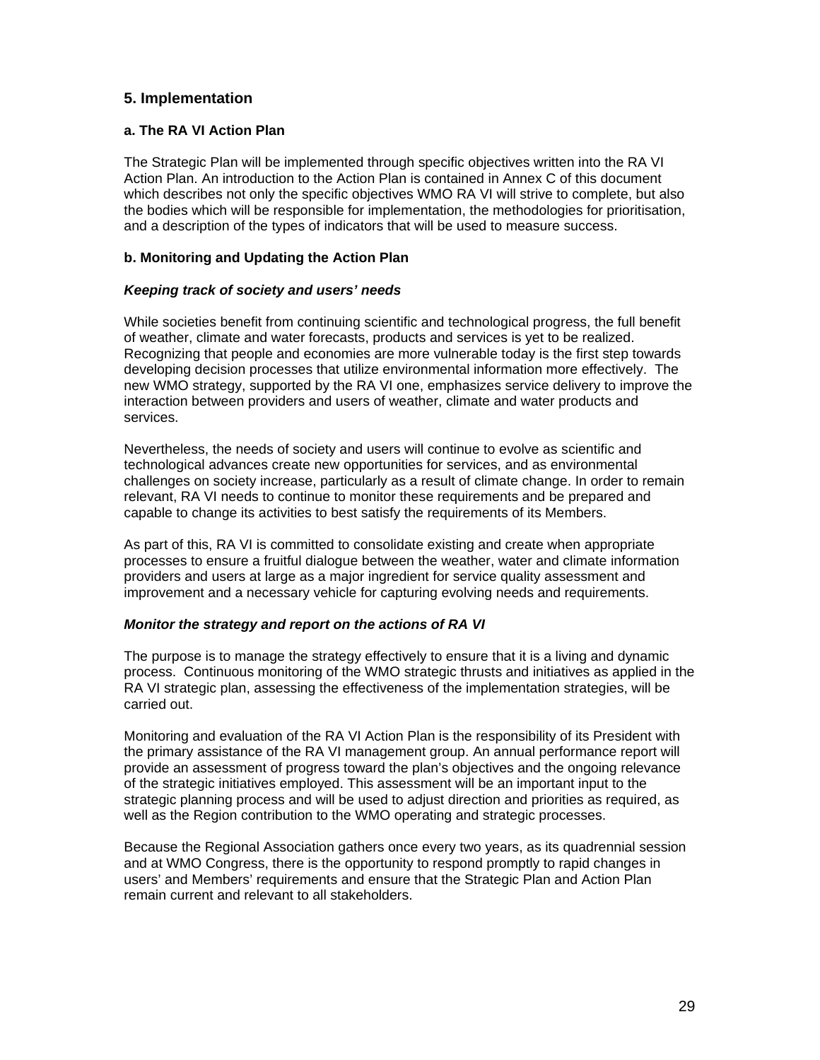## 5. Implementation

### a. The RA VI Action Plan

The Strategic Plan will be implemented through specific objectives written into the RA VI Action Plan. An introduction to the Action Plan is contained in Annex C of this document which describes not only the specific objectives WMO RA VI will strive to complete, but also the bodies which will be responsible for implementation, the methodologies for prioritisation, and a description of the types of indicators that will be used to measure success.

### b. Monitoring and Updating the Action Plan

***Keeping track of society and users' needs***

While societies benefit from continuing scientific and technological progress, the full benefit of weather, climate and water forecasts, products and services is yet to be realized. Recognizing that people and economies are more vulnerable today is the first step towards developing decision processes that utilize environmental information more effectively. The new WMO strategy, supported by the RA VI one, emphasizes service delivery to improve the interaction between providers and users of weather, climate and water products and services.

Nevertheless, the needs of society and users will continue to evolve as scientific and technological advances create new opportunities for services, and as environmental challenges on society increase, particularly as a result of climate change. In order to remain relevant, RA VI needs to continue to monitor these requirements and be prepared and capable to change its activities to best satisfy the requirements of its Members.

As part of this, RA VI is committed to consolidate existing and create when appropriate processes to ensure a fruitful dialogue between the weather, water and climate information providers and users at large as a major ingredient for service quality assessment and improvement and a necessary vehicle for capturing evolving needs and requirements.

***Monitor the strategy and report on the actions of RA VI***

The purpose is to manage the strategy effectively to ensure that it is a living and dynamic process. Continuous monitoring of the WMO strategic thrusts and initiatives as applied in the RA VI strategic plan, assessing the effectiveness of the implementation strategies, will be carried out.

Monitoring and evaluation of the RA VI Action Plan is the responsibility of its President with the primary assistance of the RA VI management group. An annual performance report will provide an assessment of progress toward the plan's objectives and the ongoing relevance of the strategic initiatives employed. This assessment will be an important input to the strategic planning process and will be used to adjust direction and priorities as required, as well as the Region contribution to the WMO operating and strategic processes.

Because the Regional Association gathers once every two years, as its quadrennial session and at WMO Congress, there is the opportunity to respond promptly to rapid changes in users' and Members' requirements and ensure that the Strategic Plan and Action Plan remain current and relevant to all stakeholders.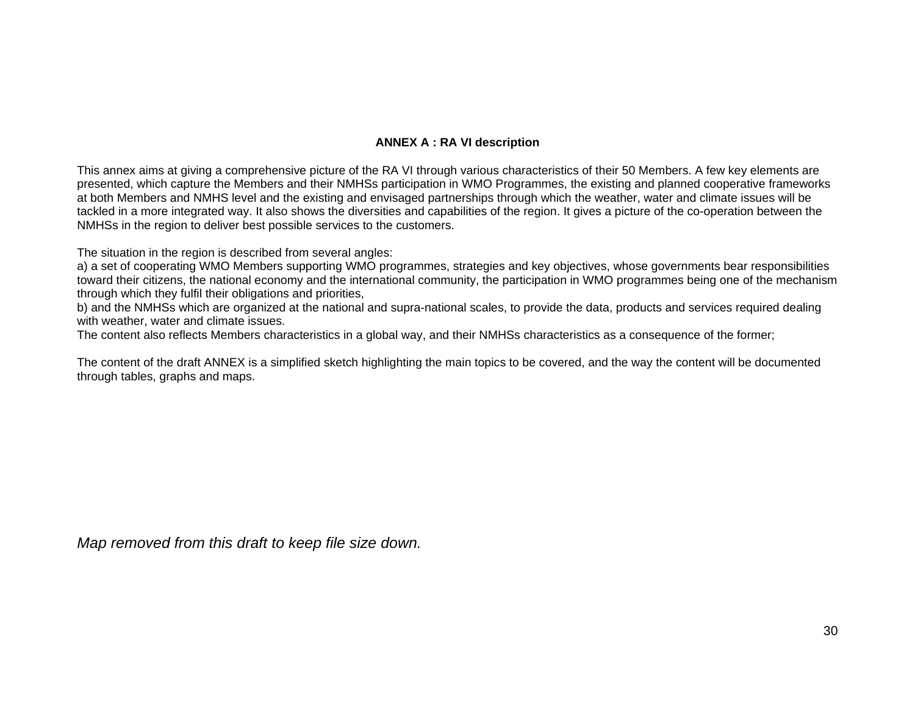# ANNEX A : RA VI description

This annex aims at giving a comprehensive picture of the RA VI through various characteristics of their 50 Members. A few key elements are presented, which capture the Members and their NMHSs participation in WMO Programmes, the existing and planned cooperative frameworks at both Members and NMHS level and the existing and envisaged partnerships through which the weather, water and climate issues will be tackled in a more integrated way. It also shows the diversities and capabilities of the region. It gives a picture of the co-operation between the NMHSs in the region to deliver best possible services to the customers.

The situation in the region is described from several angles:
a) a set of cooperating WMO Members supporting WMO programmes, strategies and key objectives, whose governments bear responsibilities toward their citizens, the national economy and the international community, the participation in WMO programmes being one of the mechanism through which they fulfil their obligations and priorities,
b) and the NMHSs which are organized at the national and supra-national scales, to provide the data, products and services required dealing with weather, water and climate issues.
The content also reflects Members characteristics in a global way, and their NMHSs characteristics as a consequence of the former;

The content of the draft ANNEX is a simplified sketch highlighting the main topics to be covered, and the way the content will be documented through tables, graphs and maps.

*Map removed from this draft to keep file size down.*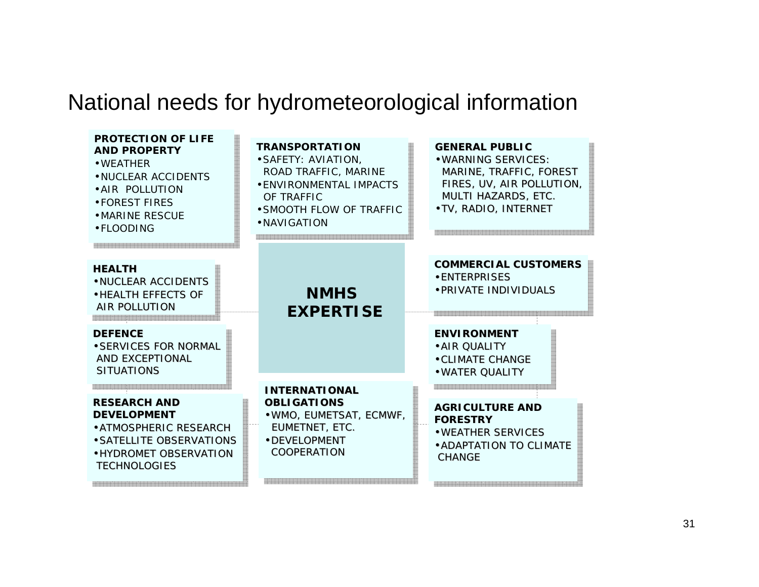# National needs for hydrometeorological information

**NMHS EXPERTISE**

**PROTECTION OF LIFE AND PROPERTY**
- WEATHER
- NUCLEAR ACCIDENTS
- AIR POLLUTION
- FOREST FIRES
- MARINE RESCUE
- FLOODING

**TRANSPORTATION**
- SAFETY: AVIATION, ROAD TRAFFIC, MARINE
- ENVIRONMENTAL IMPACTS OF TRAFFIC
- SMOOTH FLOW OF TRAFFIC
- NAVIGATION

**GENERAL PUBLIC**
- WARNING SERVICES: MARINE, TRAFFIC, FOREST FIRES, UV, AIR POLLUTION, MULTI HAZARDS, ETC.
- TV, RADIO, INTERNET

**HEALTH**
- NUCLEAR ACCIDENTS
- HEALTH EFFECTS OF AIR POLLUTION

**COMMERCIAL CUSTOMERS**
- ENTERPRISES
- PRIVATE INDIVIDUALS

**DEFENCE**
- SERVICES FOR NORMAL AND EXCEPTIONAL SITUATIONS

**ENVIRONMENT**
- AIR QUALITY
- CLIMATE CHANGE
- WATER QUALITY

**RESEARCH AND DEVELOPMENT**
- ATMOSPHERIC RESEARCH
- SATELLITE OBSERVATIONS
- HYDROMET OBSERVATION TECHNOLOGIES

**INTERNATIONAL OBLIGATIONS**
- WMO, EUMETSAT, ECMWF, EUMETNET, ETC.
- DEVELOPMENT COOPERATION

**AGRICULTURE AND FORESTRY**
- WEATHER SERVICES
- ADAPTATION TO CLIMATE CHANGE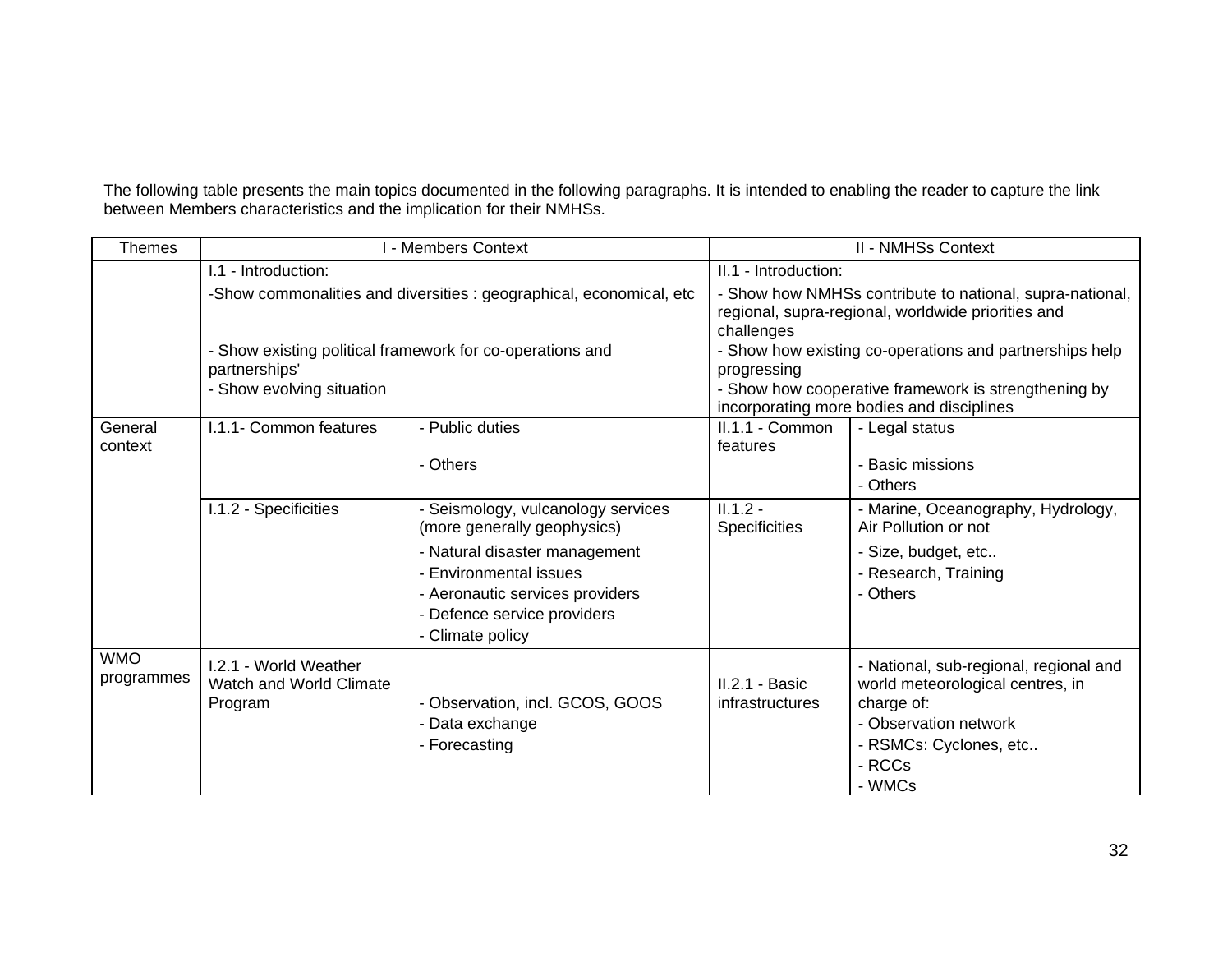The following table presents the main topics documented in the following paragraphs. It is intended to enabling the reader to capture the link between Members characteristics and the implication for their NMHSs.

| Themes | I - Members Context | | II - NMHSs Context | |
|---|---|---|---|---|
| | I.1 - Introduction:<br>-Show commonalities and diversities : geographical, economical, etc<br>- Show existing political framework for co-operations and partnerships'<br>- Show evolving situation | | II.1 - Introduction:<br>- Show how NMHSs contribute to national, supra-national, regional, supra-regional, worldwide priorities and challenges<br>- Show how existing co-operations and partnerships help progressing<br>- Show how cooperative framework is strengthening by incorporating more bodies and disciplines | |
| General context | I.1.1- Common features | - Public duties<br>- Others | II.1.1 - Common features | - Legal status<br>- Basic missions<br>- Others |
| | I.1.2 - Specificities | - Seismology, vulcanology services (more generally geophysics)<br>- Natural disaster management<br>- Environmental issues<br>- Aeronautic services providers<br>- Defence service providers<br>- Climate policy | II.1.2 - Specificities | - Marine, Oceanography, Hydrology, Air Pollution or not<br>- Size, budget, etc..<br>- Research, Training<br>- Others |
| WMO programmes | I.2.1 - World Weather Watch and World Climate Program | - Observation, incl. GCOS, GOOS<br>- Data exchange<br>- Forecasting | II.2.1 - Basic infrastructures | - National, sub-regional, regional and world meteorological centres, in charge of:<br>- Observation network<br>- RSMCs: Cyclones, etc..<br>- RCCs<br>- WMCs |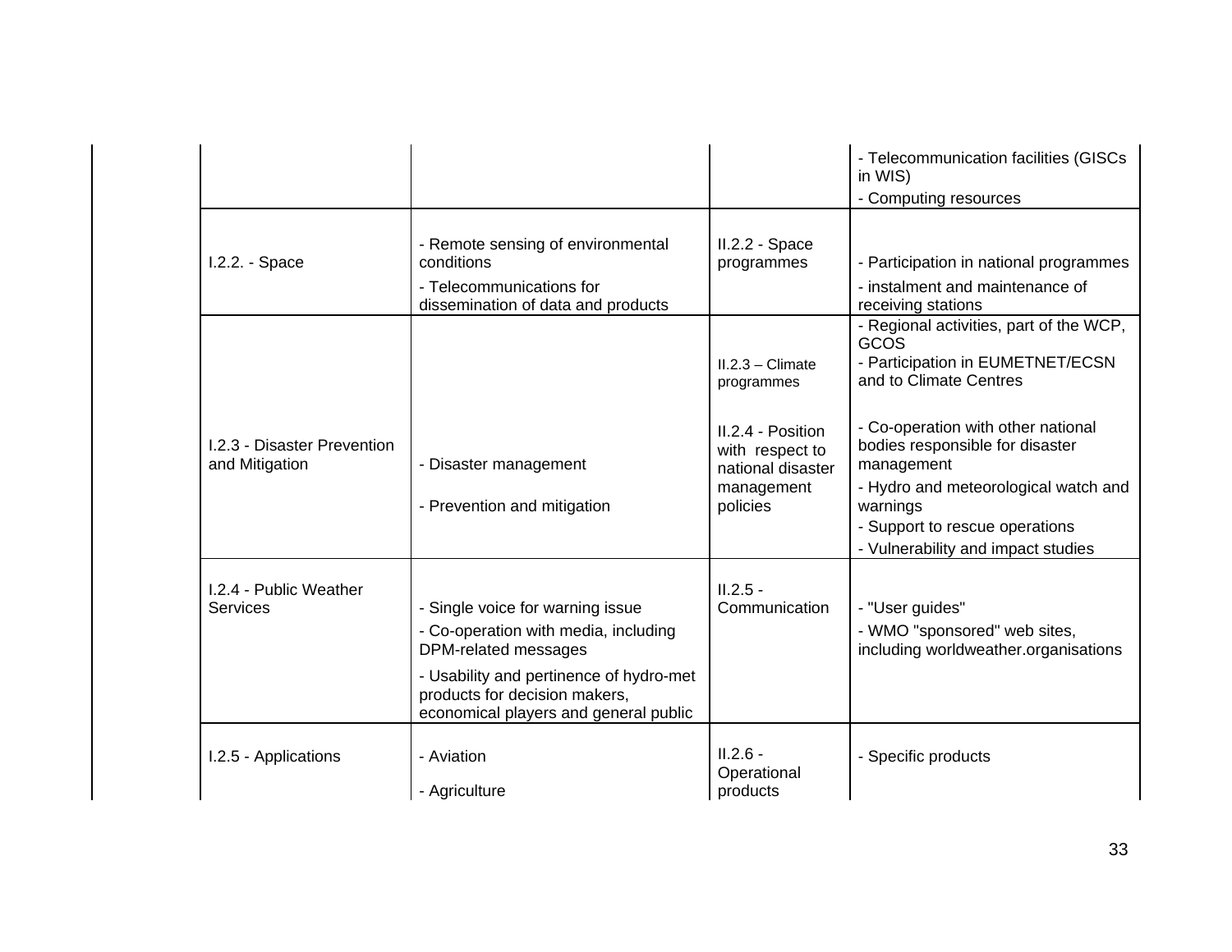| | | | |
|---|---|---|---|
| | | | - Telecommunication facilities (GISCs in WIS)<br>- Computing resources |
| I.2.2. - Space | - Remote sensing of environmental conditions<br>- Telecommunications for dissemination of data and products | II.2.2 - Space programmes | - Participation in national programmes<br>- instalment and maintenance of receiving stations |
| I.2.3 - Disaster Prevention and Mitigation | - Disaster management<br>- Prevention and mitigation | II.2.3 – Climate programmes | - Regional activities, part of the WCP, GCOS<br>- Participation in EUMETNET/ECSN and to Climate Centres |
| | | II.2.4 - Position with respect to national disaster management policies | - Co-operation with other national bodies responsible for disaster management<br>- Hydro and meteorological watch and warnings<br>- Support to rescue operations<br>- Vulnerability and impact studies |
| I.2.4 - Public Weather Services | - Single voice for warning issue<br>- Co-operation with media, including DPM-related messages<br>- Usability and pertinence of hydro-met products for decision makers, economical players and general public | II.2.5 - Communication | - "User guides"<br>- WMO "sponsored" web sites, including worldweather.organisations |
| I.2.5 - Applications | - Aviation<br>- Agriculture | II.2.6 - Operational products | - Specific products |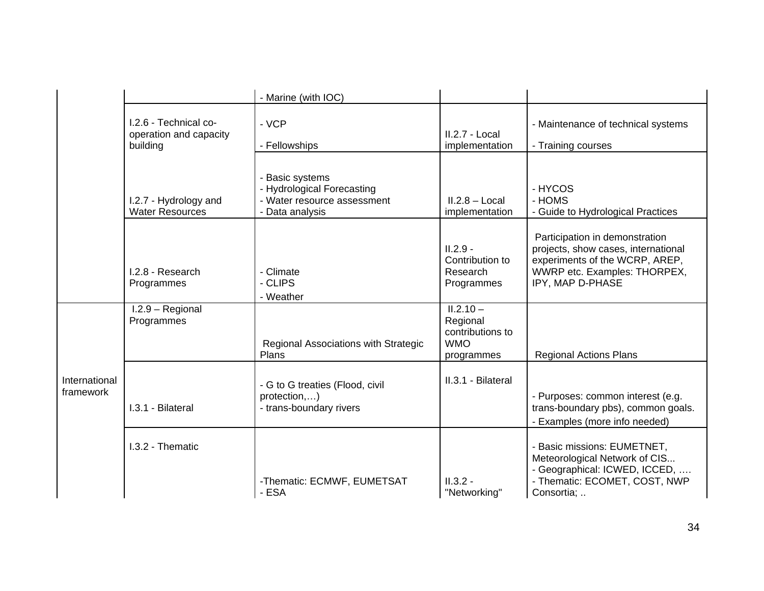| | | | | |
|---|---|---|---|---|
| | | - Marine (with IOC) | | |
| | I.2.6 - Technical co-operation and capacity building | - VCP<br>- Fellowships | II.2.7 - Local implementation | - Maintenance of technical systems<br>- Training courses |
| | I.2.7 - Hydrology and Water Resources | - Basic systems<br>- Hydrological Forecasting<br>- Water resource assessment<br>- Data analysis | II.2.8 – Local implementation | - HYCOS<br>- HOMS<br>- Guide to Hydrological Practices |
| | I.2.8 - Research Programmes | - Climate<br>- CLIPS<br>- Weather | II.2.9 - Contribution to Research Programmes | Participation in demonstration projects, show cases, international experiments of the WCRP, AREP, WWRP etc. Examples: THORPEX, IPY, MAP D-PHASE |
| International framework | I.2.9 – Regional Programmes | Regional Associations with Strategic Plans | II.2.10 – Regional contributions to WMO programmes | Regional Actions Plans |
| | I.3.1 - Bilateral | - G to G treaties (Flood, civil protection,…)<br>- trans-boundary rivers | II.3.1 - Bilateral | - Purposes: common interest (e.g. trans-boundary pbs), common goals.<br>- Examples (more info needed) |
| | I.3.2 - Thematic | -Thematic: ECMWF, EUMETSAT<br>- ESA | II.3.2 - "Networking" | - Basic missions: EUMETNET, Meteorological Network of CIS...<br>- Geographical: ICWED, ICCED, ….<br>- Thematic: ECOMET, COST, NWP Consortia; .. |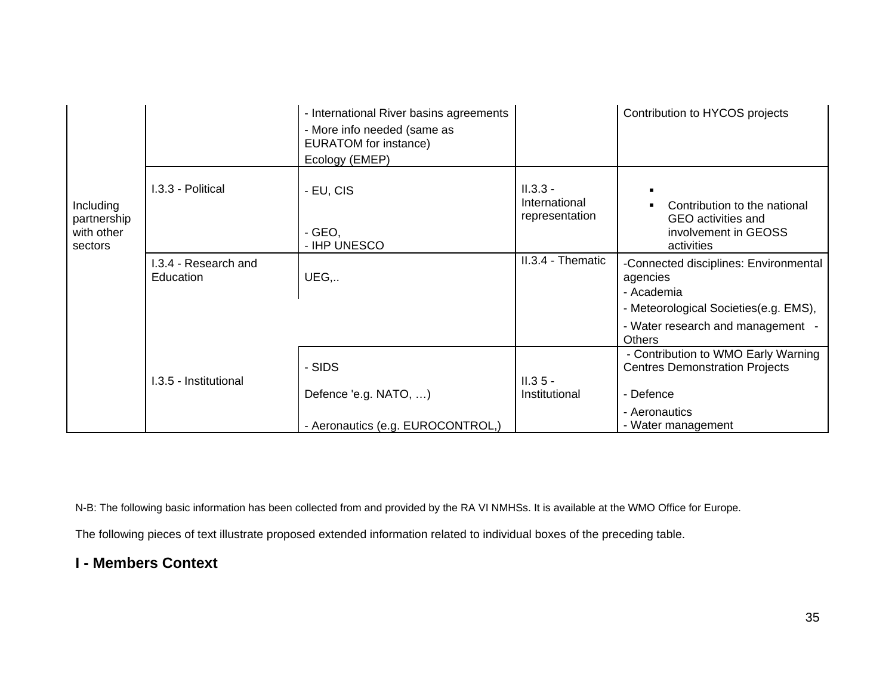| | | | | |
|---|---|---|---|---|
| Including partnership with other sectors | | - International River basins agreements<br>- More info needed (same as EURATOM for instance)<br>Ecology (EMEP) | | Contribution to HYCOS projects |
| | I.3.3 - Political | - EU, CIS<br><br>- GEO,<br>- IHP UNESCO | II.3.3 - International representation | ▪<br>▪ Contribution to the national GEO activities and involvement in GEOSS activities |
| | I.3.4 - Research and Education | UEG,.. | II.3.4 - Thematic | -Connected disciplines: Environmental agencies<br>- Academia<br>- Meteorological Societies(e.g. EMS),<br>- Water research and management - Others |
| | I.3.5 - Institutional | - SIDS<br>Defence 'e.g. NATO, …)<br>- Aeronautics (e.g. EUROCONTROL,) | II.3 5 - Institutional | - Contribution to WMO Early Warning Centres Demonstration Projects<br>- Defence<br>- Aeronautics<br>- Water management |

N-B: The following basic information has been collected from and provided by the RA VI NMHSs. It is available at the WMO Office for Europe.

The following pieces of text illustrate proposed extended information related to individual boxes of the preceding table.

## I - Members Context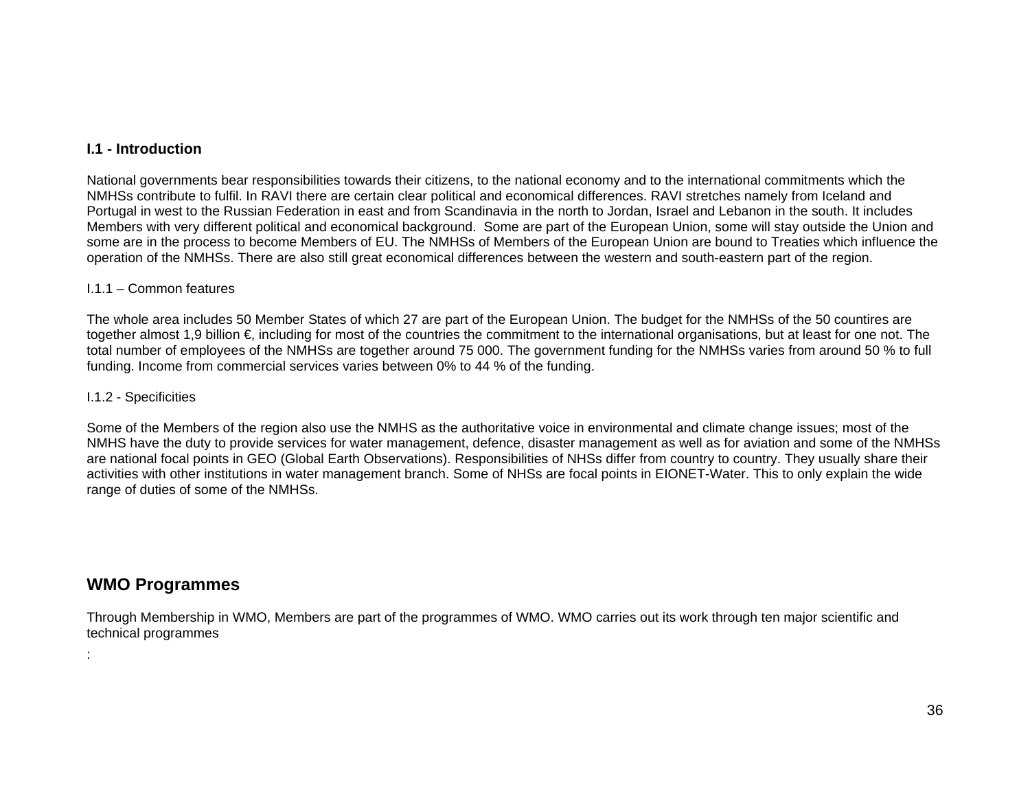### I.1 - Introduction

National governments bear responsibilities towards their citizens, to the national economy and to the international commitments which the NMHSs contribute to fulfil. In RAVI there are certain clear political and economical differences. RAVI stretches namely from Iceland and Portugal in west to the Russian Federation in east and from Scandinavia in the north to Jordan, Israel and Lebanon in the south. It includes Members with very different political and economical background. Some are part of the European Union, some will stay outside the Union and some are in the process to become Members of EU. The NMHSs of Members of the European Union are bound to Treaties which influence the operation of the NMHSs. There are also still great economical differences between the western and south-eastern part of the region.

I.1.1 – Common features

The whole area includes 50 Member States of which 27 are part of the European Union. The budget for the NMHSs of the 50 countires are together almost 1,9 billion €, including for most of the countries the commitment to the international organisations, but at least for one not. The total number of employees of the NMHSs are together around 75 000. The government funding for the NMHSs varies from around 50 % to full funding. Income from commercial services varies between 0% to 44 % of the funding.

I.1.2 - Specificities

Some of the Members of the region also use the NMHS as the authoritative voice in environmental and climate change issues; most of the NMHS have the duty to provide services for water management, defence, disaster management as well as for aviation and some of the NMHSs are national focal points in GEO (Global Earth Observations). Responsibilities of NHSs differ from country to country. They usually share their activities with other institutions in water management branch. Some of NHSs are focal points in EIONET-Water. This to only explain the wide range of duties of some of the NMHSs.

## WMO Programmes

Through Membership in WMO, Members are part of the programmes of WMO. WMO carries out its work through ten major scientific and technical programmes

: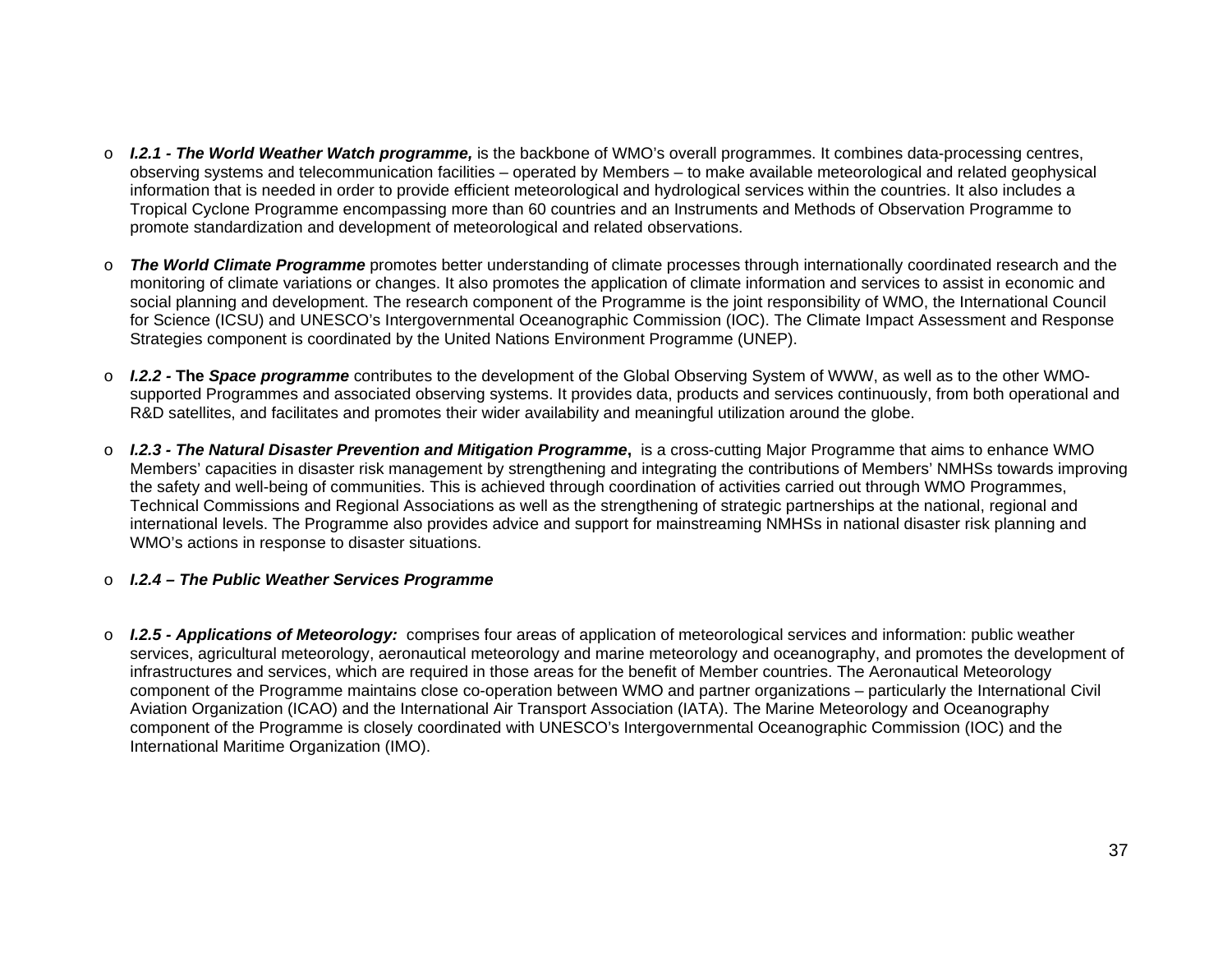- ***I.2.1 - The World Weather Watch programme,*** is the backbone of WMO's overall programmes. It combines data-processing centres, observing systems and telecommunication facilities – operated by Members – to make available meteorological and related geophysical information that is needed in order to provide efficient meteorological and hydrological services within the countries. It also includes a Tropical Cyclone Programme encompassing more than 60 countries and an Instruments and Methods of Observation Programme to promote standardization and development of meteorological and related observations.

- ***The World Climate Programme*** promotes better understanding of climate processes through internationally coordinated research and the monitoring of climate variations or changes. It also promotes the application of climate information and services to assist in economic and social planning and development. The research component of the Programme is the joint responsibility of WMO, the International Council for Science (ICSU) and UNESCO's Intergovernmental Oceanographic Commission (IOC). The Climate Impact Assessment and Response Strategies component is coordinated by the United Nations Environment Programme (UNEP).

- ***I.2.2 -* The *Space programme*** contributes to the development of the Global Observing System of WWW, as well as to the other WMO-supported Programmes and associated observing systems. It provides data, products and services continuously, from both operational and R&D satellites, and facilitates and promotes their wider availability and meaningful utilization around the globe.

- ***I.2.3 - The Natural Disaster Prevention and Mitigation Programme*,** is a cross-cutting Major Programme that aims to enhance WMO Members' capacities in disaster risk management by strengthening and integrating the contributions of Members' NMHSs towards improving the safety and well-being of communities. This is achieved through coordination of activities carried out through WMO Programmes, Technical Commissions and Regional Associations as well as the strengthening of strategic partnerships at the national, regional and international levels. The Programme also provides advice and support for mainstreaming NMHSs in national disaster risk planning and WMO's actions in response to disaster situations.

- ***I.2.4 – The Public Weather Services Programme***

- ***I.2.5 - Applications of Meteorology:*** comprises four areas of application of meteorological services and information: public weather services, agricultural meteorology, aeronautical meteorology and marine meteorology and oceanography, and promotes the development of infrastructures and services, which are required in those areas for the benefit of Member countries. The Aeronautical Meteorology component of the Programme maintains close co-operation between WMO and partner organizations – particularly the International Civil Aviation Organization (ICAO) and the International Air Transport Association (IATA). The Marine Meteorology and Oceanography component of the Programme is closely coordinated with UNESCO's Intergovernmental Oceanographic Commission (IOC) and the International Maritime Organization (IMO).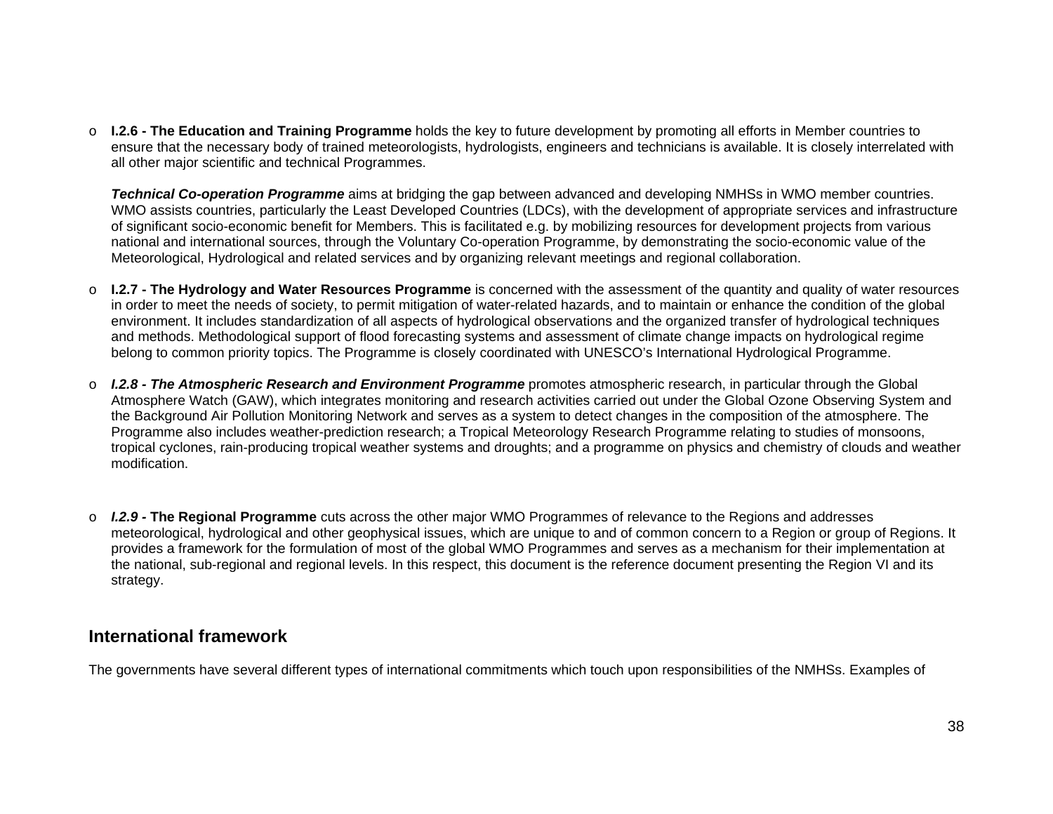- **I.2.6 - The Education and Training Programme** holds the key to future development by promoting all efforts in Member countries to ensure that the necessary body of trained meteorologists, hydrologists, engineers and technicians is available. It is closely interrelated with all other major scientific and technical Programmes.

  ***Technical Co-operation Programme*** aims at bridging the gap between advanced and developing NMHSs in WMO member countries. WMO assists countries, particularly the Least Developed Countries (LDCs), with the development of appropriate services and infrastructure of significant socio-economic benefit for Members. This is facilitated e.g. by mobilizing resources for development projects from various national and international sources, through the Voluntary Co-operation Programme, by demonstrating the socio-economic value of the Meteorological, Hydrological and related services and by organizing relevant meetings and regional collaboration.

- **I.2.7 - The Hydrology and Water Resources Programme** is concerned with the assessment of the quantity and quality of water resources in order to meet the needs of society, to permit mitigation of water-related hazards, and to maintain or enhance the condition of the global environment. It includes standardization of all aspects of hydrological observations and the organized transfer of hydrological techniques and methods. Methodological support of flood forecasting systems and assessment of climate change impacts on hydrological regime belong to common priority topics. The Programme is closely coordinated with UNESCO's International Hydrological Programme.

- ***I.2.8 - The Atmospheric Research and Environment Programme*** promotes atmospheric research, in particular through the Global Atmosphere Watch (GAW), which integrates monitoring and research activities carried out under the Global Ozone Observing System and the Background Air Pollution Monitoring Network and serves as a system to detect changes in the composition of the atmosphere. The Programme also includes weather-prediction research; a Tropical Meteorology Research Programme relating to studies of monsoons, tropical cyclones, rain-producing tropical weather systems and droughts; and a programme on physics and chemistry of clouds and weather modification.

- ***I.2.9* - The Regional Programme** cuts across the other major WMO Programmes of relevance to the Regions and addresses meteorological, hydrological and other geophysical issues, which are unique to and of common concern to a Region or group of Regions. It provides a framework for the formulation of most of the global WMO Programmes and serves as a mechanism for their implementation at the national, sub-regional and regional levels. In this respect, this document is the reference document presenting the Region VI and its strategy.

## International framework

The governments have several different types of international commitments which touch upon responsibilities of the NMHSs. Examples of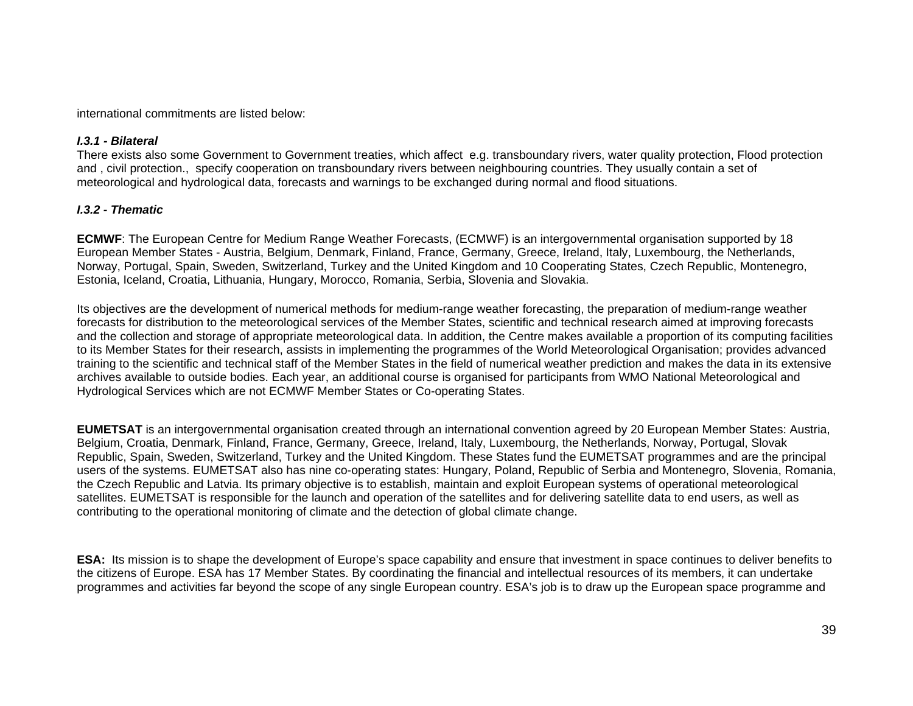international commitments are listed below:

***I.3.1 - Bilateral***

There exists also some Government to Government treaties, which affect e.g. transboundary rivers, water quality protection, Flood protection and , civil protection., specify cooperation on transboundary rivers between neighbouring countries. They usually contain a set of meteorological and hydrological data, forecasts and warnings to be exchanged during normal and flood situations.

***I.3.2 - Thematic***

**ECMWF**: The European Centre for Medium Range Weather Forecasts, (ECMWF) is an intergovernmental organisation supported by 18 European Member States - Austria, Belgium, Denmark, Finland, France, Germany, Greece, Ireland, Italy, Luxembourg, the Netherlands, Norway, Portugal, Spain, Sweden, Switzerland, Turkey and the United Kingdom and 10 Cooperating States, Czech Republic, Montenegro, Estonia, Iceland, Croatia, Lithuania, Hungary, Morocco, Romania, Serbia, Slovenia and Slovakia.

Its objectives are the development of numerical methods for medium-range weather forecasting, the preparation of medium-range weather forecasts for distribution to the meteorological services of the Member States, scientific and technical research aimed at improving forecasts and the collection and storage of appropriate meteorological data. In addition, the Centre makes available a proportion of its computing facilities to its Member States for their research, assists in implementing the programmes of the World Meteorological Organisation; provides advanced training to the scientific and technical staff of the Member States in the field of numerical weather prediction and makes the data in its extensive archives available to outside bodies. Each year, an additional course is organised for participants from WMO National Meteorological and Hydrological Services which are not ECMWF Member States or Co-operating States.

**EUMETSAT** is an intergovernmental organisation created through an international convention agreed by 20 European Member States: Austria, Belgium, Croatia, Denmark, Finland, France, Germany, Greece, Ireland, Italy, Luxembourg, the Netherlands, Norway, Portugal, Slovak Republic, Spain, Sweden, Switzerland, Turkey and the United Kingdom. These States fund the EUMETSAT programmes and are the principal users of the systems. EUMETSAT also has nine co-operating states: Hungary, Poland, Republic of Serbia and Montenegro, Slovenia, Romania, the Czech Republic and Latvia. Its primary objective is to establish, maintain and exploit European systems of operational meteorological satellites. EUMETSAT is responsible for the launch and operation of the satellites and for delivering satellite data to end users, as well as contributing to the operational monitoring of climate and the detection of global climate change.

**ESA:** Its mission is to shape the development of Europe's space capability and ensure that investment in space continues to deliver benefits to the citizens of Europe. ESA has 17 Member States. By coordinating the financial and intellectual resources of its members, it can undertake programmes and activities far beyond the scope of any single European country. ESA's job is to draw up the European space programme and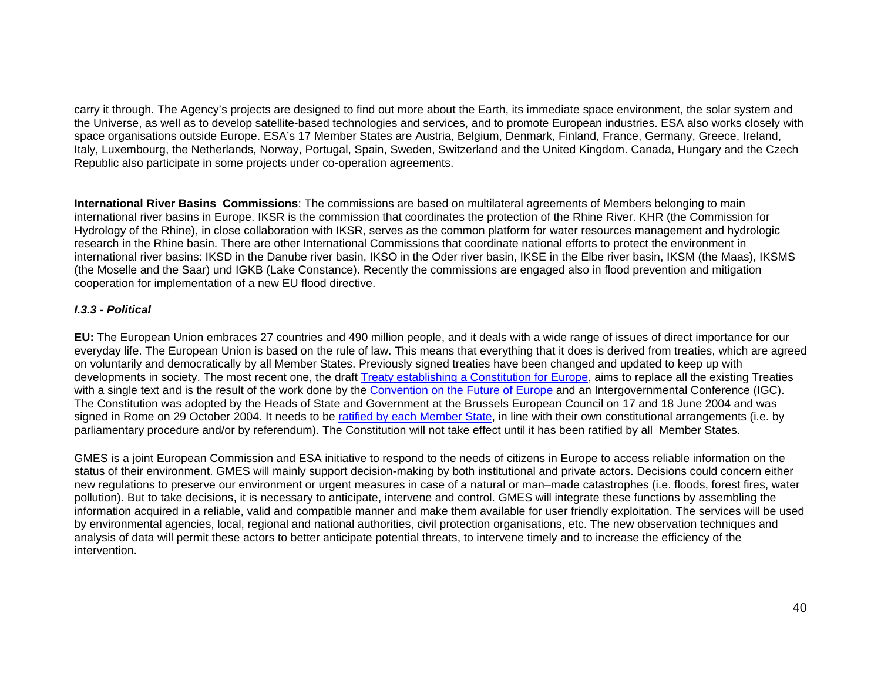carry it through. The Agency's projects are designed to find out more about the Earth, its immediate space environment, the solar system and the Universe, as well as to develop satellite-based technologies and services, and to promote European industries. ESA also works closely with space organisations outside Europe. ESA's 17 Member States are Austria, Belgium, Denmark, Finland, France, Germany, Greece, Ireland, Italy, Luxembourg, the Netherlands, Norway, Portugal, Spain, Sweden, Switzerland and the United Kingdom. Canada, Hungary and the Czech Republic also participate in some projects under co-operation agreements.

**International River Basins Commissions**: The commissions are based on multilateral agreements of Members belonging to main international river basins in Europe. IKSR is the commission that coordinates the protection of the Rhine River. KHR (the Commission for Hydrology of the Rhine), in close collaboration with IKSR, serves as the common platform for water resources management and hydrologic research in the Rhine basin. There are other International Commissions that coordinate national efforts to protect the environment in international river basins: IKSD in the Danube river basin, IKSO in the Oder river basin, IKSE in the Elbe river basin, IKSM (the Maas), IKSMS (the Moselle and the Saar) und IGKB (Lake Constance). Recently the commissions are engaged also in flood prevention and mitigation cooperation for implementation of a new EU flood directive.

### *I.3.3 - Political*

**EU:** The European Union embraces 27 countries and 490 million people, and it deals with a wide range of issues of direct importance for our everyday life. The European Union is based on the rule of law. This means that everything that it does is derived from treaties, which are agreed on voluntarily and democratically by all Member States. Previously signed treaties have been changed and updated to keep up with developments in society. The most recent one, the draft Treaty establishing a Constitution for Europe, aims to replace all the existing Treaties with a single text and is the result of the work done by the Convention on the Future of Europe and an Intergovernmental Conference (IGC). The Constitution was adopted by the Heads of State and Government at the Brussels European Council on 17 and 18 June 2004 and was signed in Rome on 29 October 2004. It needs to be ratified by each Member State, in line with their own constitutional arrangements (i.e. by parliamentary procedure and/or by referendum). The Constitution will not take effect until it has been ratified by all Member States.

GMES is a joint European Commission and ESA initiative to respond to the needs of citizens in Europe to access reliable information on the status of their environment. GMES will mainly support decision-making by both institutional and private actors. Decisions could concern either new regulations to preserve our environment or urgent measures in case of a natural or man–made catastrophes (i.e. floods, forest fires, water pollution). But to take decisions, it is necessary to anticipate, intervene and control. GMES will integrate these functions by assembling the information acquired in a reliable, valid and compatible manner and make them available for user friendly exploitation. The services will be used by environmental agencies, local, regional and national authorities, civil protection organisations, etc. The new observation techniques and analysis of data will permit these actors to better anticipate potential threats, to intervene timely and to increase the efficiency of the intervention.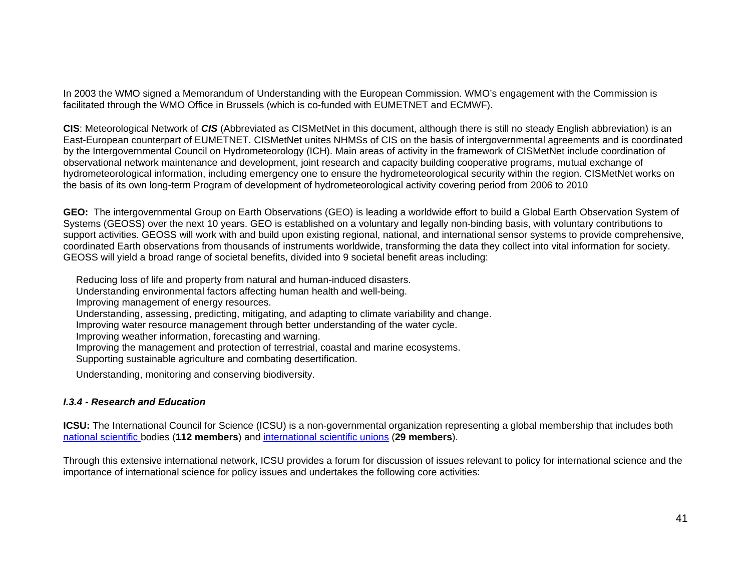In 2003 the WMO signed a Memorandum of Understanding with the European Commission. WMO's engagement with the Commission is facilitated through the WMO Office in Brussels (which is co-funded with EUMETNET and ECMWF).

**CIS**: Meteorological Network of ***CIS*** (Abbreviated as CISMetNet in this document, although there is still no steady English abbreviation) is an East-European counterpart of EUMETNET. CISMetNet unites NHMSs of CIS on the basis of intergovernmental agreements and is coordinated by the Intergovernmental Council on Hydrometeorology (ICH). Main areas of activity in the framework of CISMetNet include coordination of observational network maintenance and development, joint research and capacity building cooperative programs, mutual exchange of hydrometeorological information, including emergency one to ensure the hydrometeorological security within the region. CISMetNet works on the basis of its own long-term Program of development of hydrometeorological activity covering period from 2006 to 2010

**GEO:** The intergovernmental Group on Earth Observations (GEO) is leading a worldwide effort to build a Global Earth Observation System of Systems (GEOSS) over the next 10 years. GEO is established on a voluntary and legally non-binding basis, with voluntary contributions to support activities. GEOSS will work with and build upon existing regional, national, and international sensor systems to provide comprehensive, coordinated Earth observations from thousands of instruments worldwide, transforming the data they collect into vital information for society. GEOSS will yield a broad range of societal benefits, divided into 9 societal benefit areas including:

- Reducing loss of life and property from natural and human-induced disasters.
- Understanding environmental factors affecting human health and well-being.
- Improving management of energy resources.
- Understanding, assessing, predicting, mitigating, and adapting to climate variability and change.
- Improving water resource management through better understanding of the water cycle.
- Improving weather information, forecasting and warning.
- Improving the management and protection of terrestrial, coastal and marine ecosystems.
- Supporting sustainable agriculture and combating desertification.
- Understanding, monitoring and conserving biodiversity.

#### *I.3.4 - Research and Education*

**ICSU:** The International Council for Science (ICSU) is a non-governmental organization representing a global membership that includes both national scientific bodies (**112 members**) and international scientific unions (**29 members**).

Through this extensive international network, ICSU provides a forum for discussion of issues relevant to policy for international science and the importance of international science for policy issues and undertakes the following core activities: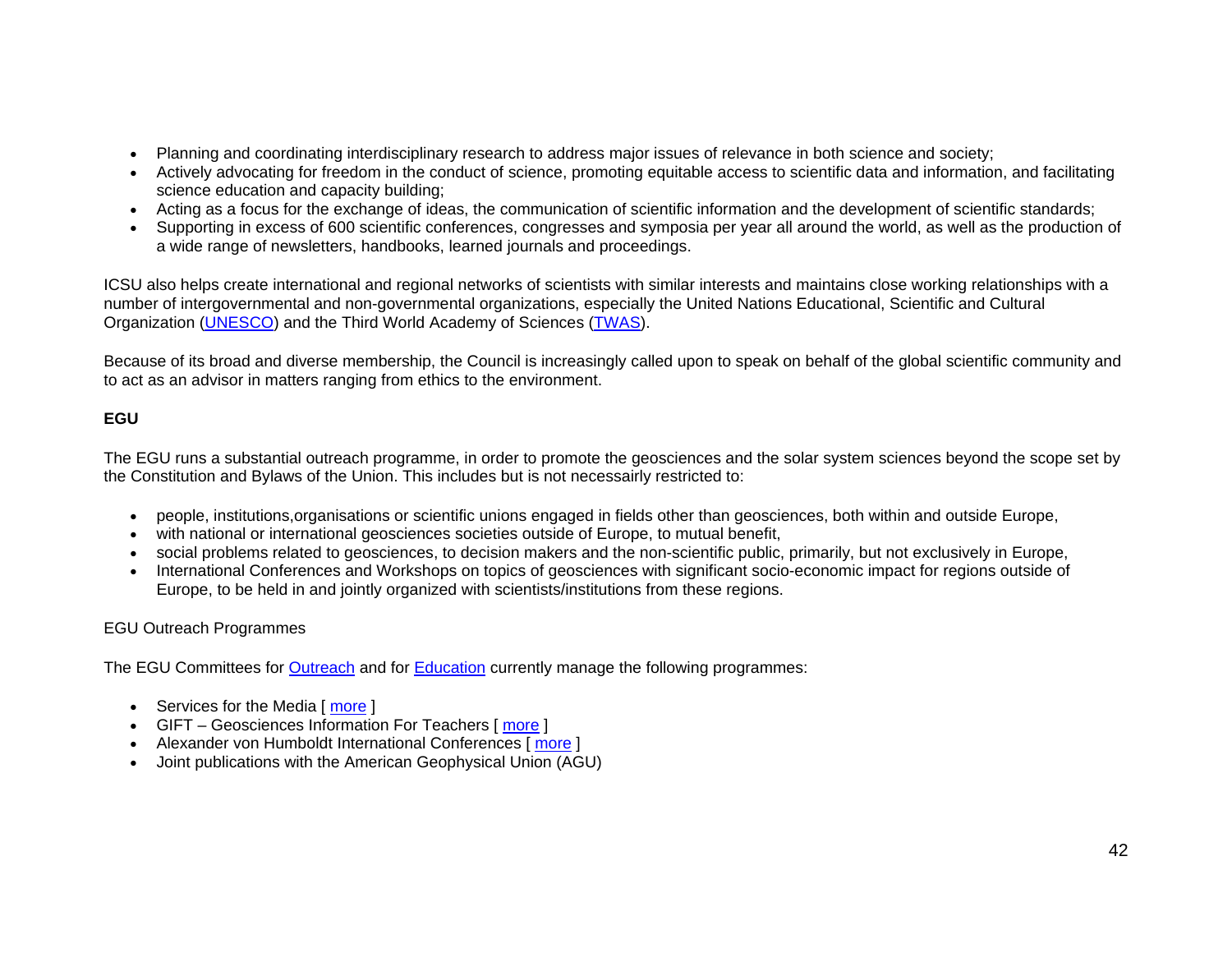- Planning and coordinating interdisciplinary research to address major issues of relevance in both science and society;
- Actively advocating for freedom in the conduct of science, promoting equitable access to scientific data and information, and facilitating science education and capacity building;
- Acting as a focus for the exchange of ideas, the communication of scientific information and the development of scientific standards;
- Supporting in excess of 600 scientific conferences, congresses and symposia per year all around the world, as well as the production of a wide range of newsletters, handbooks, learned journals and proceedings.

ICSU also helps create international and regional networks of scientists with similar interests and maintains close working relationships with a number of intergovernmental and non-governmental organizations, especially the United Nations Educational, Scientific and Cultural Organization (UNESCO) and the Third World Academy of Sciences (TWAS).

Because of its broad and diverse membership, the Council is increasingly called upon to speak on behalf of the global scientific community and to act as an advisor in matters ranging from ethics to the environment.

**EGU**

The EGU runs a substantial outreach programme, in order to promote the geosciences and the solar system sciences beyond the scope set by the Constitution and Bylaws of the Union. This includes but is not necessarily restricted to:

- people, institutions,organisations or scientific unions engaged in fields other than geosciences, both within and outside Europe,
- with national or international geosciences societies outside of Europe, to mutual benefit,
- social problems related to geosciences, to decision makers and the non-scientific public, primarily, but not exclusively in Europe,
- International Conferences and Workshops on topics of geosciences with significant socio-economic impact for regions outside of Europe, to be held in and jointly organized with scientists/institutions from these regions.

EGU Outreach Programmes

The EGU Committees for Outreach and for Education currently manage the following programmes:

- Services for the Media [ more ]
- GIFT – Geosciences Information For Teachers [ more ]
- Alexander von Humboldt International Conferences [ more ]
- Joint publications with the American Geophysical Union (AGU)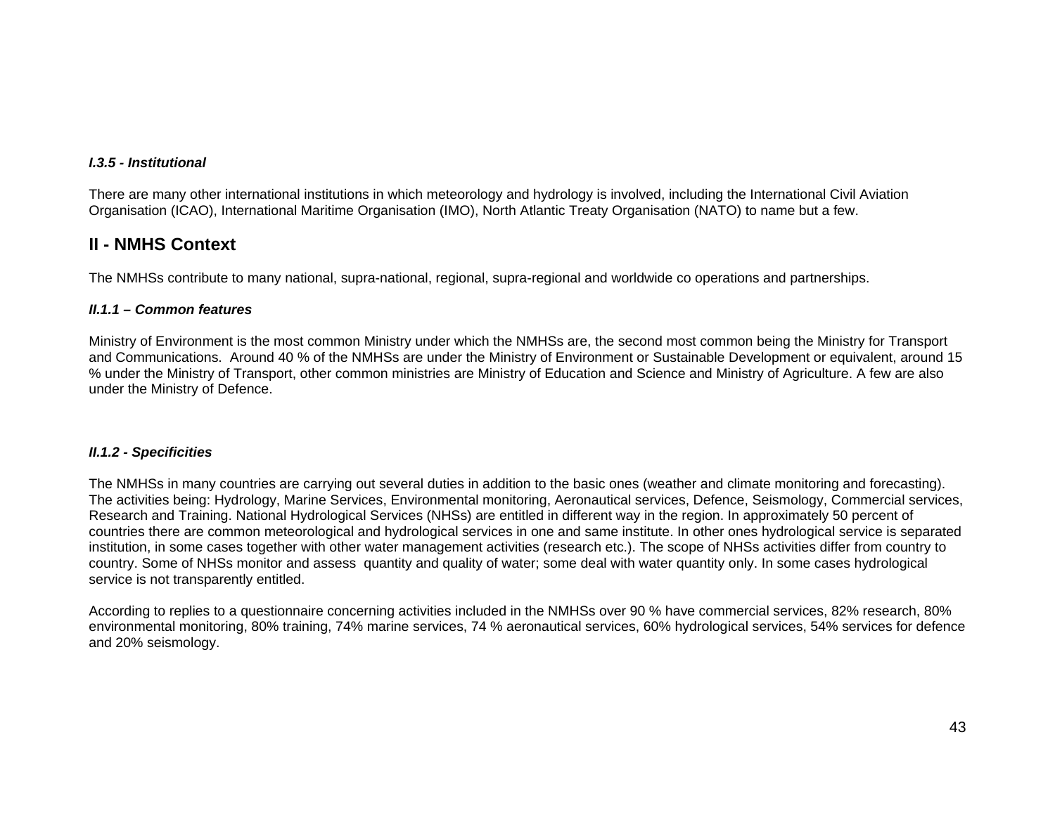#### *I.3.5 - Institutional*

There are many other international institutions in which meteorology and hydrology is involved, including the International Civil Aviation Organisation (ICAO), International Maritime Organisation (IMO), North Atlantic Treaty Organisation (NATO) to name but a few.

## II - NMHS Context

The NMHSs contribute to many national, supra-national, regional, supra-regional and worldwide co operations and partnerships.

#### *II.1.1 – Common features*

Ministry of Environment is the most common Ministry under which the NMHSs are, the second most common being the Ministry for Transport and Communications.  Around 40 % of the NMHSs are under the Ministry of Environment or Sustainable Development or equivalent, around 15 % under the Ministry of Transport, other common ministries are Ministry of Education and Science and Ministry of Agriculture. A few are also under the Ministry of Defence.

#### *II.1.2 - Specificities*

The NMHSs in many countries are carrying out several duties in addition to the basic ones (weather and climate monitoring and forecasting). The activities being: Hydrology, Marine Services, Environmental monitoring, Aeronautical services, Defence, Seismology, Commercial services, Research and Training. National Hydrological Services (NHSs) are entitled in different way in the region. In approximately 50 percent of countries there are common meteorological and hydrological services in one and same institute. In other ones hydrological service is separated institution, in some cases together with other water management activities (research etc.). The scope of NHSs activities differ from country to country. Some of NHSs monitor and assess  quantity and quality of water; some deal with water quantity only. In some cases hydrological service is not transparently entitled.

According to replies to a questionnaire concerning activities included in the NMHSs over 90 % have commercial services, 82% research, 80% environmental monitoring, 80% training, 74% marine services, 74 % aeronautical services, 60% hydrological services, 54% services for defence and 20% seismology.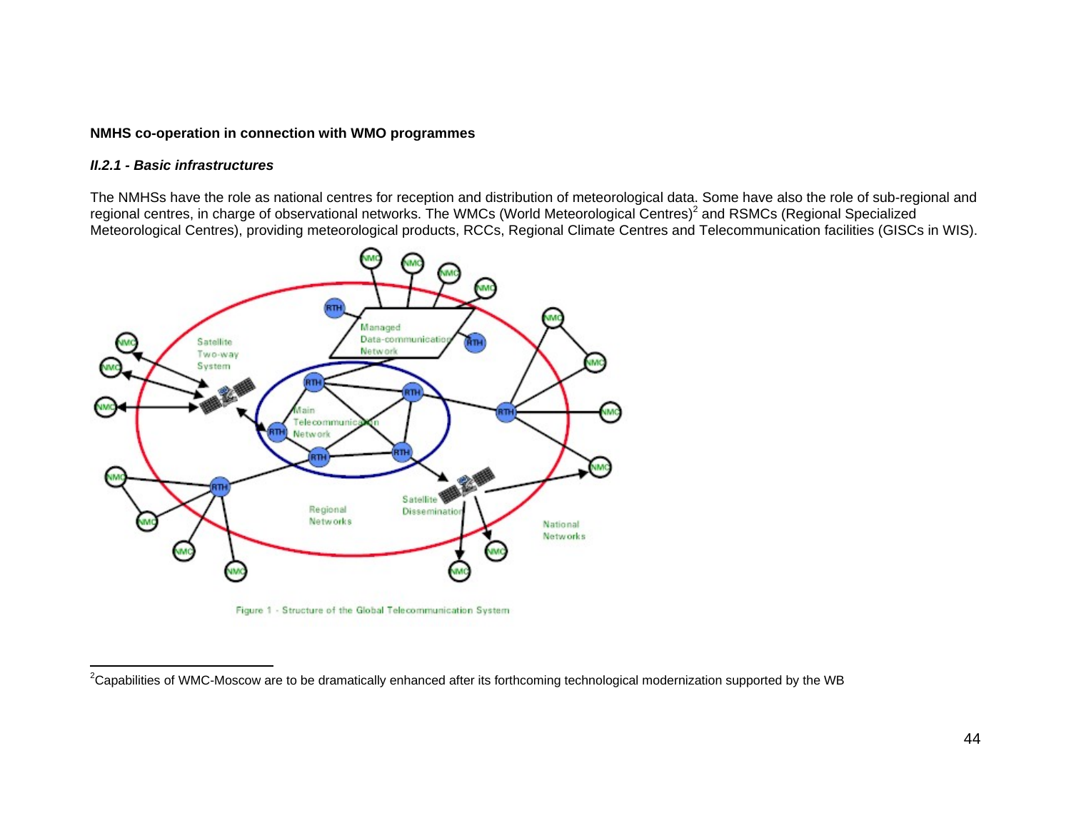**NMHS co-operation in connection with WMO programmes**

***II.2.1 - Basic infrastructures***

The NMHSs have the role as national centres for reception and distribution of meteorological data. Some have also the role of sub-regional and regional centres, in charge of observational networks. The WMCs (World Meteorological Centres)[2] and RSMCs (Regional Specialized Meteorological Centres), providing meteorological products, RCCs, Regional Climate Centres and Telecommunication facilities (GISCs in WIS).

Figure 1 - Structure of the Global Telecommunication System

[2] Capabilities of WMC-Moscow are to be dramatically enhanced after its forthcoming technological modernization supported by the WB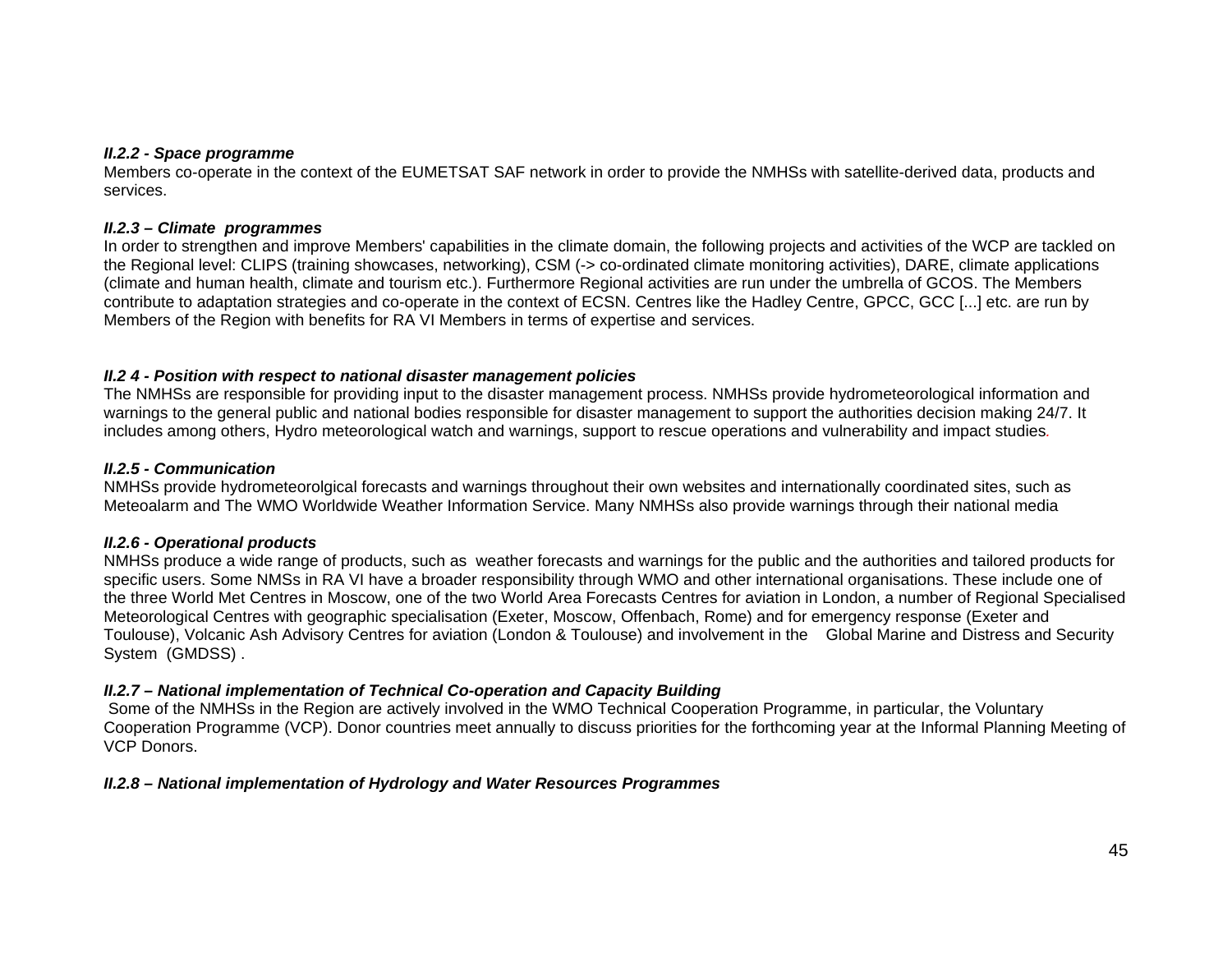***II.2.2 - Space programme***

Members co-operate in the context of the EUMETSAT SAF network in order to provide the NMHSs with satellite-derived data, products and services.

***II.2.3 – Climate programmes***

In order to strengthen and improve Members' capabilities in the climate domain, the following projects and activities of the WCP are tackled on the Regional level: CLIPS (training showcases, networking), CSM (-> co-ordinated climate monitoring activities), DARE, climate applications (climate and human health, climate and tourism etc.). Furthermore Regional activities are run under the umbrella of GCOS. The Members contribute to adaptation strategies and co-operate in the context of ECSN. Centres like the Hadley Centre, GPCC, GCC [...] etc. are run by Members of the Region with benefits for RA VI Members in terms of expertise and services.

***II.2 4 - Position with respect to national disaster management policies***

The NMHSs are responsible for providing input to the disaster management process. NMHSs provide hydrometeorological information and warnings to the general public and national bodies responsible for disaster management to support the authorities decision making 24/7. It includes among others, Hydro meteorological watch and warnings, support to rescue operations and vulnerability and impact studies.

***II.2.5 - Communication***

NMHSs provide hydrometeorolgical forecasts and warnings throughout their own websites and internationally coordinated sites, such as Meteoalarm and The WMO Worldwide Weather Information Service. Many NMHSs also provide warnings through their national media

***II.2.6 - Operational products***

NMHSs produce a wide range of products, such as weather forecasts and warnings for the public and the authorities and tailored products for specific users. Some NMSs in RA VI have a broader responsibility through WMO and other international organisations. These include one of the three World Met Centres in Moscow, one of the two World Area Forecasts Centres for aviation in London, a number of Regional Specialised Meteorological Centres with geographic specialisation (Exeter, Moscow, Offenbach, Rome) and for emergency response (Exeter and Toulouse), Volcanic Ash Advisory Centres for aviation (London & Toulouse) and involvement in the Global Marine and Distress and Security System (GMDSS) .

***II.2.7 – National implementation of Technical Co-operation and Capacity Building***

Some of the NMHSs in the Region are actively involved in the WMO Technical Cooperation Programme, in particular, the Voluntary Cooperation Programme (VCP). Donor countries meet annually to discuss priorities for the forthcoming year at the Informal Planning Meeting of VCP Donors.

***II.2.8 – National implementation of Hydrology and Water Resources Programmes***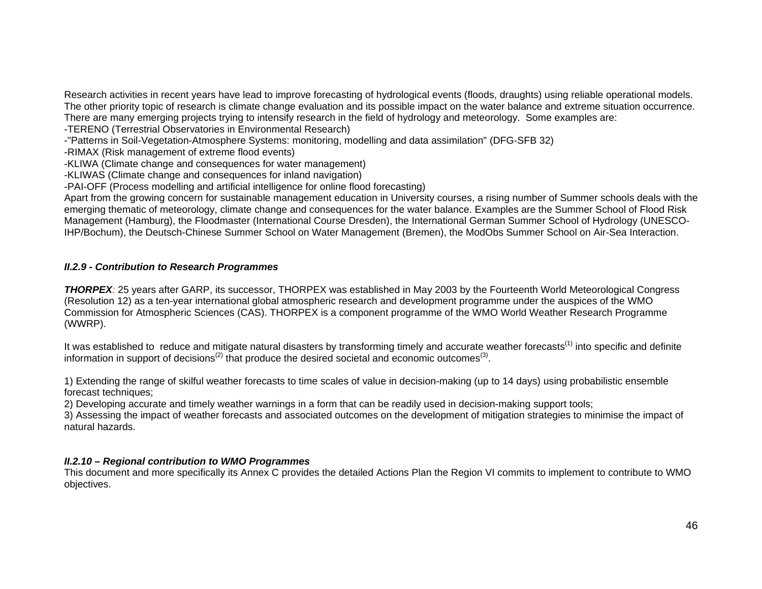Research activities in recent years have lead to improve forecasting of hydrological events (floods, draughts) using reliable operational models. The other priority topic of research is climate change evaluation and its possible impact on the water balance and extreme situation occurrence. There are many emerging projects trying to intensify research in the field of hydrology and meteorology. Some examples are:

-TERENO (Terrestrial Observatories in Environmental Research)
-"Patterns in Soil-Vegetation-Atmosphere Systems: monitoring, modelling and data assimilation" (DFG-SFB 32)
-RIMAX (Risk management of extreme flood events)
-KLIWA (Climate change and consequences for water management)
-KLIWAS (Climate change and consequences for inland navigation)
-PAI-OFF (Process modelling and artificial intelligence for online flood forecasting)

Apart from the growing concern for sustainable management education in University courses, a rising number of Summer schools deals with the emerging thematic of meteorology, climate change and consequences for the water balance. Examples are the Summer School of Flood Risk Management (Hamburg), the Floodmaster (International Course Dresden), the International German Summer School of Hydrology (UNESCO-IHP/Bochum), the Deutsch-Chinese Summer School on Water Management (Bremen), the ModObs Summer School on Air-Sea Interaction.

### *II.2.9 - Contribution to Research Programmes*

***THORPEX***: 25 years after GARP, its successor, THORPEX was established in May 2003 by the Fourteenth World Meteorological Congress (Resolution 12) as a ten-year international global atmospheric research and development programme under the auspices of the WMO Commission for Atmospheric Sciences (CAS). THORPEX is a component programme of the WMO World Weather Research Programme (WWRP).

It was established to reduce and mitigate natural disasters by transforming timely and accurate weather forecasts(1) into specific and definite information in support of decisions(2) that produce the desired societal and economic outcomes(3).

1) Extending the range of skilful weather forecasts to time scales of value in decision-making (up to 14 days) using probabilistic ensemble forecast techniques;
2) Developing accurate and timely weather warnings in a form that can be readily used in decision-making support tools;
3) Assessing the impact of weather forecasts and associated outcomes on the development of mitigation strategies to minimise the impact of natural hazards.

### *II.2.10 – Regional contribution to WMO Programmes*

This document and more specifically its Annex C provides the detailed Actions Plan the Region VI commits to implement to contribute to WMO objectives.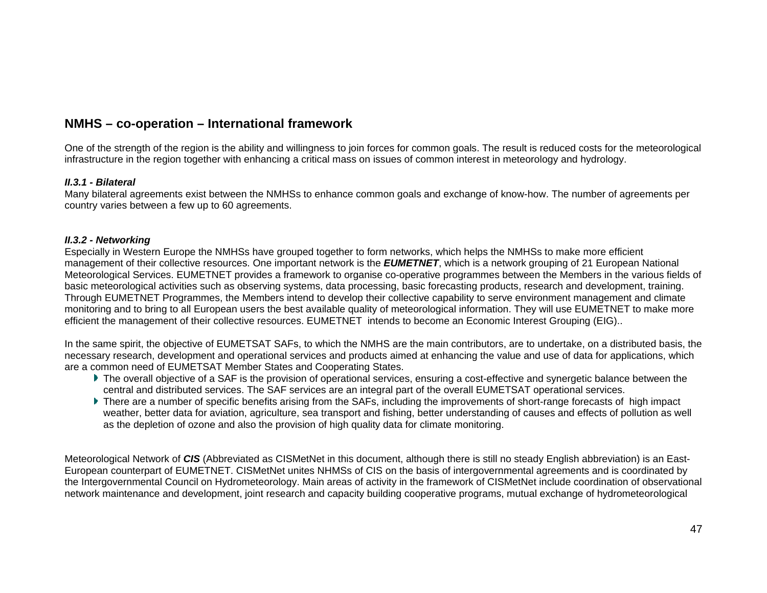## NMHS – co-operation – International framework

One of the strength of the region is the ability and willingness to join forces for common goals. The result is reduced costs for the meteorological infrastructure in the region together with enhancing a critical mass on issues of common interest in meteorology and hydrology.

***II.3.1 - Bilateral***

Many bilateral agreements exist between the NMHSs to enhance common goals and exchange of know-how. The number of agreements per country varies between a few up to 60 agreements.

***II.3.2 - Networking***

Especially in Western Europe the NMHSs have grouped together to form networks, which helps the NMHSs to make more efficient management of their collective resources. One important network is the ***EUMETNET***, which is a network grouping of 21 European National Meteorological Services. EUMETNET provides a framework to organise co-operative programmes between the Members in the various fields of basic meteorological activities such as observing systems, data processing, basic forecasting products, research and development, training. Through EUMETNET Programmes, the Members intend to develop their collective capability to serve environment management and climate monitoring and to bring to all European users the best available quality of meteorological information. They will use EUMETNET to make more efficient the management of their collective resources. EUMETNET intends to become an Economic Interest Grouping (EIG)..

In the same spirit, the objective of EUMETSAT SAFs, to which the NMHS are the main contributors, are to undertake, on a distributed basis, the necessary research, development and operational services and products aimed at enhancing the value and use of data for applications, which are a common need of EUMETSAT Member States and Cooperating States.

- The overall objective of a SAF is the provision of operational services, ensuring a cost-effective and synergetic balance between the central and distributed services. The SAF services are an integral part of the overall EUMETSAT operational services.
- There are a number of specific benefits arising from the SAFs, including the improvements of short-range forecasts of high impact weather, better data for aviation, agriculture, sea transport and fishing, better understanding of causes and effects of pollution as well as the depletion of ozone and also the provision of high quality data for climate monitoring.

Meteorological Network of ***CIS*** (Abbreviated as CISMetNet in this document, although there is still no steady English abbreviation) is an East-European counterpart of EUMETNET. CISMetNet unites NHMSs of CIS on the basis of intergovernmental agreements and is coordinated by the Intergovernmental Council on Hydrometeorology. Main areas of activity in the framework of CISMetNet include coordination of observational network maintenance and development, joint research and capacity building cooperative programs, mutual exchange of hydrometeorological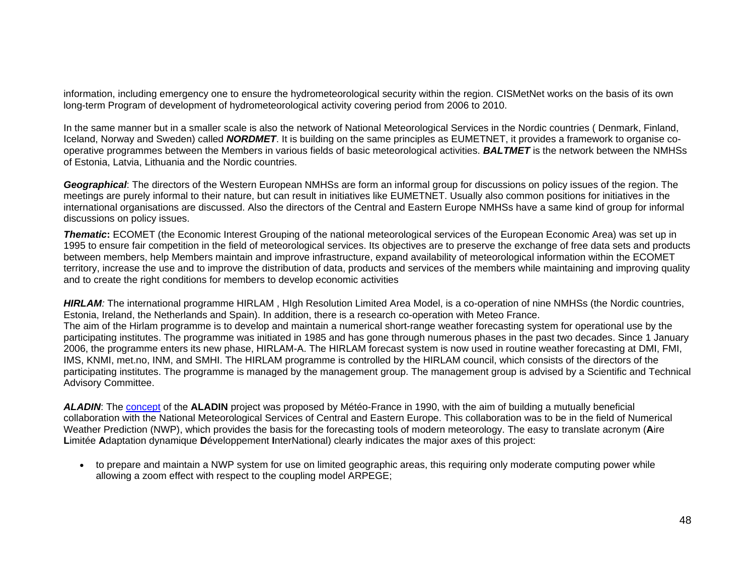information, including emergency one to ensure the hydrometeorological security within the region. CISMetNet works on the basis of its own long-term Program of development of hydrometeorological activity covering period from 2006 to 2010.

In the same manner but in a smaller scale is also the network of National Meteorological Services in the Nordic countries ( Denmark, Finland, Iceland, Norway and Sweden) called ***NORDMET***. It is building on the same principles as EUMETNET, it provides a framework to organise co-operative programmes between the Members in various fields of basic meteorological activities. ***BALTMET*** is the network between the NMHSs of Estonia, Latvia, Lithuania and the Nordic countries.

***Geographical***: The directors of the Western European NMHSs are form an informal group for discussions on policy issues of the region. The meetings are purely informal to their nature, but can result in initiatives like EUMETNET. Usually also common positions for initiatives in the international organisations are discussed. Also the directors of the Central and Eastern Europe NMHSs have a same kind of group for informal discussions on policy issues.

***Thematic*****:** ECOMET (the Economic Interest Grouping of the national meteorological services of the European Economic Area) was set up in 1995 to ensure fair competition in the field of meteorological services. Its objectives are to preserve the exchange of free data sets and products between members, help Members maintain and improve infrastructure, expand availability of meteorological information within the ECOMET territory, increase the use and to improve the distribution of data, products and services of the members while maintaining and improving quality and to create the right conditions for members to develop economic activities

***HIRLAM****:* The international programme HIRLAM , HIgh Resolution Limited Area Model, is a co-operation of nine NMHSs (the Nordic countries, Estonia, Ireland, the Netherlands and Spain). In addition, there is a research co-operation with Meteo France.
The aim of the Hirlam programme is to develop and maintain a numerical short-range weather forecasting system for operational use by the participating institutes. The programme was initiated in 1985 and has gone through numerous phases in the past two decades. Since 1 January 2006, the programme enters its new phase, HIRLAM-A. The HIRLAM forecast system is now used in routine weather forecasting at DMI, FMI, IMS, KNMI, met.no, INM, and SMHI. The HIRLAM programme is controlled by the HIRLAM council, which consists of the directors of the participating institutes. The programme is managed by the management group. The management group is advised by a Scientific and Technical Advisory Committee.

***ALADIN***: The concept of the **ALADIN** project was proposed by Météo-France in 1990, with the aim of building a mutually beneficial collaboration with the National Meteorological Services of Central and Eastern Europe. This collaboration was to be in the field of Numerical Weather Prediction (NWP), which provides the basis for the forecasting tools of modern meteorology. The easy to translate acronym (**A**ire **L**imitée **A**daptation dynamique **D**éveloppement **I**nterNational) clearly indicates the major axes of this project:

- to prepare and maintain a NWP system for use on limited geographic areas, this requiring only moderate computing power while allowing a zoom effect with respect to the coupling model ARPEGE;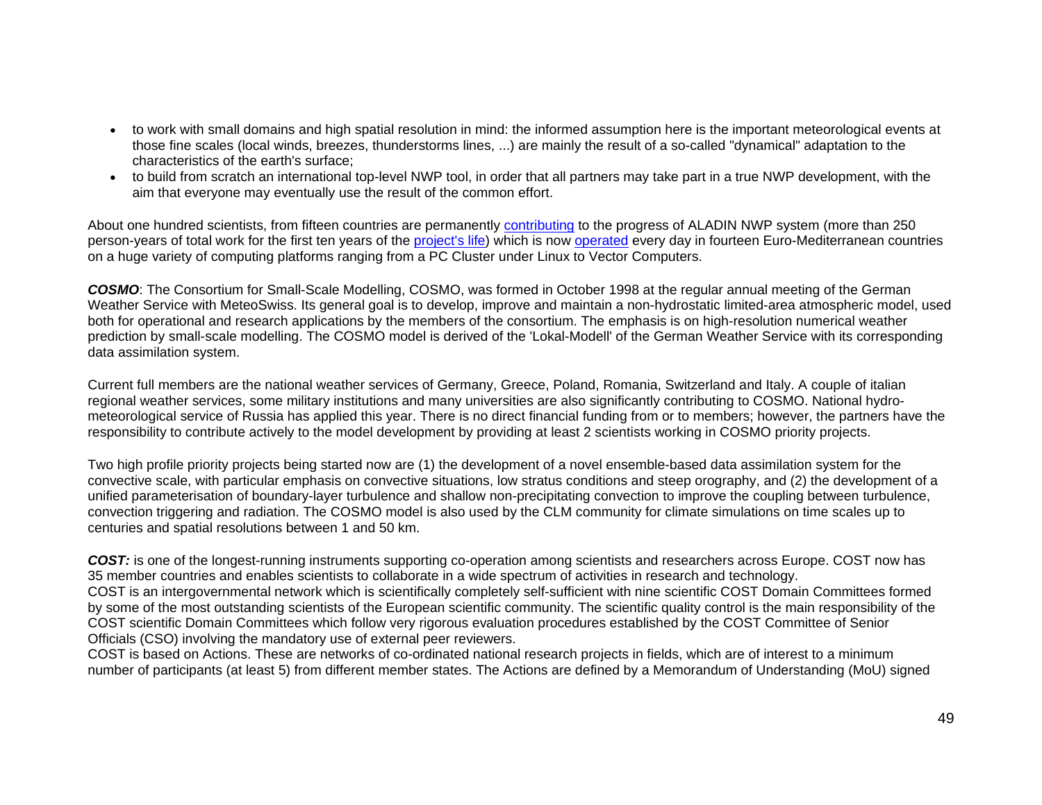- to work with small domains and high spatial resolution in mind: the informed assumption here is the important meteorological events at those fine scales (local winds, breezes, thunderstorms lines, ...) are mainly the result of a so-called "dynamical" adaptation to the characteristics of the earth's surface;
- to build from scratch an international top-level NWP tool, in order that all partners may take part in a true NWP development, with the aim that everyone may eventually use the result of the common effort.

About one hundred scientists, from fifteen countries are permanently contributing to the progress of ALADIN NWP system (more than 250 person-years of total work for the first ten years of the project's life) which is now operated every day in fourteen Euro-Mediterranean countries on a huge variety of computing platforms ranging from a PC Cluster under Linux to Vector Computers.

***COSMO***: The Consortium for Small-Scale Modelling, COSMO, was formed in October 1998 at the regular annual meeting of the German Weather Service with MeteoSwiss. Its general goal is to develop, improve and maintain a non-hydrostatic limited-area atmospheric model, used both for operational and research applications by the members of the consortium. The emphasis is on high-resolution numerical weather prediction by small-scale modelling. The COSMO model is derived of the 'Lokal-Modell' of the German Weather Service with its corresponding data assimilation system.

Current full members are the national weather services of Germany, Greece, Poland, Romania, Switzerland and Italy. A couple of italian regional weather services, some military institutions and many universities are also significantly contributing to COSMO. National hydro-meteorological service of Russia has applied this year. There is no direct financial funding from or to members; however, the partners have the responsibility to contribute actively to the model development by providing at least 2 scientists working in COSMO priority projects.

Two high profile priority projects being started now are (1) the development of a novel ensemble-based data assimilation system for the convective scale, with particular emphasis on convective situations, low stratus conditions and steep orography, and (2) the development of a unified parameterisation of boundary-layer turbulence and shallow non-precipitating convection to improve the coupling between turbulence, convection triggering and radiation. The COSMO model is also used by the CLM community for climate simulations on time scales up to centuries and spatial resolutions between 1 and 50 km.

***COST:*** is one of the longest-running instruments supporting co-operation among scientists and researchers across Europe. COST now has 35 member countries and enables scientists to collaborate in a wide spectrum of activities in research and technology.
COST is an intergovernmental network which is scientifically completely self-sufficient with nine scientific COST Domain Committees formed by some of the most outstanding scientists of the European scientific community. The scientific quality control is the main responsibility of the COST scientific Domain Committees which follow very rigorous evaluation procedures established by the COST Committee of Senior Officials (CSO) involving the mandatory use of external peer reviewers.
COST is based on Actions. These are networks of co-ordinated national research projects in fields, which are of interest to a minimum number of participants (at least 5) from different member states. The Actions are defined by a Memorandum of Understanding (MoU) signed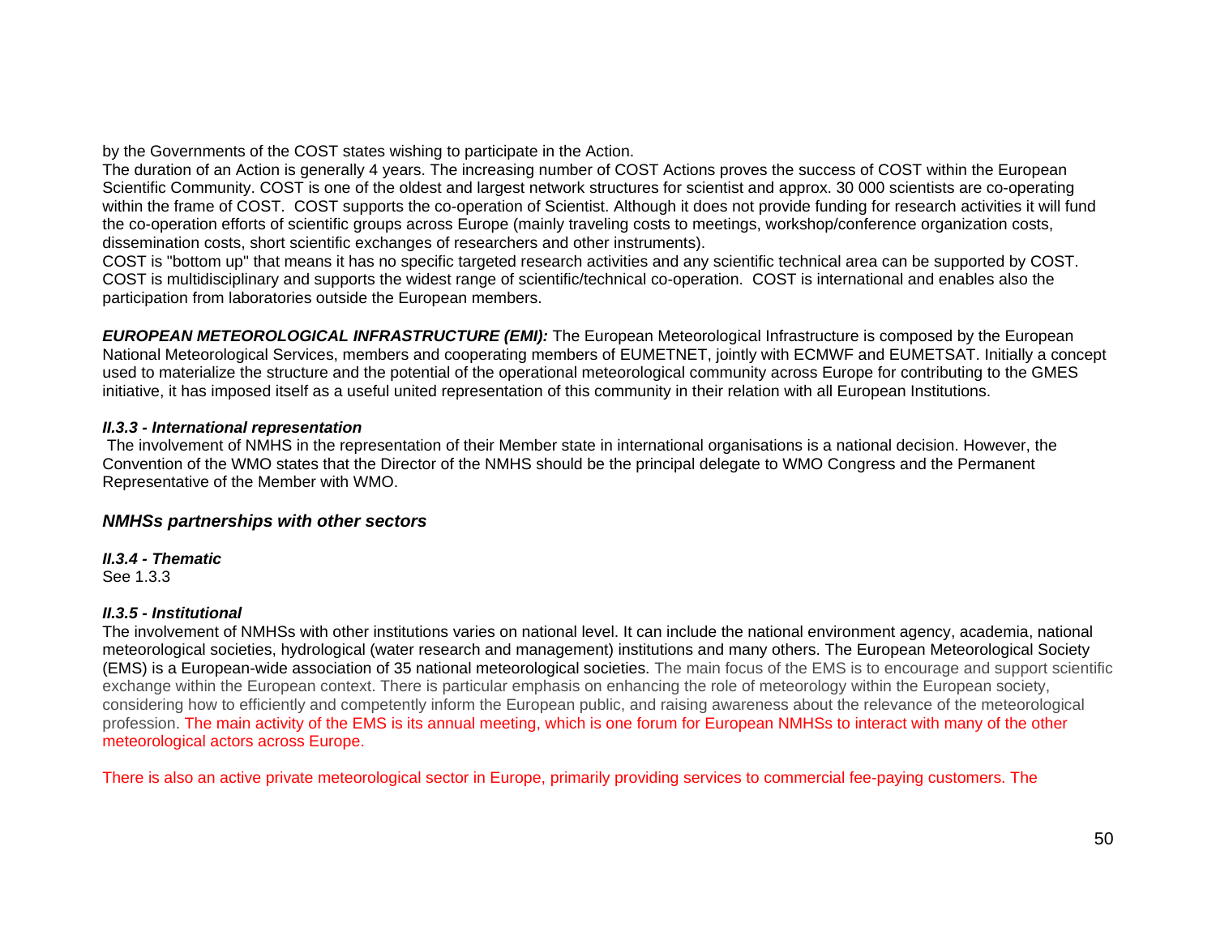by the Governments of the COST states wishing to participate in the Action.

The duration of an Action is generally 4 years. The increasing number of COST Actions proves the success of COST within the European Scientific Community. COST is one of the oldest and largest network structures for scientist and approx. 30 000 scientists are co-operating within the frame of COST. COST supports the co-operation of Scientist. Although it does not provide funding for research activities it will fund the co-operation efforts of scientific groups across Europe (mainly traveling costs to meetings, workshop/conference organization costs, dissemination costs, short scientific exchanges of researchers and other instruments).

COST is "bottom up" that means it has no specific targeted research activities and any scientific technical area can be supported by COST. COST is multidisciplinary and supports the widest range of scientific/technical co-operation. COST is international and enables also the participation from laboratories outside the European members.

***EUROPEAN METEOROLOGICAL INFRASTRUCTURE (EMI):*** The European Meteorological Infrastructure is composed by the European National Meteorological Services, members and cooperating members of EUMETNET, jointly with ECMWF and EUMETSAT. Initially a concept used to materialize the structure and the potential of the operational meteorological community across Europe for contributing to the GMES initiative, it has imposed itself as a useful united representation of this community in their relation with all European Institutions.

***II.3.3 - International representation***

The involvement of NMHS in the representation of their Member state in international organisations is a national decision. However, the Convention of the WMO states that the Director of the NMHS should be the principal delegate to WMO Congress and the Permanent Representative of the Member with WMO.

## *NMHSs partnerships with other sectors*

***II.3.4 - Thematic***

See 1.3.3

***II.3.5 - Institutional***

The involvement of NMHSs with other institutions varies on national level. It can include the national environment agency, academia, national meteorological societies, hydrological (water research and management) institutions and many others. The European Meteorological Society (EMS) is a European-wide association of 35 national meteorological societies. The main focus of the EMS is to encourage and support scientific exchange within the European context. There is particular emphasis on enhancing the role of meteorology within the European society, considering how to efficiently and competently inform the European public, and raising awareness about the relevance of the meteorological profession. The main activity of the EMS is its annual meeting, which is one forum for European NMHSs to interact with many of the other meteorological actors across Europe.

There is also an active private meteorological sector in Europe, primarily providing services to commercial fee-paying customers. The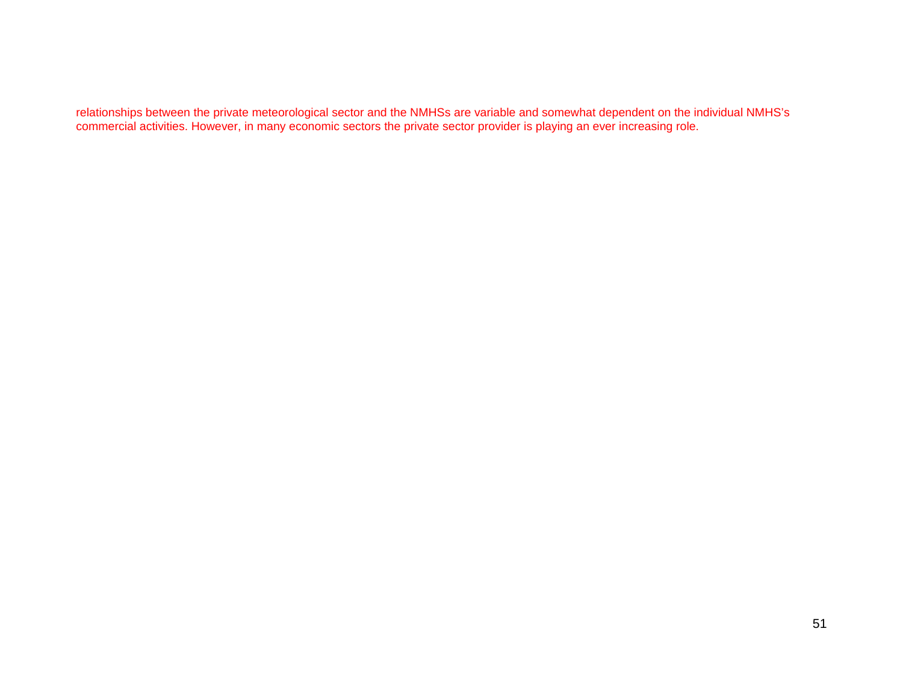relationships between the private meteorological sector and the NMHSs are variable and somewhat dependent on the individual NMHS's commercial activities. However, in many economic sectors the private sector provider is playing an ever increasing role.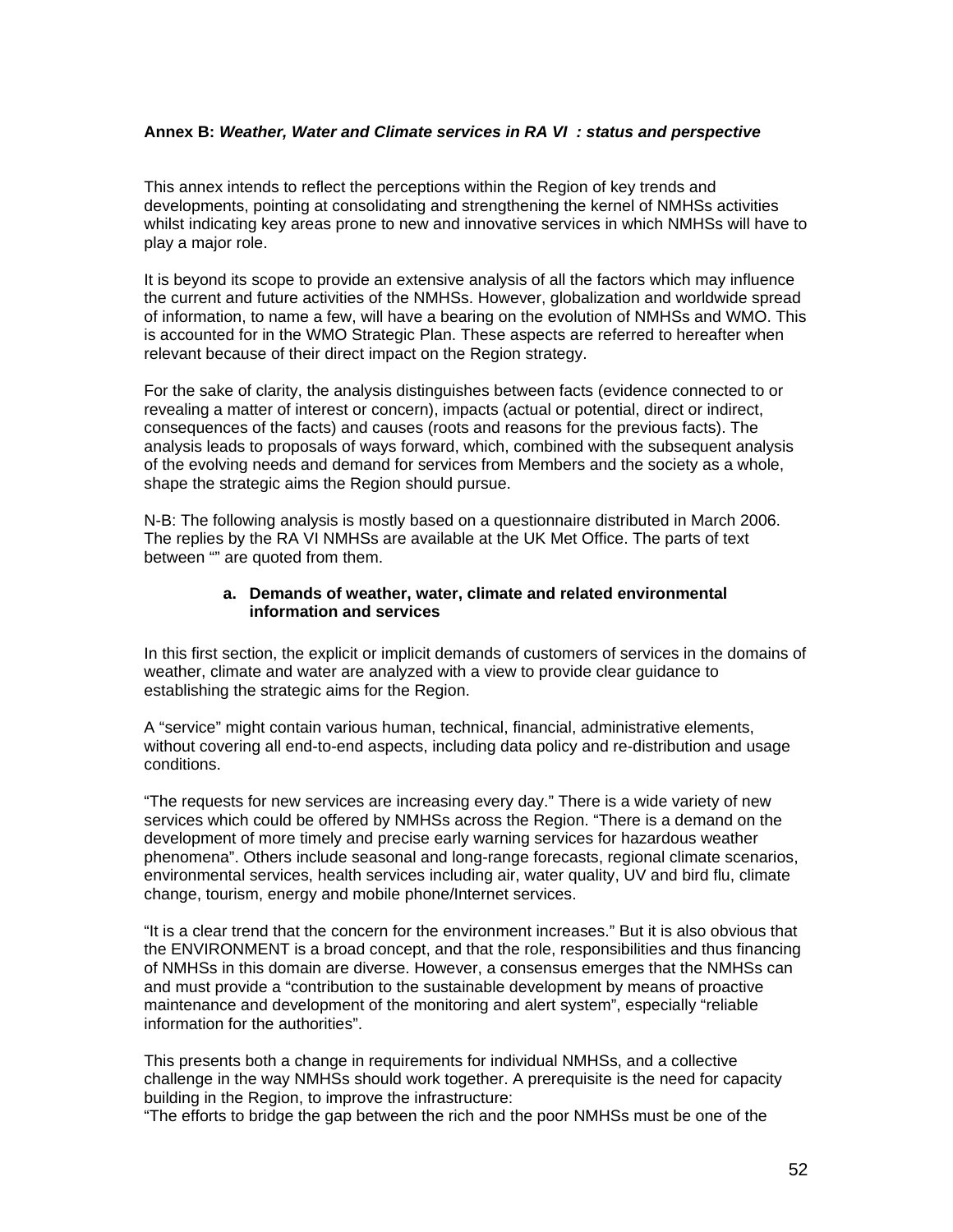**Annex B:** ***Weather, Water and Climate services in RA VI : status and perspective***

This annex intends to reflect the perceptions within the Region of key trends and developments, pointing at consolidating and strengthening the kernel of NMHSs activities whilst indicating key areas prone to new and innovative services in which NMHSs will have to play a major role.

It is beyond its scope to provide an extensive analysis of all the factors which may influence the current and future activities of the NMHSs. However, globalization and worldwide spread of information, to name a few, will have a bearing on the evolution of NMHSs and WMO. This is accounted for in the WMO Strategic Plan. These aspects are referred to hereafter when relevant because of their direct impact on the Region strategy.

For the sake of clarity, the analysis distinguishes between facts (evidence connected to or revealing a matter of interest or concern), impacts (actual or potential, direct or indirect, consequences of the facts) and causes (roots and reasons for the previous facts). The analysis leads to proposals of ways forward, which, combined with the subsequent analysis of the evolving needs and demand for services from Members and the society as a whole, shape the strategic aims the Region should pursue.

N-B: The following analysis is mostly based on a questionnaire distributed in March 2006. The replies by the RA VI NMHSs are available at the UK Met Office. The parts of text between “” are quoted from them.

**a. Demands of weather, water, climate and related environmental information and services**

In this first section, the explicit or implicit demands of customers of services in the domains of weather, climate and water are analyzed with a view to provide clear guidance to establishing the strategic aims for the Region.

A “service” might contain various human, technical, financial, administrative elements, without covering all end-to-end aspects, including data policy and re-distribution and usage conditions.

“The requests for new services are increasing every day.” There is a wide variety of new services which could be offered by NMHSs across the Region. “There is a demand on the development of more timely and precise early warning services for hazardous weather phenomena”. Others include seasonal and long-range forecasts, regional climate scenarios, environmental services, health services including air, water quality, UV and bird flu, climate change, tourism, energy and mobile phone/Internet services.

“It is a clear trend that the concern for the environment increases.” But it is also obvious that the ENVIRONMENT is a broad concept, and that the role, responsibilities and thus financing of NMHSs in this domain are diverse. However, a consensus emerges that the NMHSs can and must provide a “contribution to the sustainable development by means of proactive maintenance and development of the monitoring and alert system”, especially “reliable information for the authorities”.

This presents both a change in requirements for individual NMHSs, and a collective challenge in the way NMHSs should work together. A prerequisite is the need for capacity building in the Region, to improve the infrastructure:
“The efforts to bridge the gap between the rich and the poor NMHSs must be one of the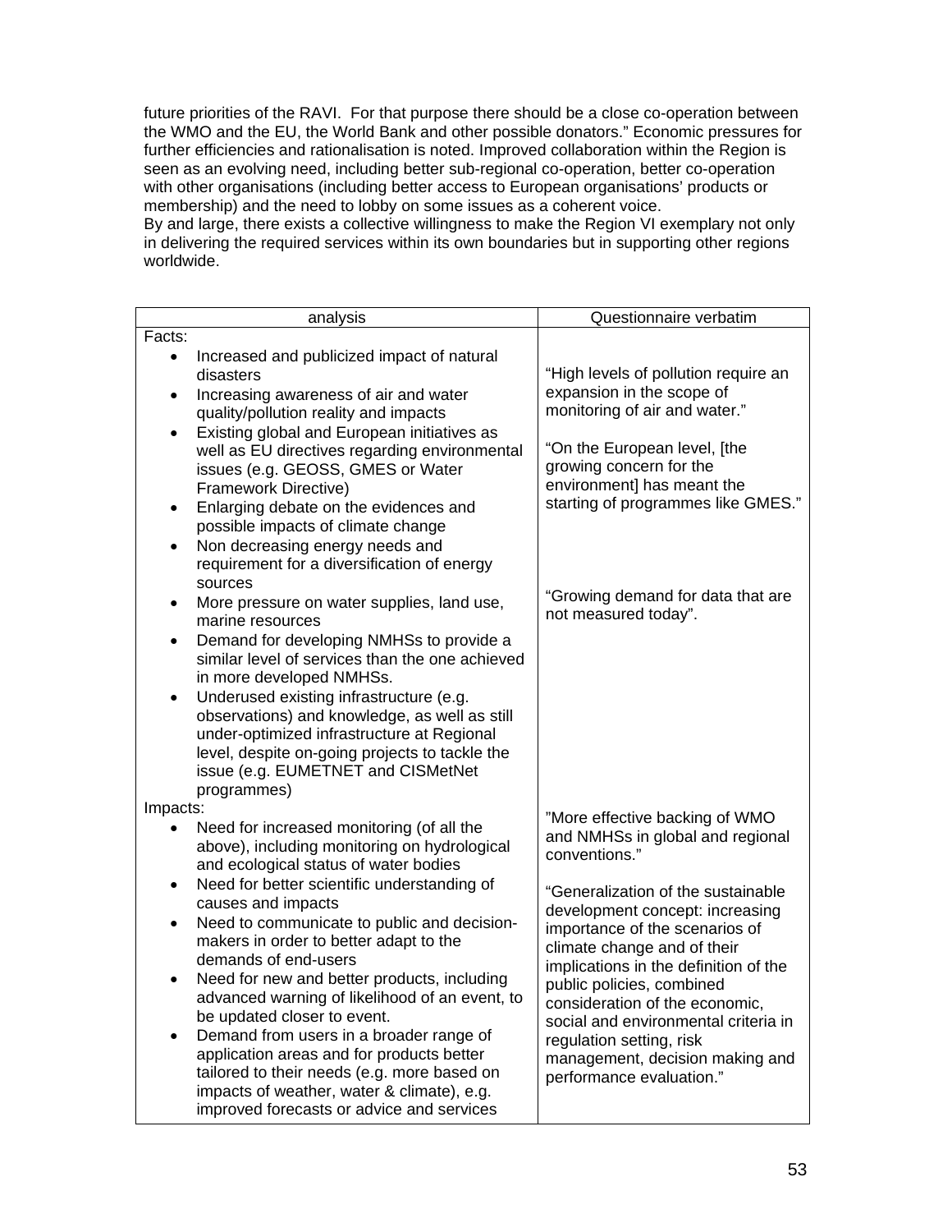future priorities of the RAVI. For that purpose there should be a close co-operation between the WMO and the EU, the World Bank and other possible donators." Economic pressures for further efficiencies and rationalisation is noted. Improved collaboration within the Region is seen as an evolving need, including better sub-regional co-operation, better co-operation with other organisations (including better access to European organisations' products or membership) and the need to lobby on some issues as a coherent voice.
By and large, there exists a collective willingness to make the Region VI exemplary not only in delivering the required services within its own boundaries but in supporting other regions worldwide.

| analysis | Questionnaire verbatim |
|---|---|
| Facts:<br>• Increased and publicized impact of natural disasters<br>• Increasing awareness of air and water quality/pollution reality and impacts<br>• Existing global and European initiatives as well as EU directives regarding environmental issues (e.g. GEOSS, GMES or Water Framework Directive)<br>• Enlarging debate on the evidences and possible impacts of climate change<br>• Non decreasing energy needs and requirement for a diversification of energy sources<br>• More pressure on water supplies, land use, marine resources<br>• Demand for developing NMHSs to provide a similar level of services than the one achieved in more developed NMHSs.<br>• Underused existing infrastructure (e.g. observations) and knowledge, as well as still under-optimized infrastructure at Regional level, despite on-going projects to tackle the issue (e.g. EUMETNET and CISMetNet programmes) | "High levels of pollution require an expansion in the scope of monitoring of air and water."<br><br>"On the European level, [the growing concern for the environment] has meant the starting of programmes like GMES."<br><br>"Growing demand for data that are not measured today". |
| Impacts:<br>• Need for increased monitoring (of all the above), including monitoring on hydrological and ecological status of water bodies<br>• Need for better scientific understanding of causes and impacts<br>• Need to communicate to public and decision-makers in order to better adapt to the demands of end-users<br>• Need for new and better products, including advanced warning of likelihood of an event, to be updated closer to event.<br>• Demand from users in a broader range of application areas and for products better tailored to their needs (e.g. more based on impacts of weather, water & climate), e.g. improved forecasts or advice and services | "More effective backing of WMO and NMHSs in global and regional conventions."<br><br>"Generalization of the sustainable development concept: increasing importance of the scenarios of climate change and of their implications in the definition of the public policies, combined consideration of the economic, social and environmental criteria in regulation setting, risk management, decision making and performance evaluation." |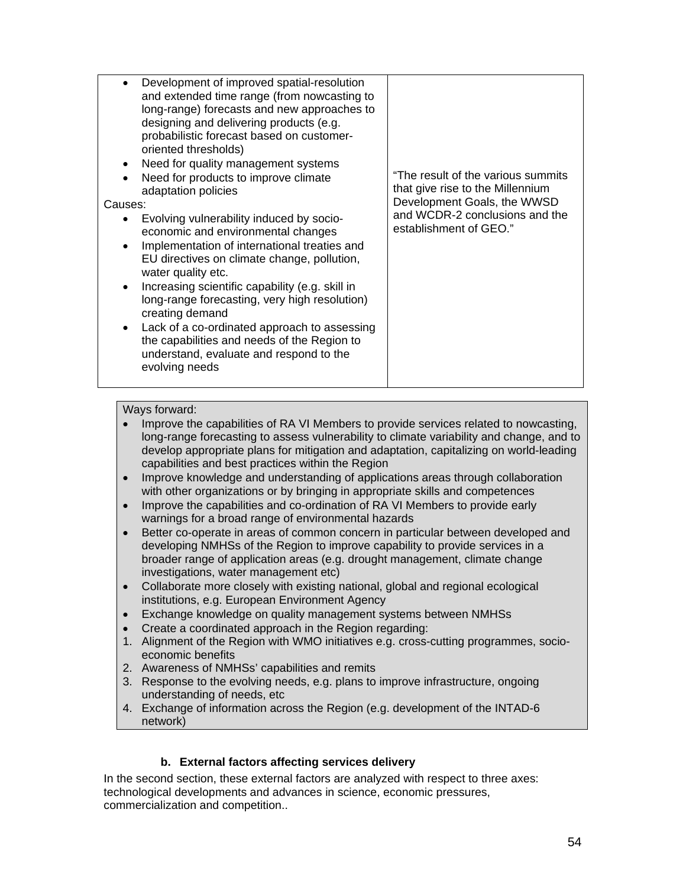| | |
|---|---|
| • Development of improved spatial-resolution and extended time range (from nowcasting to long-range) forecasts and new approaches to designing and delivering products (e.g. probabilistic forecast based on customer-oriented thresholds)<br>• Need for quality management systems<br>• Need for products to improve climate adaptation policies<br>Causes:<br>• Evolving vulnerability induced by socio-economic and environmental changes<br>• Implementation of international treaties and EU directives on climate change, pollution, water quality etc.<br>• Increasing scientific capability (e.g. skill in long-range forecasting, very high resolution) creating demand<br>• Lack of a co-ordinated approach to assessing the capabilities and needs of the Region to understand, evaluate and respond to the evolving needs | "The result of the various summits that give rise to the Millennium Development Goals, the WWSD and WCDR-2 conclusions and the establishment of GEO." |

Ways forward:

- Improve the capabilities of RA VI Members to provide services related to nowcasting, long-range forecasting to assess vulnerability to climate variability and change, and to develop appropriate plans for mitigation and adaptation, capitalizing on world-leading capabilities and best practices within the Region
- Improve knowledge and understanding of applications areas through collaboration with other organizations or by bringing in appropriate skills and competences
- Improve the capabilities and co-ordination of RA VI Members to provide early warnings for a broad range of environmental hazards
- Better co-operate in areas of common concern in particular between developed and developing NMHSs of the Region to improve capability to provide services in a broader range of application areas (e.g. drought management, climate change investigations, water management etc)
- Collaborate more closely with existing national, global and regional ecological institutions, e.g. European Environment Agency
- Exchange knowledge on quality management systems between NMHSs
- Create a coordinated approach in the Region regarding:

1. Alignment of the Region with WMO initiatives e.g. cross-cutting programmes, socio-economic benefits
2. Awareness of NMHSs' capabilities and remits
3. Response to the evolving needs, e.g. plans to improve infrastructure, ongoing understanding of needs, etc
4. Exchange of information across the Region (e.g. development of the INTAD-6 network)

### b. External factors affecting services delivery

In the second section, these external factors are analyzed with respect to three axes: technological developments and advances in science, economic pressures, commercialization and competition..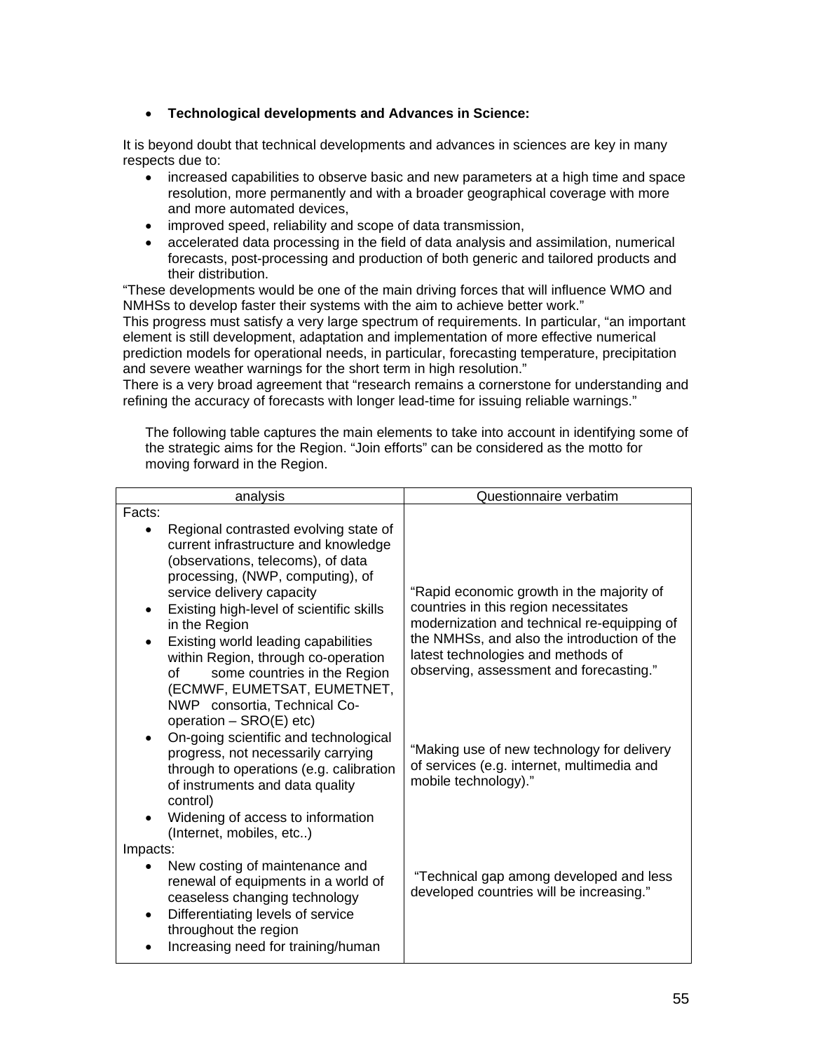- **Technological developments and Advances in Science:**

It is beyond doubt that technical developments and advances in sciences are key in many respects due to:

- increased capabilities to observe basic and new parameters at a high time and space resolution, more permanently and with a broader geographical coverage with more and more automated devices,
- improved speed, reliability and scope of data transmission,
- accelerated data processing in the field of data analysis and assimilation, numerical forecasts, post-processing and production of both generic and tailored products and their distribution.

"These developments would be one of the main driving forces that will influence WMO and NMHSs to develop faster their systems with the aim to achieve better work."
This progress must satisfy a very large spectrum of requirements. In particular, "an important element is still development, adaptation and implementation of more effective numerical prediction models for operational needs, in particular, forecasting temperature, precipitation and severe weather warnings for the short term in high resolution."
There is a very broad agreement that "research remains a cornerstone for understanding and refining the accuracy of forecasts with longer lead-time for issuing reliable warnings."

The following table captures the main elements to take into account in identifying some of the strategic aims for the Region. "Join efforts" can be considered as the motto for moving forward in the Region.

| analysis | Questionnaire verbatim |
|---|---|
| Facts:<br>• Regional contrasted evolving state of current infrastructure and knowledge (observations, telecoms), of data processing, (NWP, computing), of service delivery capacity<br>• Existing high-level of scientific skills in the Region<br>• Existing world leading capabilities within Region, through co-operation of some countries in the Region (ECMWF, EUMETSAT, EUMETNET, NWP consortia, Technical Co-operation – SRO(E) etc) | "Rapid economic growth in the majority of countries in this region necessitates modernization and technical re-equipping of the NMHSs, and also the introduction of the latest technologies and methods of observing, assessment and forecasting." |
| • On-going scientific and technological progress, not necessarily carrying through to operations (e.g. calibration of instruments and data quality control)<br>• Widening of access to information (Internet, mobiles, etc..) | "Making use of new technology for delivery of services (e.g. internet, multimedia and mobile technology)." |
| Impacts:<br>• New costing of maintenance and renewal of equipments in a world of ceaseless changing technology<br>• Differentiating levels of service throughout the region<br>• Increasing need for training/human | "Technical gap among developed and less developed countries will be increasing." |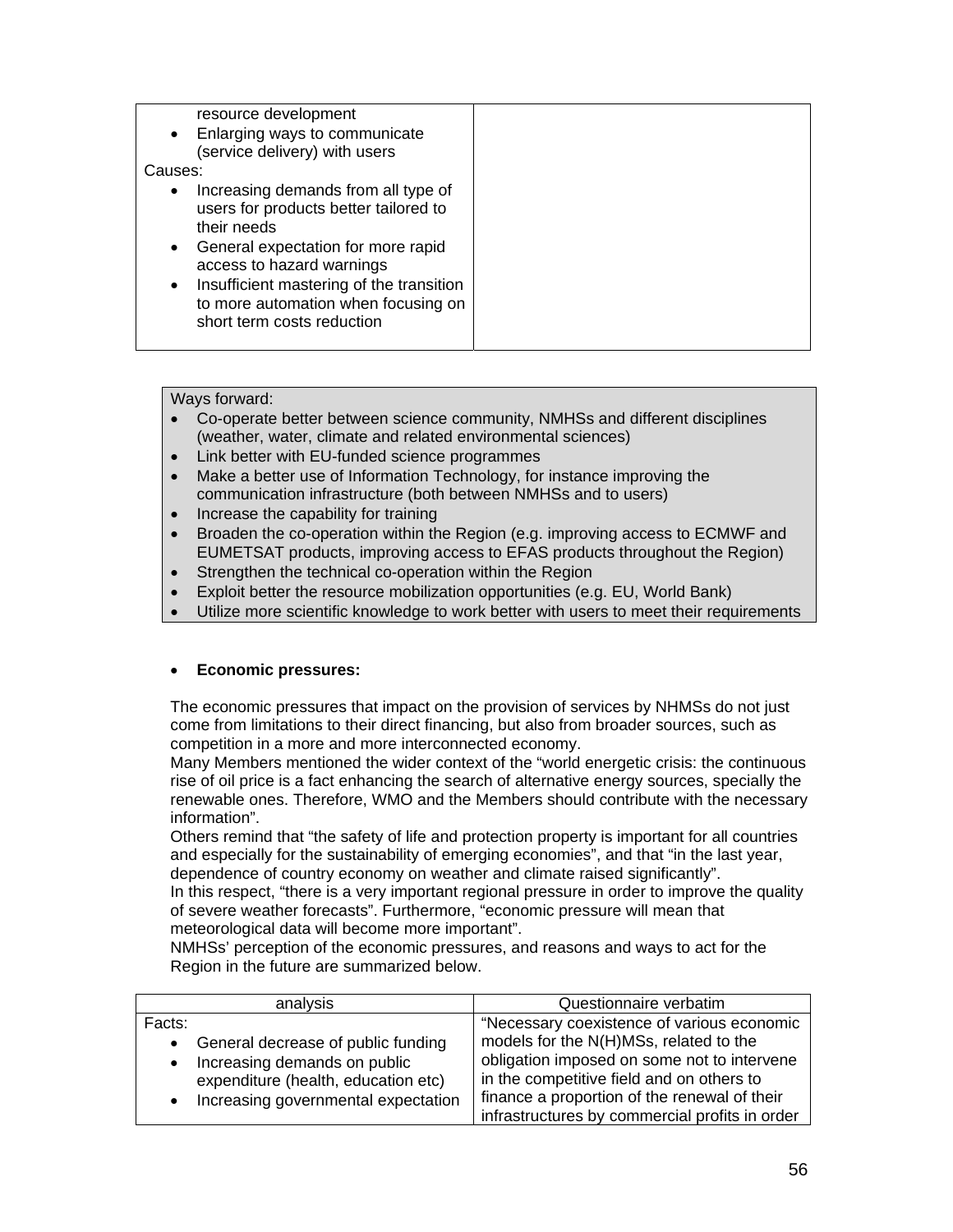| | |
|---|---|
| resource development<br>• Enlarging ways to communicate (service delivery) with users<br>Causes:<br>• Increasing demands from all type of users for products better tailored to their needs<br>• General expectation for more rapid access to hazard warnings<br>• Insufficient mastering of the transition to more automation when focusing on short term costs reduction | |

Ways forward:

- Co-operate better between science community, NMHSs and different disciplines (weather, water, climate and related environmental sciences)
- Link better with EU-funded science programmes
- Make a better use of Information Technology, for instance improving the communication infrastructure (both between NMHSs and to users)
- Increase the capability for training
- Broaden the co-operation within the Region (e.g. improving access to ECMWF and EUMETSAT products, improving access to EFAS products throughout the Region)
- Strengthen the technical co-operation within the Region
- Exploit better the resource mobilization opportunities (e.g. EU, World Bank)
- Utilize more scientific knowledge to work better with users to meet their requirements

- **Economic pressures:**

The economic pressures that impact on the provision of services by NHMSs do not just come from limitations to their direct financing, but also from broader sources, such as competition in a more and more interconnected economy.
Many Members mentioned the wider context of the "world energetic crisis: the continuous rise of oil price is a fact enhancing the search of alternative energy sources, specially the renewable ones. Therefore, WMO and the Members should contribute with the necessary information".
Others remind that "the safety of life and protection property is important for all countries and especially for the sustainability of emerging economies", and that "in the last year, dependence of country economy on weather and climate raised significantly".
In this respect, "there is a very important regional pressure in order to improve the quality of severe weather forecasts". Furthermore, "economic pressure will mean that meteorological data will become more important".
NMHSs' perception of the economic pressures, and reasons and ways to act for the Region in the future are summarized below.

| analysis | Questionnaire verbatim |
|---|---|
| Facts:<br>• General decrease of public funding<br>• Increasing demands on public expenditure (health, education etc)<br>• Increasing governmental expectation | "Necessary coexistence of various economic models for the N(H)MSs, related to the obligation imposed on some not to intervene in the competitive field and on others to finance a proportion of the renewal of their infrastructures by commercial profits in order |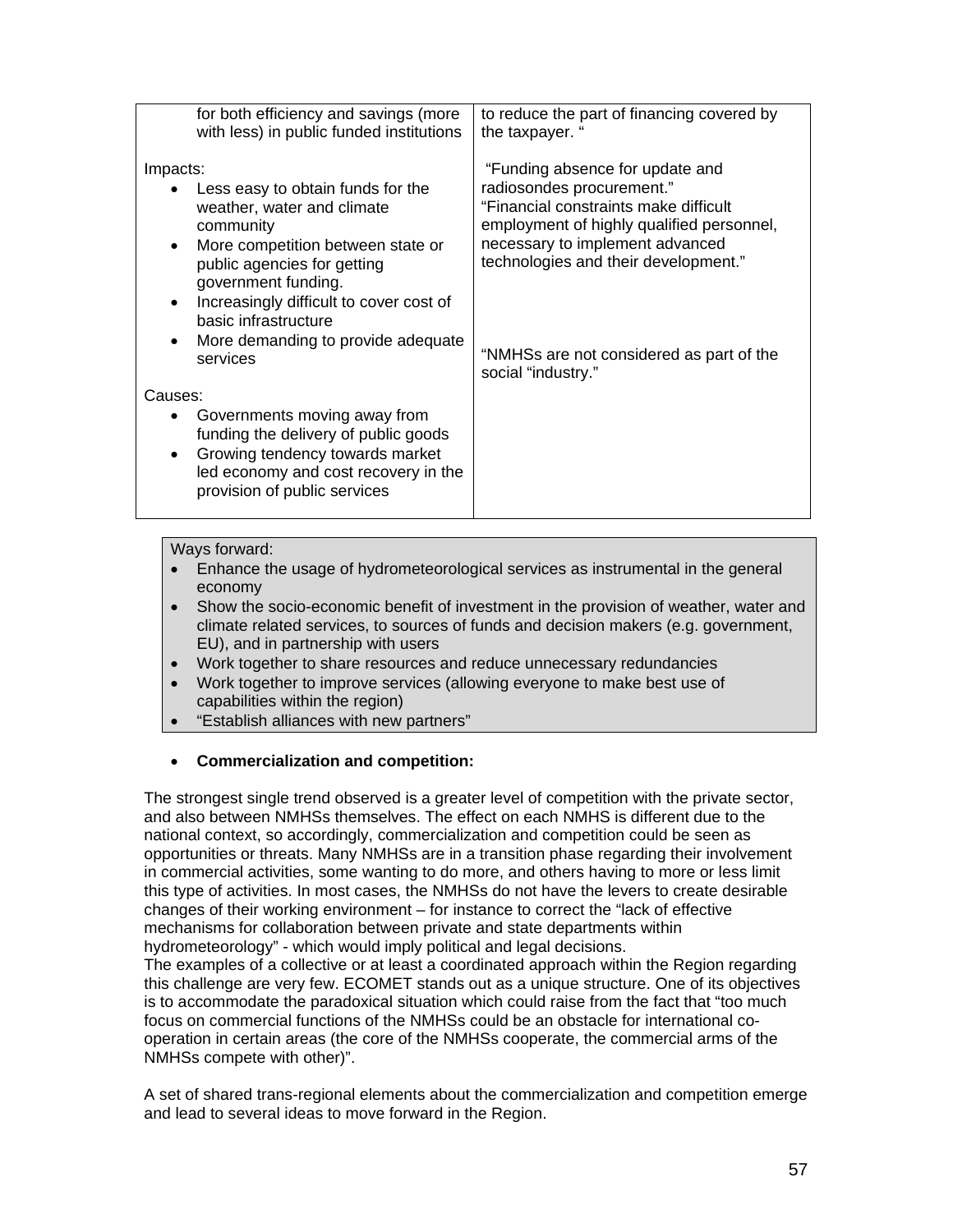| | |
|---|---|
| for both efficiency and savings (more with less) in public funded institutions<br><br>Impacts:<br>• Less easy to obtain funds for the weather, water and climate community<br>• More competition between state or public agencies for getting government funding.<br>• Increasingly difficult to cover cost of basic infrastructure<br>• More demanding to provide adequate services<br><br>Causes:<br>• Governments moving away from funding the delivery of public goods<br>• Growing tendency towards market led economy and cost recovery in the provision of public services | to reduce the part of financing covered by the taxpayer. "<br><br>"Funding absence for update and radiosondes procurement."<br>"Financial constraints make difficult employment of highly qualified personnel, necessary to implement advanced technologies and their development."<br><br>"NMHSs are not considered as part of the social "industry." |

Ways forward:

- Enhance the usage of hydrometeorological services as instrumental in the general economy
- Show the socio-economic benefit of investment in the provision of weather, water and climate related services, to sources of funds and decision makers (e.g. government, EU), and in partnership with users
- Work together to share resources and reduce unnecessary redundancies
- Work together to improve services (allowing everyone to make best use of capabilities within the region)
- "Establish alliances with new partners"

- **Commercialization and competition:**

The strongest single trend observed is a greater level of competition with the private sector, and also between NMHSs themselves. The effect on each NMHS is different due to the national context, so accordingly, commercialization and competition could be seen as opportunities or threats. Many NMHSs are in a transition phase regarding their involvement in commercial activities, some wanting to do more, and others having to more or less limit this type of activities. In most cases, the NMHSs do not have the levers to create desirable changes of their working environment – for instance to correct the "lack of effective mechanisms for collaboration between private and state departments within hydrometeorology" - which would imply political and legal decisions.
The examples of a collective or at least a coordinated approach within the Region regarding this challenge are very few. ECOMET stands out as a unique structure. One of its objectives is to accommodate the paradoxical situation which could raise from the fact that "too much focus on commercial functions of the NMHSs could be an obstacle for international co-operation in certain areas (the core of the NMHSs cooperate, the commercial arms of the NMHSs compete with other)".

A set of shared trans-regional elements about the commercialization and competition emerge and lead to several ideas to move forward in the Region.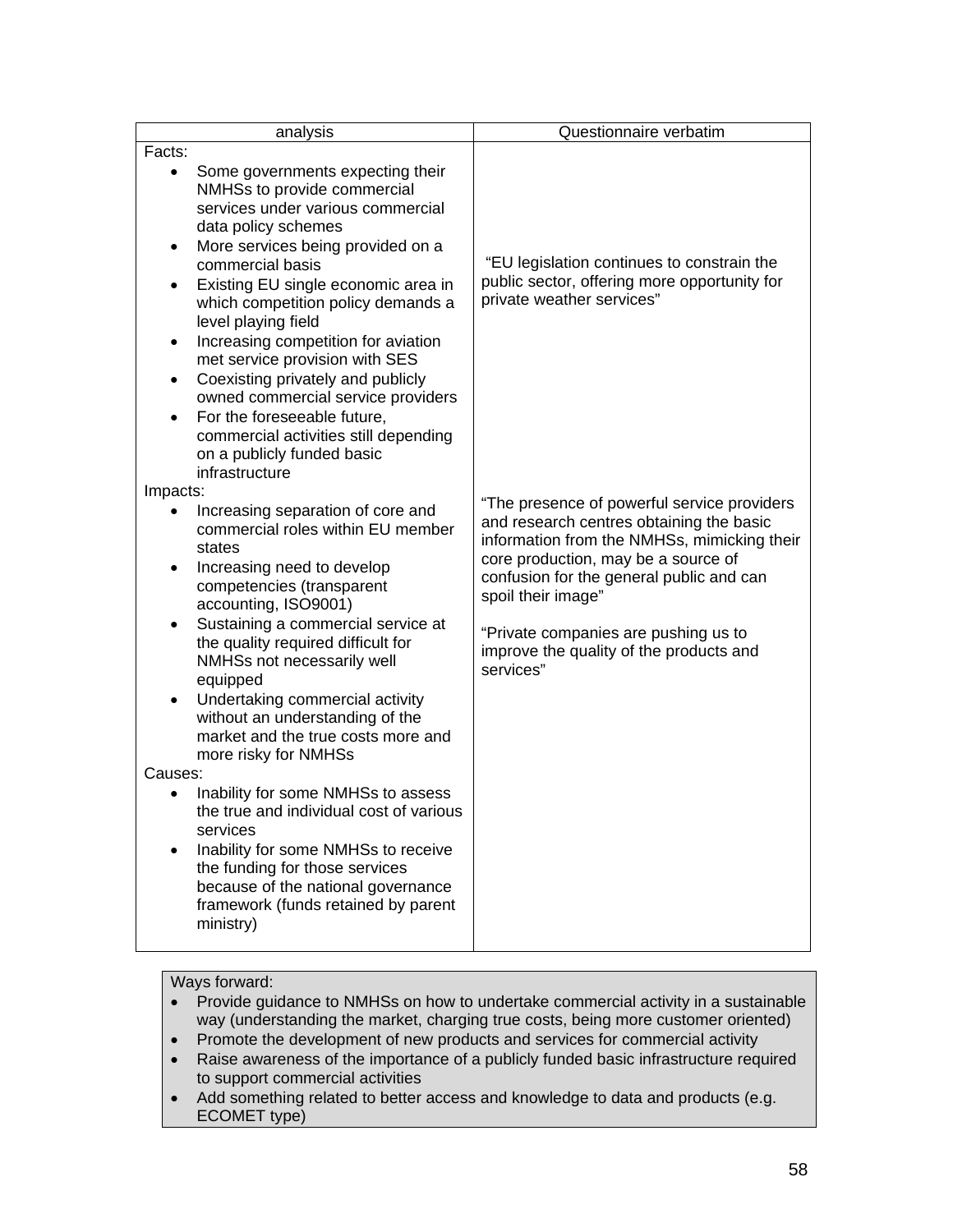| analysis | Questionnaire verbatim |
|---|---|
| Facts:<br>• Some governments expecting their NMHSs to provide commercial services under various commercial data policy schemes<br>• More services being provided on a commercial basis<br>• Existing EU single economic area in which competition policy demands a level playing field<br>• Increasing competition for aviation met service provision with SES<br>• Coexisting privately and publicly owned commercial service providers<br>• For the foreseeable future, commercial activities still depending on a publicly funded basic infrastructure | "EU legislation continues to constrain the public sector, offering more opportunity for private weather services" |
| Impacts:<br>• Increasing separation of core and commercial roles within EU member states<br>• Increasing need to develop competencies (transparent accounting, ISO9001)<br>• Sustaining a commercial service at the quality required difficult for NMHSs not necessarily well equipped<br>• Undertaking commercial activity without an understanding of the market and the true costs more and more risky for NMHSs | "The presence of powerful service providers and research centres obtaining the basic information from the NMHSs, mimicking their core production, may be a source of confusion for the general public and can spoil their image"<br><br>"Private companies are pushing us to improve the quality of the products and services" |
| Causes:<br>• Inability for some NMHSs to assess the true and individual cost of various services<br>• Inability for some NMHSs to receive the funding for those services because of the national governance framework (funds retained by parent ministry) | |

Ways forward:

- Provide guidance to NMHSs on how to undertake commercial activity in a sustainable way (understanding the market, charging true costs, being more customer oriented)
- Promote the development of new products and services for commercial activity
- Raise awareness of the importance of a publicly funded basic infrastructure required to support commercial activities
- Add something related to better access and knowledge to data and products (e.g. ECOMET type)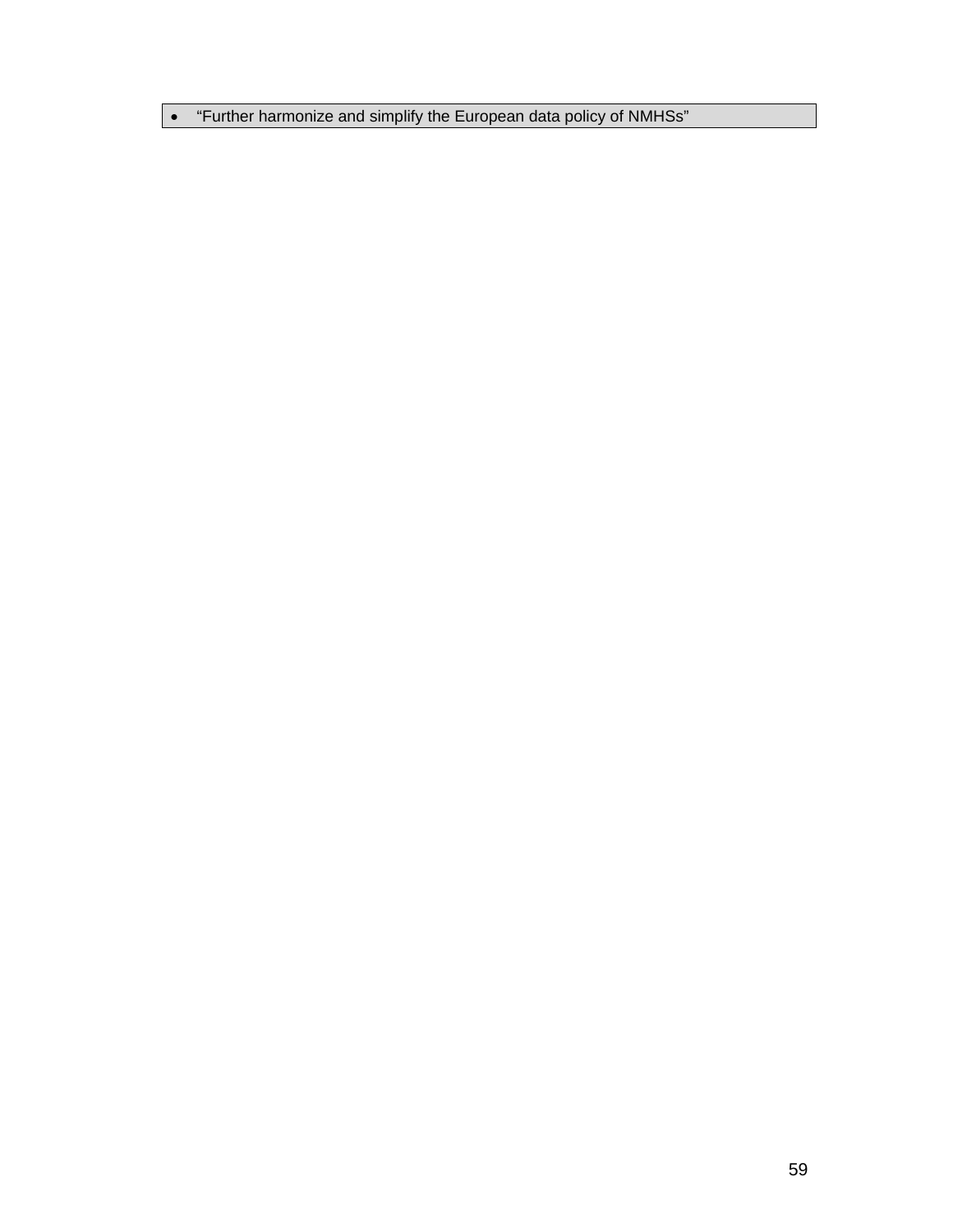- “Further harmonize and simplify the European data policy of NMHSs”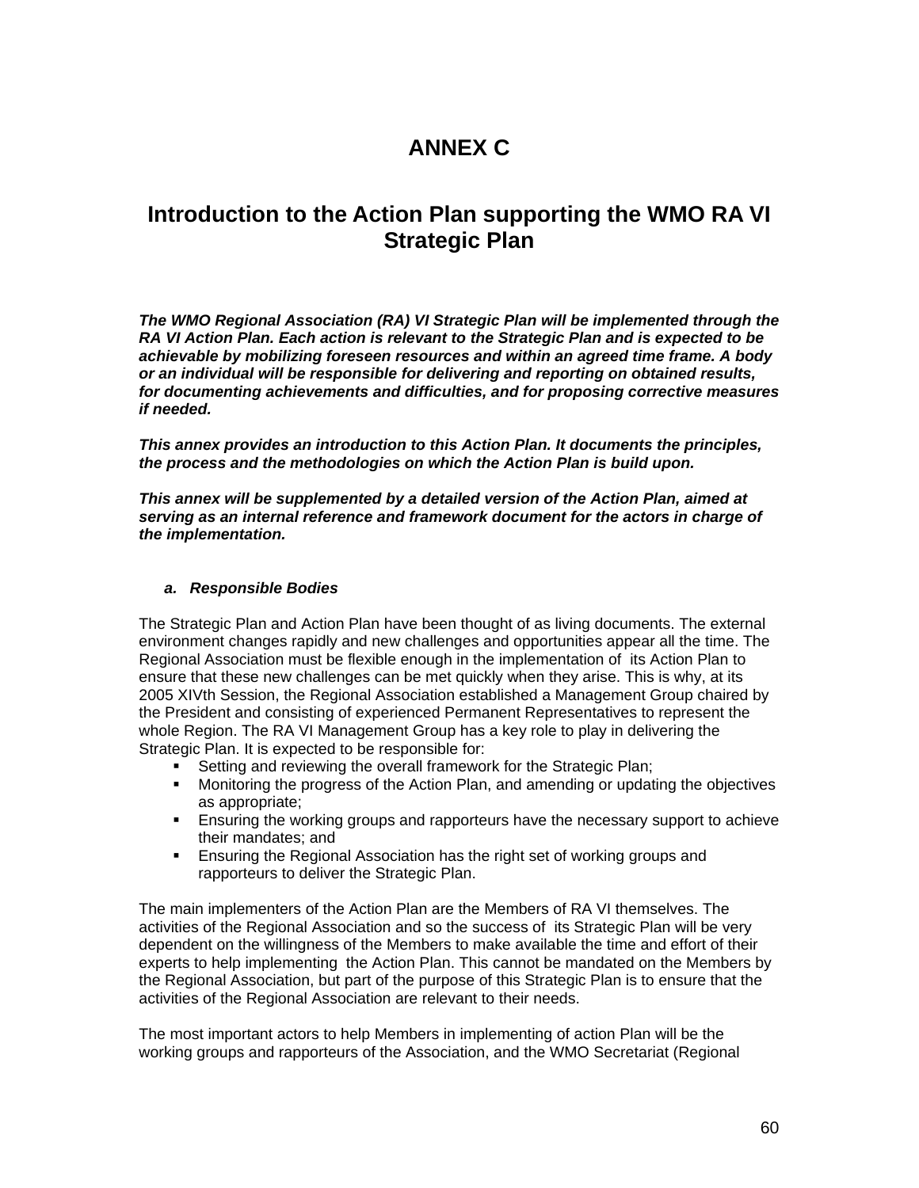# ANNEX C

## Introduction to the Action Plan supporting the WMO RA VI Strategic Plan

***The WMO Regional Association (RA) VI Strategic Plan will be implemented through the RA VI Action Plan. Each action is relevant to the Strategic Plan and is expected to be achievable by mobilizing foreseen resources and within an agreed time frame. A body or an individual will be responsible for delivering and reporting on obtained results, for documenting achievements and difficulties, and for proposing corrective measures if needed.***

***This annex provides an introduction to this Action Plan. It documents the principles, the process and the methodologies on which the Action Plan is build upon.***

***This annex will be supplemented by a detailed version of the Action Plan, aimed at serving as an internal reference and framework document for the actors in charge of the implementation.***

### *a. Responsible Bodies*

The Strategic Plan and Action Plan have been thought of as living documents. The external environment changes rapidly and new challenges and opportunities appear all the time. The Regional Association must be flexible enough in the implementation of its Action Plan to ensure that these new challenges can be met quickly when they arise. This is why, at its 2005 XIVth Session, the Regional Association established a Management Group chaired by the President and consisting of experienced Permanent Representatives to represent the whole Region. The RA VI Management Group has a key role to play in delivering the Strategic Plan. It is expected to be responsible for:

- Setting and reviewing the overall framework for the Strategic Plan;
- Monitoring the progress of the Action Plan, and amending or updating the objectives as appropriate;
- Ensuring the working groups and rapporteurs have the necessary support to achieve their mandates; and
- Ensuring the Regional Association has the right set of working groups and rapporteurs to deliver the Strategic Plan.

The main implementers of the Action Plan are the Members of RA VI themselves. The activities of the Regional Association and so the success of its Strategic Plan will be very dependent on the willingness of the Members to make available the time and effort of their experts to help implementing the Action Plan. This cannot be mandated on the Members by the Regional Association, but part of the purpose of this Strategic Plan is to ensure that the activities of the Regional Association are relevant to their needs.

The most important actors to help Members in implementing of action Plan will be the working groups and rapporteurs of the Association, and the WMO Secretariat (Regional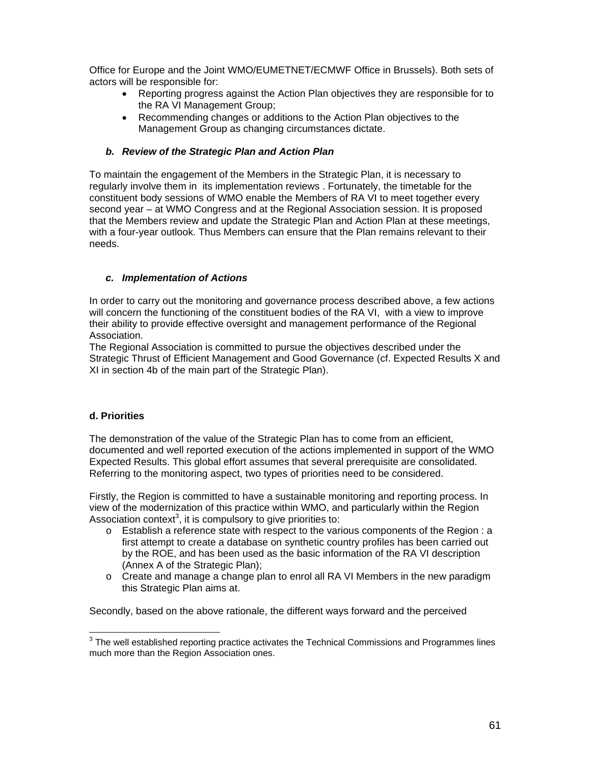Office for Europe and the Joint WMO/EUMETNET/ECMWF Office in Brussels). Both sets of actors will be responsible for:

- Reporting progress against the Action Plan objectives they are responsible for to the RA VI Management Group;
- Recommending changes or additions to the Action Plan objectives to the Management Group as changing circumstances dictate.

### *b. Review of the Strategic Plan and Action Plan*

To maintain the engagement of the Members in the Strategic Plan, it is necessary to regularly involve them in its implementation reviews . Fortunately, the timetable for the constituent body sessions of WMO enable the Members of RA VI to meet together every second year – at WMO Congress and at the Regional Association session. It is proposed that the Members review and update the Strategic Plan and Action Plan at these meetings, with a four-year outlook. Thus Members can ensure that the Plan remains relevant to their needs.

### *c. Implementation of Actions*

In order to carry out the monitoring and governance process described above, a few actions will concern the functioning of the constituent bodies of the RA VI, with a view to improve their ability to provide effective oversight and management performance of the Regional Association.
The Regional Association is committed to pursue the objectives described under the Strategic Thrust of Efficient Management and Good Governance (cf. Expected Results X and XI in section 4b of the main part of the Strategic Plan).

### d. Priorities

The demonstration of the value of the Strategic Plan has to come from an efficient, documented and well reported execution of the actions implemented in support of the WMO Expected Results. This global effort assumes that several prerequisite are consolidated. Referring to the monitoring aspect, two types of priorities need to be considered.

Firstly, the Region is committed to have a sustainable monitoring and reporting process. In view of the modernization of this practice within WMO, and particularly within the Region Association context[3], it is compulsory to give priorities to:

- Establish a reference state with respect to the various components of the Region : a first attempt to create a database on synthetic country profiles has been carried out by the ROE, and has been used as the basic information of the RA VI description (Annex A of the Strategic Plan);
- Create and manage a change plan to enrol all RA VI Members in the new paradigm this Strategic Plan aims at.

Secondly, based on the above rationale, the different ways forward and the perceived

[3] The well established reporting practice activates the Technical Commissions and Programmes lines much more than the Region Association ones.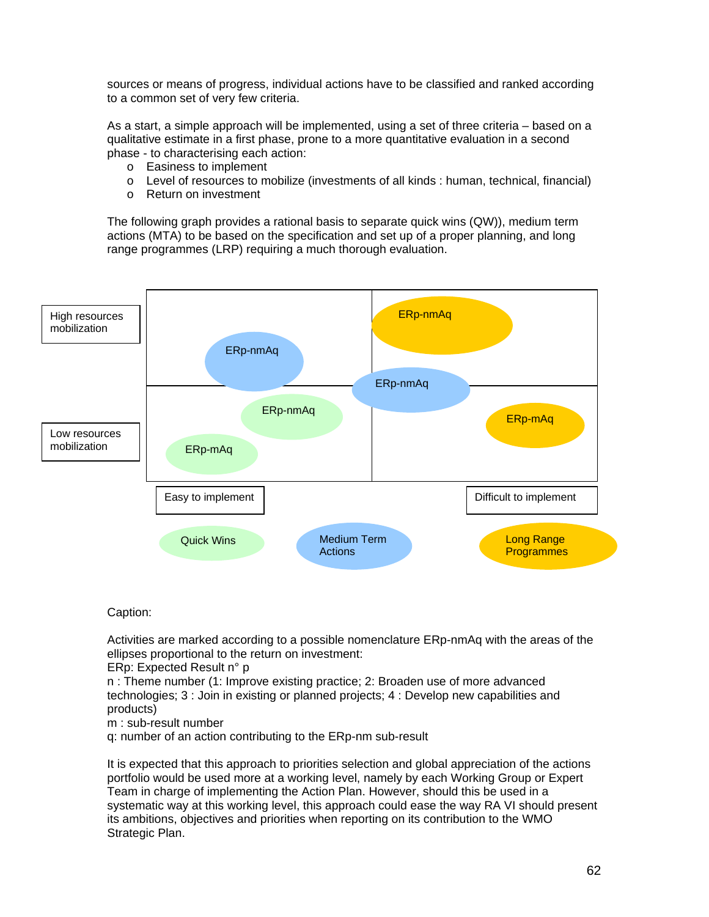sources or means of progress, individual actions have to be classified and ranked according to a common set of very few criteria.

As a start, a simple approach will be implemented, using a set of three criteria – based on a qualitative estimate in a first phase, prone to a more quantitative evaluation in a second phase - to characterising each action:

- Easiness to implement
- Level of resources to mobilize (investments of all kinds : human, technical, financial)
- Return on investment

The following graph provides a rational basis to separate quick wins (QW)), medium term actions (MTA) to be based on the specification and set up of a proper planning, and long range programmes (LRP) requiring a much thorough evaluation.

High resources mobilization

Low resources mobilization

ERp-nmAq

ERp-nmAq

ERp-nmAq

ERp-nmAq

ERp-mAq

ERp-mAq

Easy to implement

Difficult to implement

Quick Wins

Medium Term Actions

Long Range Programmes

Caption:

Activities are marked according to a possible nomenclature ERp-nmAq with the areas of the ellipses proportional to the return on investment:
ERp: Expected Result n° p
n : Theme number (1: Improve existing practice; 2: Broaden use of more advanced technologies; 3 : Join in existing or planned projects; 4 : Develop new capabilities and products)
m : sub-result number
q: number of an action contributing to the ERp-nm sub-result

It is expected that this approach to priorities selection and global appreciation of the actions portfolio would be used more at a working level, namely by each Working Group or Expert Team in charge of implementing the Action Plan. However, should this be used in a systematic way at this working level, this approach could ease the way RA VI should present its ambitions, objectives and priorities when reporting on its contribution to the WMO Strategic Plan.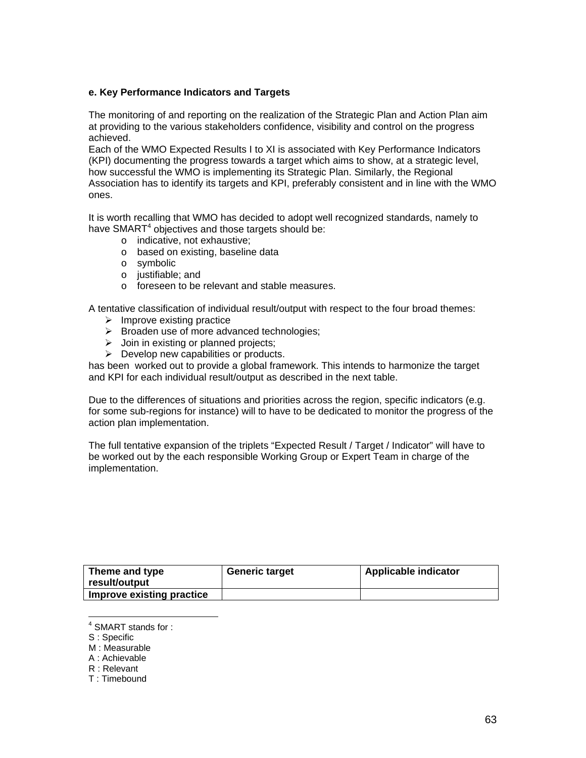**e. Key Performance Indicators and Targets**

The monitoring of and reporting on the realization of the Strategic Plan and Action Plan aim at providing to the various stakeholders confidence, visibility and control on the progress achieved.
Each of the WMO Expected Results I to XI is associated with Key Performance Indicators (KPI) documenting the progress towards a target which aims to show, at a strategic level, how successful the WMO is implementing its Strategic Plan. Similarly, the Regional Association has to identify its targets and KPI, preferably consistent and in line with the WMO ones.

It is worth recalling that WMO has decided to adopt well recognized standards, namely to have SMART[4] objectives and those targets should be:

- indicative, not exhaustive;
- based on existing, baseline data
- symbolic
- justifiable; and
- foreseen to be relevant and stable measures.

A tentative classification of individual result/output with respect to the four broad themes:

- Improve existing practice
- Broaden use of more advanced technologies;
- Join in existing or planned projects;
- Develop new capabilities or products.

has been worked out to provide a global framework. This intends to harmonize the target and KPI for each individual result/output as described in the next table.

Due to the differences of situations and priorities across the region, specific indicators (e.g. for some sub-regions for instance) will to have to be dedicated to monitor the progress of the action plan implementation.

The full tentative expansion of the triplets “Expected Result / Target / Indicator” will have to be worked out by the each responsible Working Group or Expert Team in charge of the implementation.

| Theme and type result/output | Generic target | Applicable indicator |
|---|---|---|
| **Improve existing practice** | | |

---

[4] SMART stands for :
S : Specific
M : Measurable
A : Achievable
R : Relevant
T : Timebound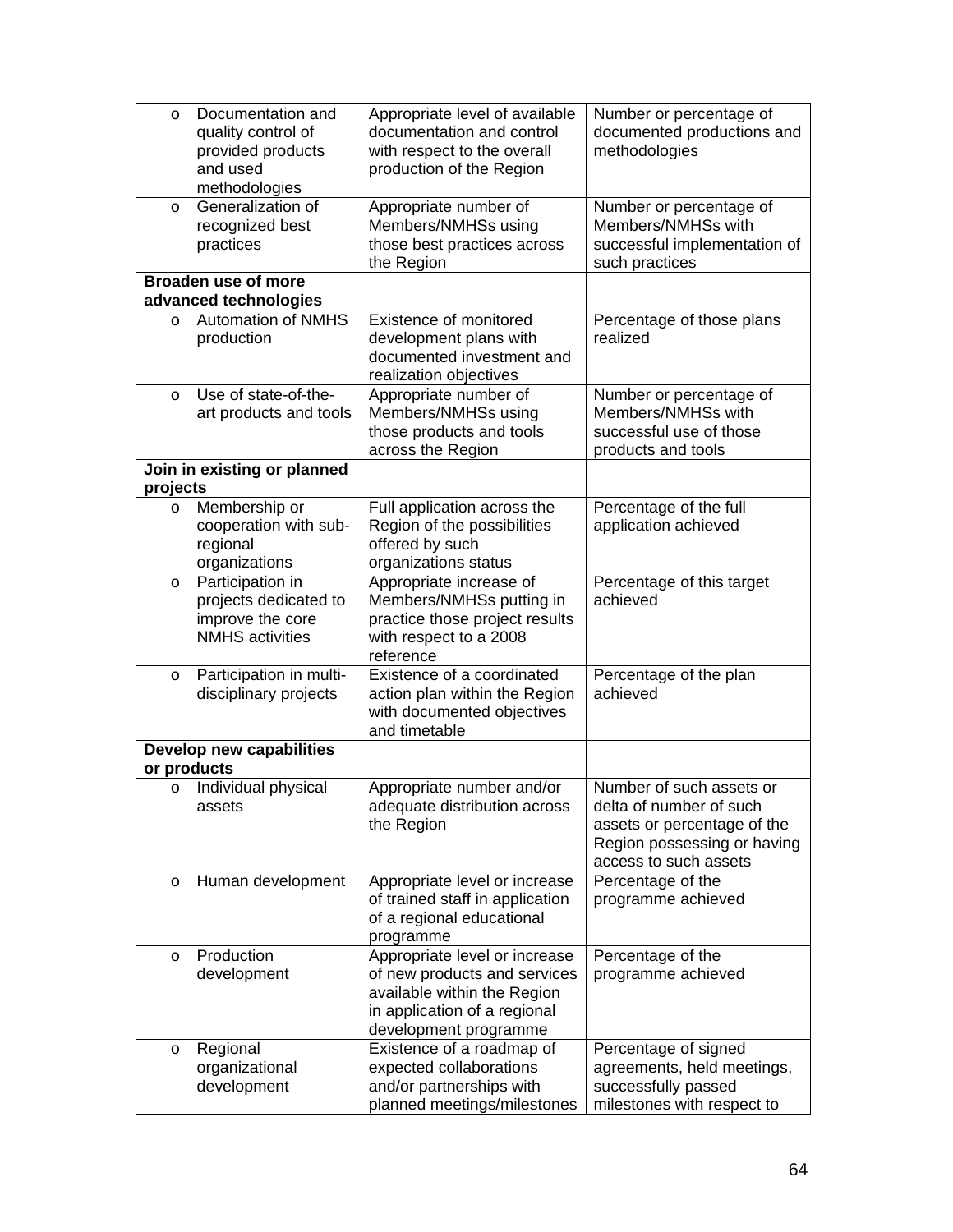| | | |
|---|---|---|
| o Documentation and quality control of provided products and used methodologies | Appropriate level of available documentation and control with respect to the overall production of the Region | Number or percentage of documented productions and methodologies |
| o Generalization of recognized best practices | Appropriate number of Members/NMHSs using those best practices across the Region | Number or percentage of Members/NMHSs with successful implementation of such practices |
| **Broaden use of more advanced technologies** | | |
| o Automation of NMHS production | Existence of monitored development plans with documented investment and realization objectives | Percentage of those plans realized |
| o Use of state-of-the-art products and tools | Appropriate number of Members/NMHSs using those products and tools across the Region | Number or percentage of Members/NMHSs with successful use of those products and tools |
| **Join in existing or planned projects** | | |
| o Membership or cooperation with sub-regional organizations | Full application across the Region of the possibilities offered by such organizations status | Percentage of the full application achieved |
| o Participation in projects dedicated to improve the core NMHS activities | Appropriate increase of Members/NMHSs putting in practice those project results with respect to a 2008 reference | Percentage of this target achieved |
| o Participation in multi-disciplinary projects | Existence of a coordinated action plan within the Region with documented objectives and timetable | Percentage of the plan achieved |
| **Develop new capabilities or products** | | |
| o Individual physical assets | Appropriate number and/or adequate distribution across the Region | Number of such assets or delta of number of such assets or percentage of the Region possessing or having access to such assets |
| o Human development | Appropriate level or increase of trained staff in application of a regional educational programme | Percentage of the programme achieved |
| o Production development | Appropriate level or increase of new products and services available within the Region in application of a regional development programme | Percentage of the programme achieved |
| o Regional organizational development | Existence of a roadmap of expected collaborations and/or partnerships with planned meetings/milestones | Percentage of signed agreements, held meetings, successfully passed milestones with respect to |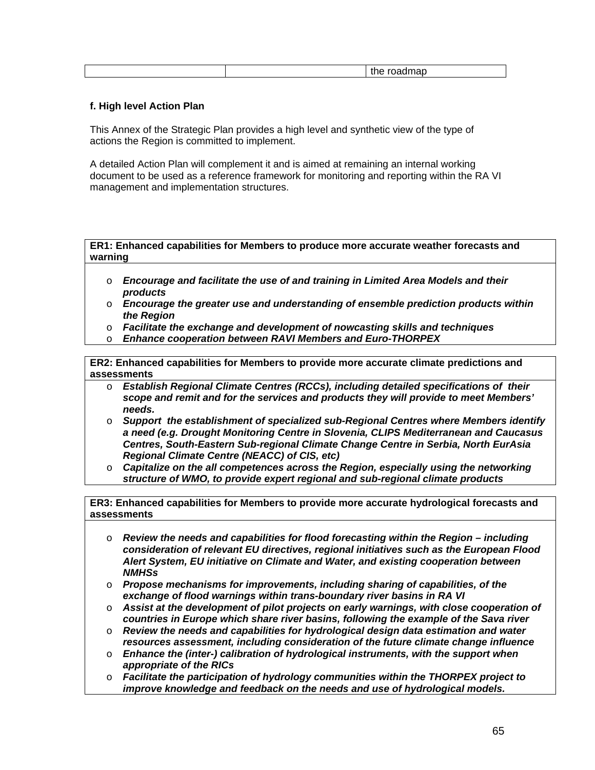| | | the roadmap |
|---|---|---|

**f. High level Action Plan**

This Annex of the Strategic Plan provides a high level and synthetic view of the type of actions the Region is committed to implement.

A detailed Action Plan will complement it and is aimed at remaining an internal working document to be used as a reference framework for monitoring and reporting within the RA VI management and implementation structures.

| **ER1: Enhanced capabilities for Members to produce more accurate weather forecasts and warning** |
|---|
| o ***Encourage and facilitate the use of and training in Limited Area Models and their products*** <br> o ***Encourage the greater use and understanding of ensemble prediction products within the Region*** <br> o ***Facilitate the exchange and development of nowcasting skills and techniques*** <br> o ***Enhance cooperation between RAVI Members and Euro-THORPEX*** |

| **ER2: Enhanced capabilities for Members to provide more accurate climate predictions and assessments** |
|---|
| o ***Establish Regional Climate Centres (RCCs), including detailed specifications of their scope and remit and for the services and products they will provide to meet Members' needs.*** <br> o ***Support the establishment of specialized sub-Regional Centres where Members identify a need (e.g. Drought Monitoring Centre in Slovenia, CLIPS Mediterranean and Caucasus Centres, South-Eastern Sub-regional Climate Change Centre in Serbia, North EurAsia Regional Climate Centre (NEACC) of CIS, etc)*** <br> o ***Capitalize on the all competences across the Region, especially using the networking structure of WMO, to provide expert regional and sub-regional climate products*** |

| **ER3: Enhanced capabilities for Members to provide more accurate hydrological forecasts and assessments** |
|---|
| o ***Review the needs and capabilities for flood forecasting within the Region – including consideration of relevant EU directives, regional initiatives such as the European Flood Alert System, EU initiative on Climate and Water, and existing cooperation between NMHSs*** <br> o ***Propose mechanisms for improvements, including sharing of capabilities, of the exchange of flood warnings within trans-boundary river basins in RA VI*** <br> o ***Assist at the development of pilot projects on early warnings, with close cooperation of countries in Europe which share river basins, following the example of the Sava river*** <br> o ***Review the needs and capabilities for hydrological design data estimation and water resources assessment, including consideration of the future climate change influence*** <br> o ***Enhance the (inter-) calibration of hydrological instruments, with the support when appropriate of the RICs*** <br> o ***Facilitate the participation of hydrology communities within the THORPEX project to improve knowledge and feedback on the needs and use of hydrological models.*** |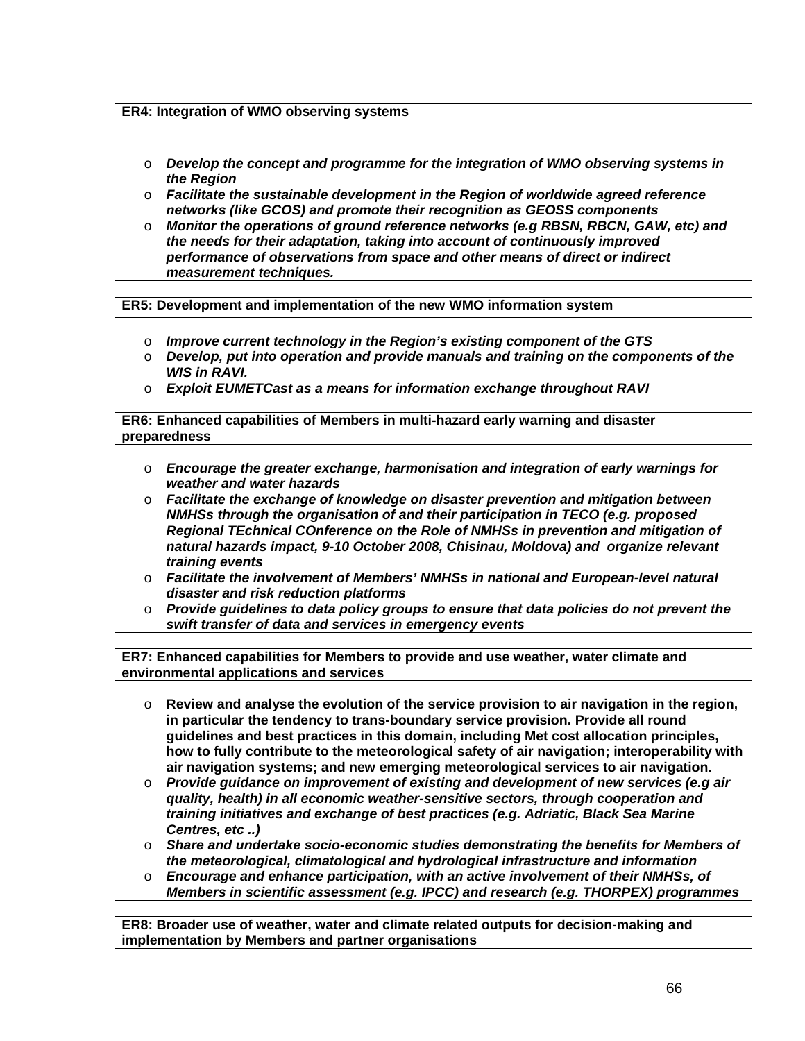| **ER4: Integration of WMO observing systems** |
| --- |
| <ul><li>***Develop the concept and programme for the integration of WMO observing systems in the Region***</li><li>***Facilitate the sustainable development in the Region of worldwide agreed reference networks (like GCOS) and promote their recognition as GEOSS components***</li><li>***Monitor the operations of ground reference networks (e.g RBSN, RBCN, GAW, etc) and the needs for their adaptation, taking into account of continuously improved performance of observations from space and other means of direct or indirect measurement techniques.***</li></ul> |

| **ER5: Development and implementation of the new WMO information system** |
| --- |
| <ul><li>***Improve current technology in the Region's existing component of the GTS***</li><li>***Develop, put into operation and provide manuals and training on the components of the WIS in RAVI.***</li><li>***Exploit EUMETCast as a means for information exchange throughout RAVI***</li></ul> |

| **ER6: Enhanced capabilities of Members in multi-hazard early warning and disaster preparedness** |
| --- |
| <ul><li>***Encourage the greater exchange, harmonisation and integration of early warnings for weather and water hazards***</li><li>***Facilitate the exchange of knowledge on disaster prevention and mitigation between NMHSs through the organisation of and their participation in TECO (e.g. proposed Regional TEchnical COnference on the Role of NMHSs in prevention and mitigation of natural hazards impact, 9-10 October 2008, Chisinau, Moldova) and organize relevant training events***</li><li>***Facilitate the involvement of Members' NMHSs in national and European-level natural disaster and risk reduction platforms***</li><li>***Provide guidelines to data policy groups to ensure that data policies do not prevent the swift transfer of data and services in emergency events***</li></ul> |

| **ER7: Enhanced capabilities for Members to provide and use weather, water climate and environmental applications and services** |
| --- |
| <ul><li>**Review and analyse the evolution of the service provision to air navigation in the region, in particular the tendency to trans-boundary service provision. Provide all round guidelines and best practices in this domain, including Met cost allocation principles, how to fully contribute to the meteorological safety of air navigation; interoperability with air navigation systems; and new emerging meteorological services to air navigation.**</li><li>***Provide guidance on improvement of existing and development of new services (e.g air quality, health) in all economic weather-sensitive sectors, through cooperation and training initiatives and exchange of best practices (e.g. Adriatic, Black Sea Marine Centres, etc ..)***</li><li>***Share and undertake socio-economic studies demonstrating the benefits for Members of the meteorological, climatological and hydrological infrastructure and information***</li><li>***Encourage and enhance participation, with an active involvement of their NMHSs, of Members in scientific assessment (e.g. IPCC) and research (e.g. THORPEX) programmes***</li></ul> |

| **ER8: Broader use of weather, water and climate related outputs for decision-making and implementation by Members and partner organisations** |
| --- |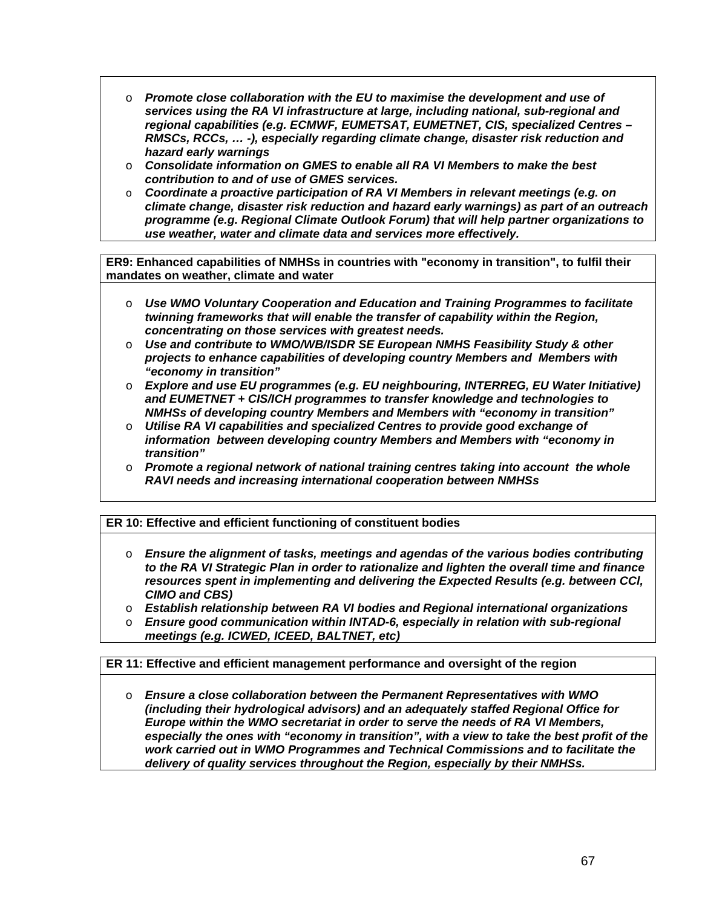- ***Promote close collaboration with the EU to maximise the development and use of services using the RA VI infrastructure at large, including national, sub-regional and regional capabilities (e.g. ECMWF, EUMETSAT, EUMETNET, CIS, specialized Centres – RMSCs, RCCs, … -), especially regarding climate change, disaster risk reduction and hazard early warnings***
- ***Consolidate information on GMES to enable all RA VI Members to make the best contribution to and of use of GMES services.***
- ***Coordinate a proactive participation of RA VI Members in relevant meetings (e.g. on climate change, disaster risk reduction and hazard early warnings) as part of an outreach programme (e.g. Regional Climate Outlook Forum) that will help partner organizations to use weather, water and climate data and services more effectively.***

**ER9: Enhanced capabilities of NMHSs in countries with "economy in transition", to fulfil their mandates on weather, climate and water**

- ***Use WMO Voluntary Cooperation and Education and Training Programmes to facilitate twinning frameworks that will enable the transfer of capability within the Region, concentrating on those services with greatest needs.***
- ***Use and contribute to WMO/WB/ISDR SE European NMHS Feasibility Study & other projects to enhance capabilities of developing country Members and Members with "economy in transition"***
- ***Explore and use EU programmes (e.g. EU neighbouring, INTERREG, EU Water Initiative) and EUMETNET + CIS/ICH programmes to transfer knowledge and technologies to NMHSs of developing country Members and Members with "economy in transition"***
- ***Utilise RA VI capabilities and specialized Centres to provide good exchange of information between developing country Members and Members with "economy in transition"***
- ***Promote a regional network of national training centres taking into account the whole RAVI needs and increasing international cooperation between NMHSs***

**ER 10: Effective and efficient functioning of constituent bodies**

- ***Ensure the alignment of tasks, meetings and agendas of the various bodies contributing to the RA VI Strategic Plan in order to rationalize and lighten the overall time and finance resources spent in implementing and delivering the Expected Results (e.g. between CCl, CIMO and CBS)***
- ***Establish relationship between RA VI bodies and Regional international organizations***
- ***Ensure good communication within INTAD-6, especially in relation with sub-regional meetings (e.g. ICWED, ICEED, BALTNET, etc)***

**ER 11: Effective and efficient management performance and oversight of the region**

- ***Ensure a close collaboration between the Permanent Representatives with WMO (including their hydrological advisors) and an adequately staffed Regional Office for Europe within the WMO secretariat in order to serve the needs of RA VI Members, especially the ones with "economy in transition", with a view to take the best profit of the work carried out in WMO Programmes and Technical Commissions and to facilitate the delivery of quality services throughout the Region, especially by their NMHSs.***